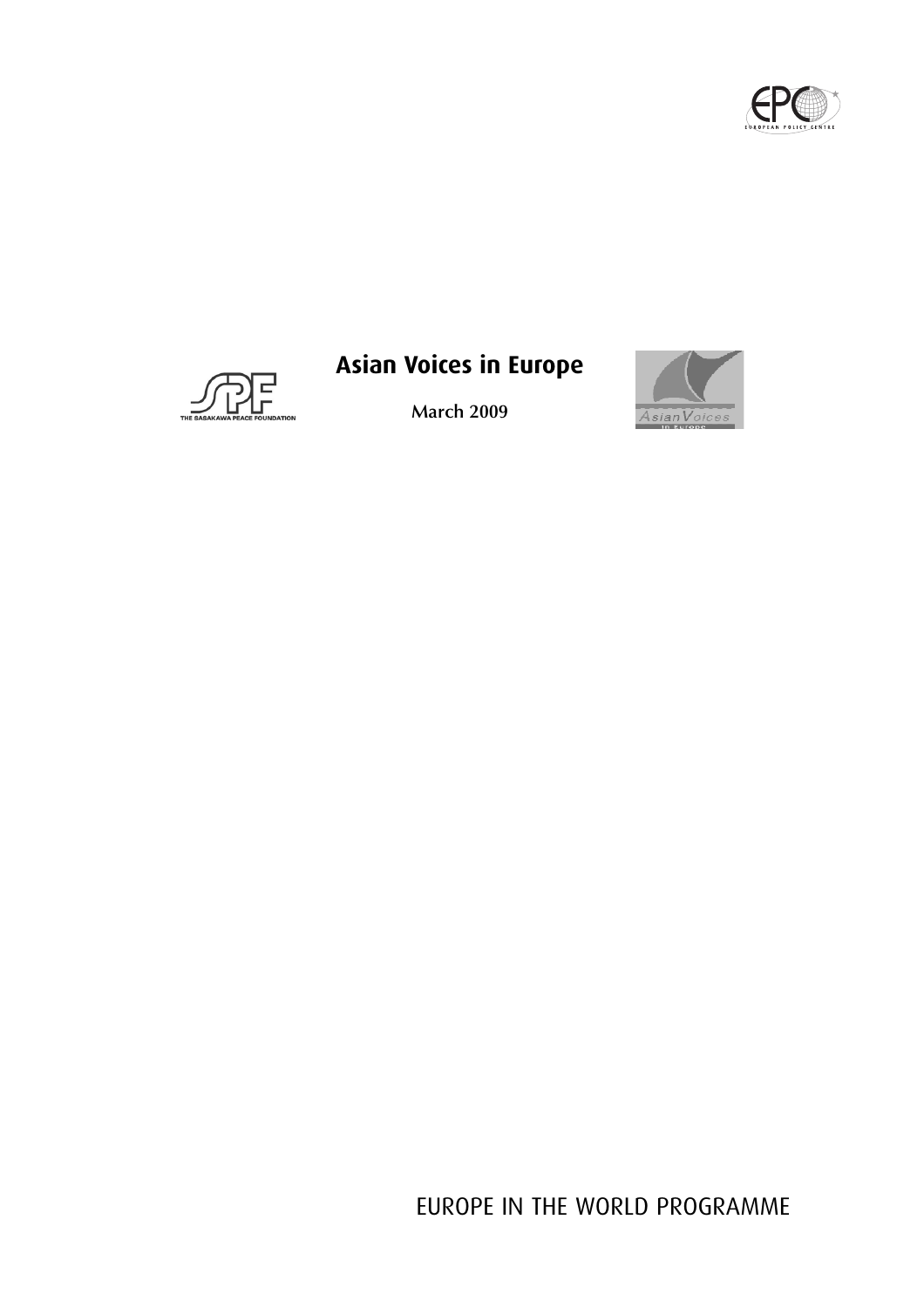# Asian Voices in Europe

**March 2009**

EUROPE IN THE WORLD PROGRAMME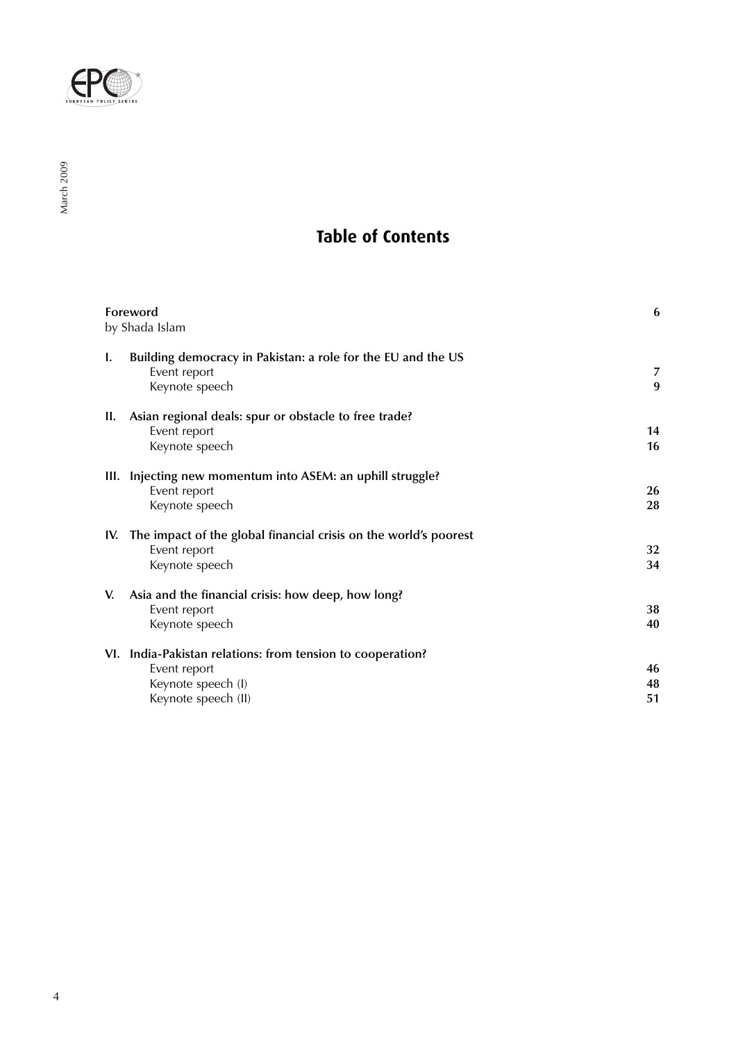# Table of Contents

| | |
|---|---|
| **Foreword** by Shada Islam | **6** |
| **I. Building democracy in Pakistan: a role for the EU and the US** | |
| Event report | **7** |
| Keynote speech | **9** |
| **II. Asian regional deals: spur or obstacle to free trade?** | |
| Event report | **14** |
| Keynote speech | **16** |
| **III. Injecting new momentum into ASEM: an uphill struggle?** | |
| Event report | **26** |
| Keynote speech | **28** |
| **IV. The impact of the global financial crisis on the world's poorest** | |
| Event report | **32** |
| Keynote speech | **34** |
| **V. Asia and the financial crisis: how deep, how long?** | |
| Event report | **38** |
| Keynote speech | **40** |
| **VI. India-Pakistan relations: from tension to cooperation?** | |
| Event report | **46** |
| Keynote speech (I) | **48** |
| Keynote speech (II) | **51** |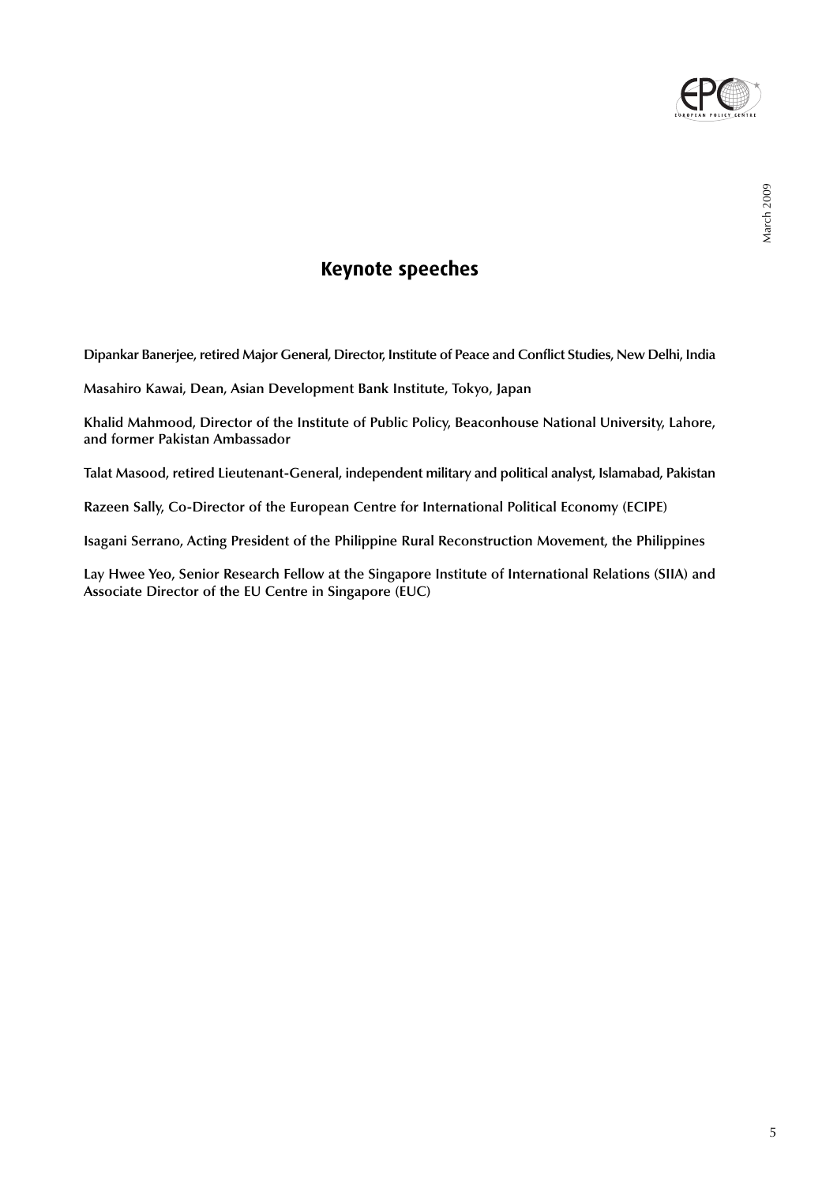## Keynote speeches

**Dipankar Banerjee, retired Major General, Director, Institute of Peace and Conflict Studies, New Delhi, India**

**Masahiro Kawai, Dean, Asian Development Bank Institute, Tokyo, Japan**

**Khalid Mahmood, Director of the Institute of Public Policy, Beaconhouse National University, Lahore, and former Pakistan Ambassador**

**Talat Masood, retired Lieutenant-General, independent military and political analyst, Islamabad, Pakistan**

**Razeen Sally, Co-Director of the European Centre for International Political Economy (ECIPE)**

**Isagani Serrano, Acting President of the Philippine Rural Reconstruction Movement, the Philippines**

**Lay Hwee Yeo, Senior Research Fellow at the Singapore Institute of International Relations (SIIA) and Associate Director of the EU Centre in Singapore (EUC)**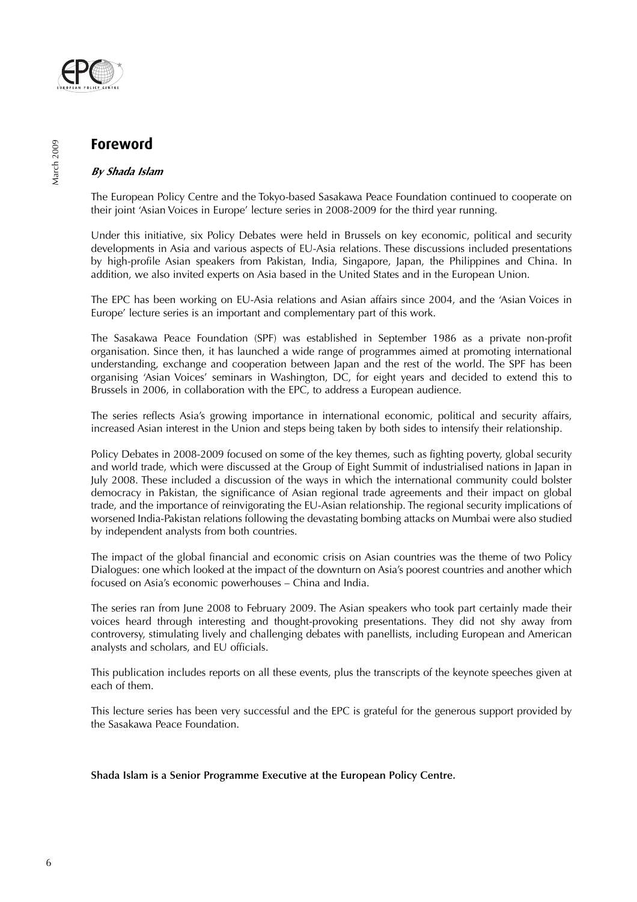# Foreword

***By Shada Islam***

The European Policy Centre and the Tokyo-based Sasakawa Peace Foundation continued to cooperate on their joint 'Asian Voices in Europe' lecture series in 2008-2009 for the third year running.

Under this initiative, six Policy Debates were held in Brussels on key economic, political and security developments in Asia and various aspects of EU-Asia relations. These discussions included presentations by high-profile Asian speakers from Pakistan, India, Singapore, Japan, the Philippines and China. In addition, we also invited experts on Asia based in the United States and in the European Union.

The EPC has been working on EU-Asia relations and Asian affairs since 2004, and the 'Asian Voices in Europe' lecture series is an important and complementary part of this work.

The Sasakawa Peace Foundation (SPF) was established in September 1986 as a private non-profit organisation. Since then, it has launched a wide range of programmes aimed at promoting international understanding, exchange and cooperation between Japan and the rest of the world. The SPF has been organising 'Asian Voices' seminars in Washington, DC, for eight years and decided to extend this to Brussels in 2006, in collaboration with the EPC, to address a European audience.

The series reflects Asia's growing importance in international economic, political and security affairs, increased Asian interest in the Union and steps being taken by both sides to intensify their relationship.

Policy Debates in 2008-2009 focused on some of the key themes, such as fighting poverty, global security and world trade, which were discussed at the Group of Eight Summit of industrialised nations in Japan in July 2008. These included a discussion of the ways in which the international community could bolster democracy in Pakistan, the significance of Asian regional trade agreements and their impact on global trade, and the importance of reinvigorating the EU-Asian relationship. The regional security implications of worsened India-Pakistan relations following the devastating bombing attacks on Mumbai were also studied by independent analysts from both countries.

The impact of the global financial and economic crisis on Asian countries was the theme of two Policy Dialogues: one which looked at the impact of the downturn on Asia's poorest countries and another which focused on Asia's economic powerhouses – China and India.

The series ran from June 2008 to February 2009. The Asian speakers who took part certainly made their voices heard through interesting and thought-provoking presentations. They did not shy away from controversy, stimulating lively and challenging debates with panellists, including European and American analysts and scholars, and EU officials.

This publication includes reports on all these events, plus the transcripts of the keynote speeches given at each of them.

This lecture series has been very successful and the EPC is grateful for the generous support provided by the Sasakawa Peace Foundation.

**Shada Islam is a Senior Programme Executive at the European Policy Centre.**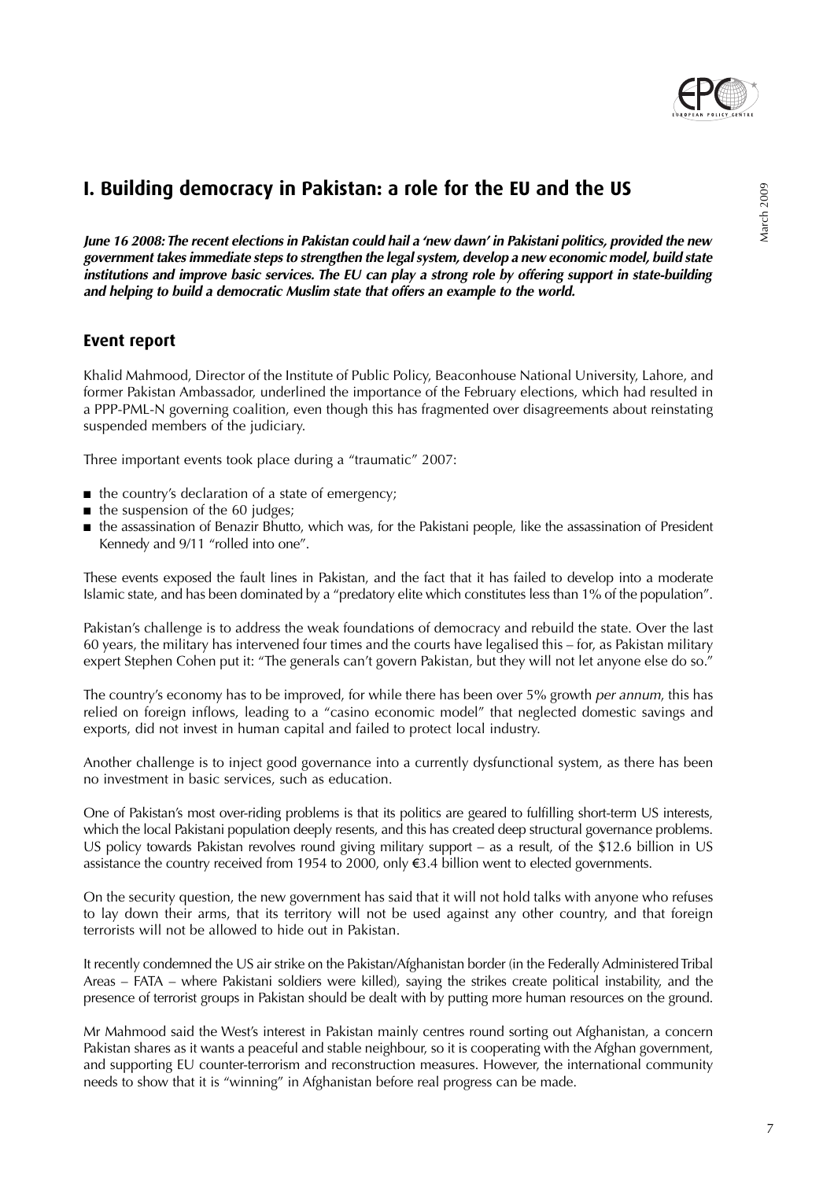# I. Building democracy in Pakistan: a role for the EU and the US

***June 16 2008: The recent elections in Pakistan could hail a 'new dawn' in Pakistani politics, provided the new government takes immediate steps to strengthen the legal system, develop a new economic model, build state institutions and improve basic services. The EU can play a strong role by offering support in state-building and helping to build a democratic Muslim state that offers an example to the world.***

## Event report

Khalid Mahmood, Director of the Institute of Public Policy, Beaconhouse National University, Lahore, and former Pakistan Ambassador, underlined the importance of the February elections, which had resulted in a PPP-PML-N governing coalition, even though this has fragmented over disagreements about reinstating suspended members of the judiciary.

Three important events took place during a "traumatic" 2007:

- the country's declaration of a state of emergency;
- the suspension of the 60 judges;
- the assassination of Benazir Bhutto, which was, for the Pakistani people, like the assassination of President Kennedy and 9/11 "rolled into one".

These events exposed the fault lines in Pakistan, and the fact that it has failed to develop into a moderate Islamic state, and has been dominated by a "predatory elite which constitutes less than 1% of the population".

Pakistan's challenge is to address the weak foundations of democracy and rebuild the state. Over the last 60 years, the military has intervened four times and the courts have legalised this – for, as Pakistan military expert Stephen Cohen put it: "The generals can't govern Pakistan, but they will not let anyone else do so."

The country's economy has to be improved, for while there has been over 5% growth *per annum*, this has relied on foreign inflows, leading to a "casino economic model" that neglected domestic savings and exports, did not invest in human capital and failed to protect local industry.

Another challenge is to inject good governance into a currently dysfunctional system, as there has been no investment in basic services, such as education.

One of Pakistan's most over-riding problems is that its politics are geared to fulfilling short-term US interests, which the local Pakistani population deeply resents, and this has created deep structural governance problems. US policy towards Pakistan revolves round giving military support – as a result, of the $12.6 billion in US assistance the country received from 1954 to 2000, only €3.4 billion went to elected governments.

On the security question, the new government has said that it will not hold talks with anyone who refuses to lay down their arms, that its territory will not be used against any other country, and that foreign terrorists will not be allowed to hide out in Pakistan.

It recently condemned the US air strike on the Pakistan/Afghanistan border (in the Federally Administered Tribal Areas – FATA – where Pakistani soldiers were killed), saying the strikes create political instability, and the presence of terrorist groups in Pakistan should be dealt with by putting more human resources on the ground.

Mr Mahmood said the West's interest in Pakistan mainly centres round sorting out Afghanistan, a concern Pakistan shares as it wants a peaceful and stable neighbour, so it is cooperating with the Afghan government, and supporting EU counter-terrorism and reconstruction measures. However, the international community needs to show that it is "winning" in Afghanistan before real progress can be made.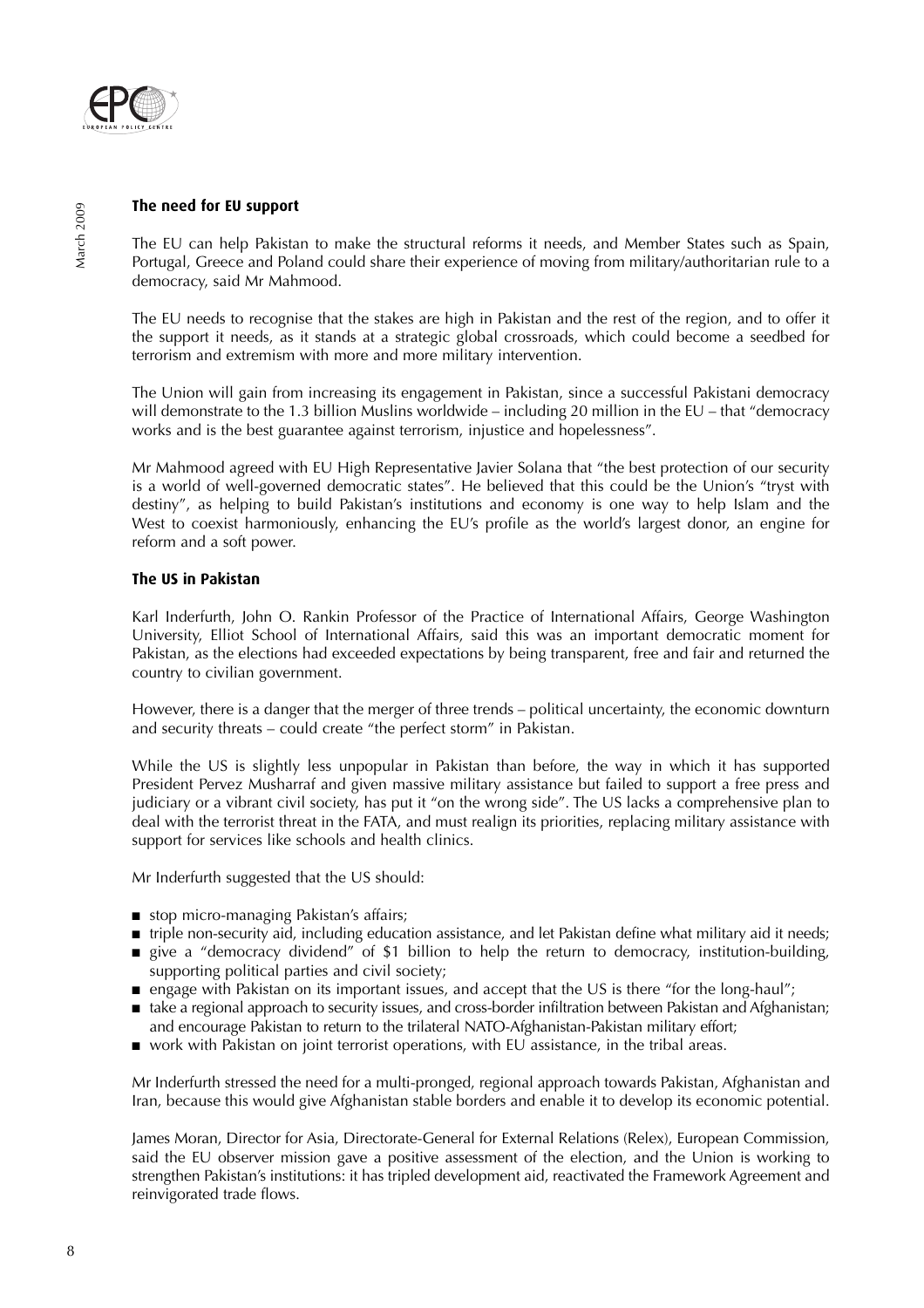### The need for EU support

The EU can help Pakistan to make the structural reforms it needs, and Member States such as Spain, Portugal, Greece and Poland could share their experience of moving from military/authoritarian rule to a democracy, said Mr Mahmood.

The EU needs to recognise that the stakes are high in Pakistan and the rest of the region, and to offer it the support it needs, as it stands at a strategic global crossroads, which could become a seedbed for terrorism and extremism with more and more military intervention.

The Union will gain from increasing its engagement in Pakistan, since a successful Pakistani democracy will demonstrate to the 1.3 billion Muslins worldwide – including 20 million in the EU – that "democracy works and is the best guarantee against terrorism, injustice and hopelessness".

Mr Mahmood agreed with EU High Representative Javier Solana that "the best protection of our security is a world of well-governed democratic states". He believed that this could be the Union's "tryst with destiny", as helping to build Pakistan's institutions and economy is one way to help Islam and the West to coexist harmoniously, enhancing the EU's profile as the world's largest donor, an engine for reform and a soft power.

### The US in Pakistan

Karl Inderfurth, John O. Rankin Professor of the Practice of International Affairs, George Washington University, Elliot School of International Affairs, said this was an important democratic moment for Pakistan, as the elections had exceeded expectations by being transparent, free and fair and returned the country to civilian government.

However, there is a danger that the merger of three trends – political uncertainty, the economic downturn and security threats – could create "the perfect storm" in Pakistan.

While the US is slightly less unpopular in Pakistan than before, the way in which it has supported President Pervez Musharraf and given massive military assistance but failed to support a free press and judiciary or a vibrant civil society, has put it "on the wrong side". The US lacks a comprehensive plan to deal with the terrorist threat in the FATA, and must realign its priorities, replacing military assistance with support for services like schools and health clinics.

Mr Inderfurth suggested that the US should:

- stop micro-managing Pakistan's affairs;
- triple non-security aid, including education assistance, and let Pakistan define what military aid it needs;
- give a "democracy dividend" of $1 billion to help the return to democracy, institution-building, supporting political parties and civil society;
- engage with Pakistan on its important issues, and accept that the US is there "for the long-haul";
- take a regional approach to security issues, and cross-border infiltration between Pakistan and Afghanistan; and encourage Pakistan to return to the trilateral NATO-Afghanistan-Pakistan military effort;
- work with Pakistan on joint terrorist operations, with EU assistance, in the tribal areas.

Mr Inderfurth stressed the need for a multi-pronged, regional approach towards Pakistan, Afghanistan and Iran, because this would give Afghanistan stable borders and enable it to develop its economic potential.

James Moran, Director for Asia, Directorate-General for External Relations (Relex), European Commission, said the EU observer mission gave a positive assessment of the election, and the Union is working to strengthen Pakistan's institutions: it has tripled development aid, reactivated the Framework Agreement and reinvigorated trade flows.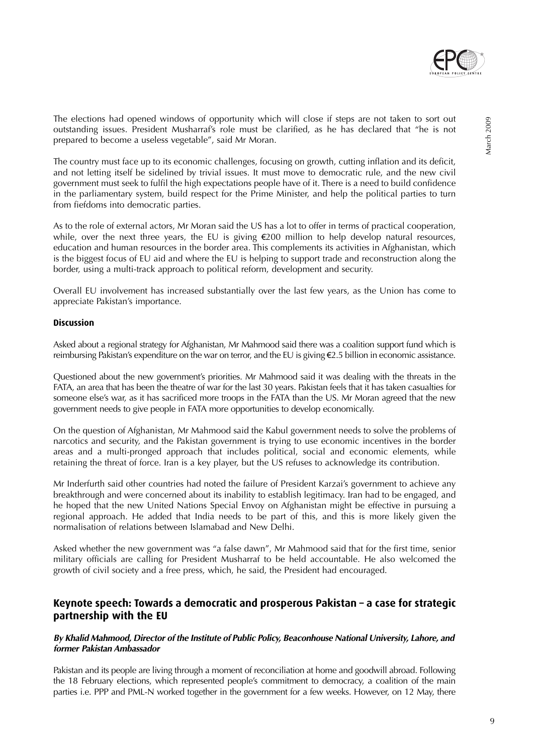The elections had opened windows of opportunity which will close if steps are not taken to sort out outstanding issues. President Musharraf's role must be clarified, as he has declared that "he is not prepared to become a useless vegetable", said Mr Moran.

The country must face up to its economic challenges, focusing on growth, cutting inflation and its deficit, and not letting itself be sidelined by trivial issues. It must move to democratic rule, and the new civil government must seek to fulfil the high expectations people have of it. There is a need to build confidence in the parliamentary system, build respect for the Prime Minister, and help the political parties to turn from fiefdoms into democratic parties.

As to the role of external actors, Mr Moran said the US has a lot to offer in terms of practical cooperation, while, over the next three years, the EU is giving €200 million to help develop natural resources, education and human resources in the border area. This complements its activities in Afghanistan, which is the biggest focus of EU aid and where the EU is helping to support trade and reconstruction along the border, using a multi-track approach to political reform, development and security.

Overall EU involvement has increased substantially over the last few years, as the Union has come to appreciate Pakistan's importance.

#### Discussion

Asked about a regional strategy for Afghanistan, Mr Mahmood said there was a coalition support fund which is reimbursing Pakistan's expenditure on the war on terror, and the EU is giving €2.5 billion in economic assistance.

Questioned about the new government's priorities. Mr Mahmood said it was dealing with the threats in the FATA, an area that has been the theatre of war for the last 30 years. Pakistan feels that it has taken casualties for someone else's war, as it has sacrificed more troops in the FATA than the US. Mr Moran agreed that the new government needs to give people in FATA more opportunities to develop economically.

On the question of Afghanistan, Mr Mahmood said the Kabul government needs to solve the problems of narcotics and security, and the Pakistan government is trying to use economic incentives in the border areas and a multi-pronged approach that includes political, social and economic elements, while retaining the threat of force. Iran is a key player, but the US refuses to acknowledge its contribution.

Mr Inderfurth said other countries had noted the failure of President Karzai's government to achieve any breakthrough and were concerned about its inability to establish legitimacy. Iran had to be engaged, and he hoped that the new United Nations Special Envoy on Afghanistan might be effective in pursuing a regional approach. He added that India needs to be part of this, and this is more likely given the normalisation of relations between Islamabad and New Delhi.

Asked whether the new government was "a false dawn", Mr Mahmood said that for the first time, senior military officials are calling for President Musharraf to be held accountable. He also welcomed the growth of civil society and a free press, which, he said, the President had encouraged.

## Keynote speech: Towards a democratic and prosperous Pakistan – a case for strategic partnership with the EU

***By Khalid Mahmood, Director of the Institute of Public Policy, Beaconhouse National University, Lahore, and former Pakistan Ambassador***

Pakistan and its people are living through a moment of reconciliation at home and goodwill abroad. Following the 18 February elections, which represented people's commitment to democracy, a coalition of the main parties i.e. PPP and PML-N worked together in the government for a few weeks. However, on 12 May, there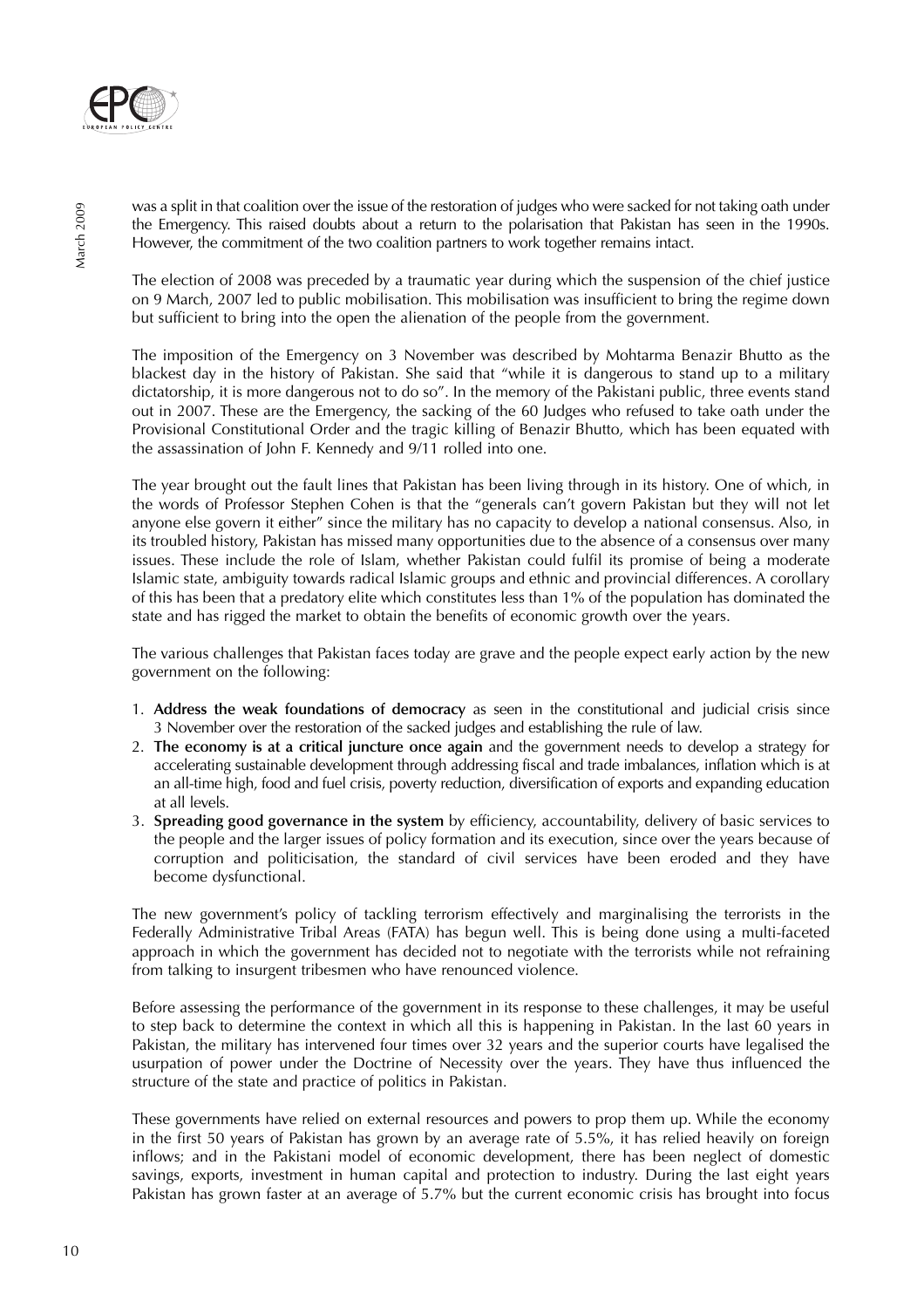was a split in that coalition over the issue of the restoration of judges who were sacked for not taking oath under the Emergency. This raised doubts about a return to the polarisation that Pakistan has seen in the 1990s. However, the commitment of the two coalition partners to work together remains intact.

The election of 2008 was preceded by a traumatic year during which the suspension of the chief justice on 9 March, 2007 led to public mobilisation. This mobilisation was insufficient to bring the regime down but sufficient to bring into the open the alienation of the people from the government.

The imposition of the Emergency on 3 November was described by Mohtarma Benazir Bhutto as the blackest day in the history of Pakistan. She said that "while it is dangerous to stand up to a military dictatorship, it is more dangerous not to do so". In the memory of the Pakistani public, three events stand out in 2007. These are the Emergency, the sacking of the 60 Judges who refused to take oath under the Provisional Constitutional Order and the tragic killing of Benazir Bhutto, which has been equated with the assassination of John F. Kennedy and 9/11 rolled into one.

The year brought out the fault lines that Pakistan has been living through in its history. One of which, in the words of Professor Stephen Cohen is that the "generals can't govern Pakistan but they will not let anyone else govern it either" since the military has no capacity to develop a national consensus. Also, in its troubled history, Pakistan has missed many opportunities due to the absence of a consensus over many issues. These include the role of Islam, whether Pakistan could fulfil its promise of being a moderate Islamic state, ambiguity towards radical Islamic groups and ethnic and provincial differences. A corollary of this has been that a predatory elite which constitutes less than 1% of the population has dominated the state and has rigged the market to obtain the benefits of economic growth over the years.

The various challenges that Pakistan faces today are grave and the people expect early action by the new government on the following:

1. **Address the weak foundations of democracy** as seen in the constitutional and judicial crisis since 3 November over the restoration of the sacked judges and establishing the rule of law.
2. **The economy is at a critical juncture once again** and the government needs to develop a strategy for accelerating sustainable development through addressing fiscal and trade imbalances, inflation which is at an all-time high, food and fuel crisis, poverty reduction, diversification of exports and expanding education at all levels.
3. **Spreading good governance in the system** by efficiency, accountability, delivery of basic services to the people and the larger issues of policy formation and its execution, since over the years because of corruption and politicisation, the standard of civil services have been eroded and they have become dysfunctional.

The new government's policy of tackling terrorism effectively and marginalising the terrorists in the Federally Administrative Tribal Areas (FATA) has begun well. This is being done using a multi-faceted approach in which the government has decided not to negotiate with the terrorists while not refraining from talking to insurgent tribesmen who have renounced violence.

Before assessing the performance of the government in its response to these challenges, it may be useful to step back to determine the context in which all this is happening in Pakistan. In the last 60 years in Pakistan, the military has intervened four times over 32 years and the superior courts have legalised the usurpation of power under the Doctrine of Necessity over the years. They have thus influenced the structure of the state and practice of politics in Pakistan.

These governments have relied on external resources and powers to prop them up. While the economy in the first 50 years of Pakistan has grown by an average rate of 5.5%, it has relied heavily on foreign inflows; and in the Pakistani model of economic development, there has been neglect of domestic savings, exports, investment in human capital and protection to industry. During the last eight years Pakistan has grown faster at an average of 5.7% but the current economic crisis has brought into focus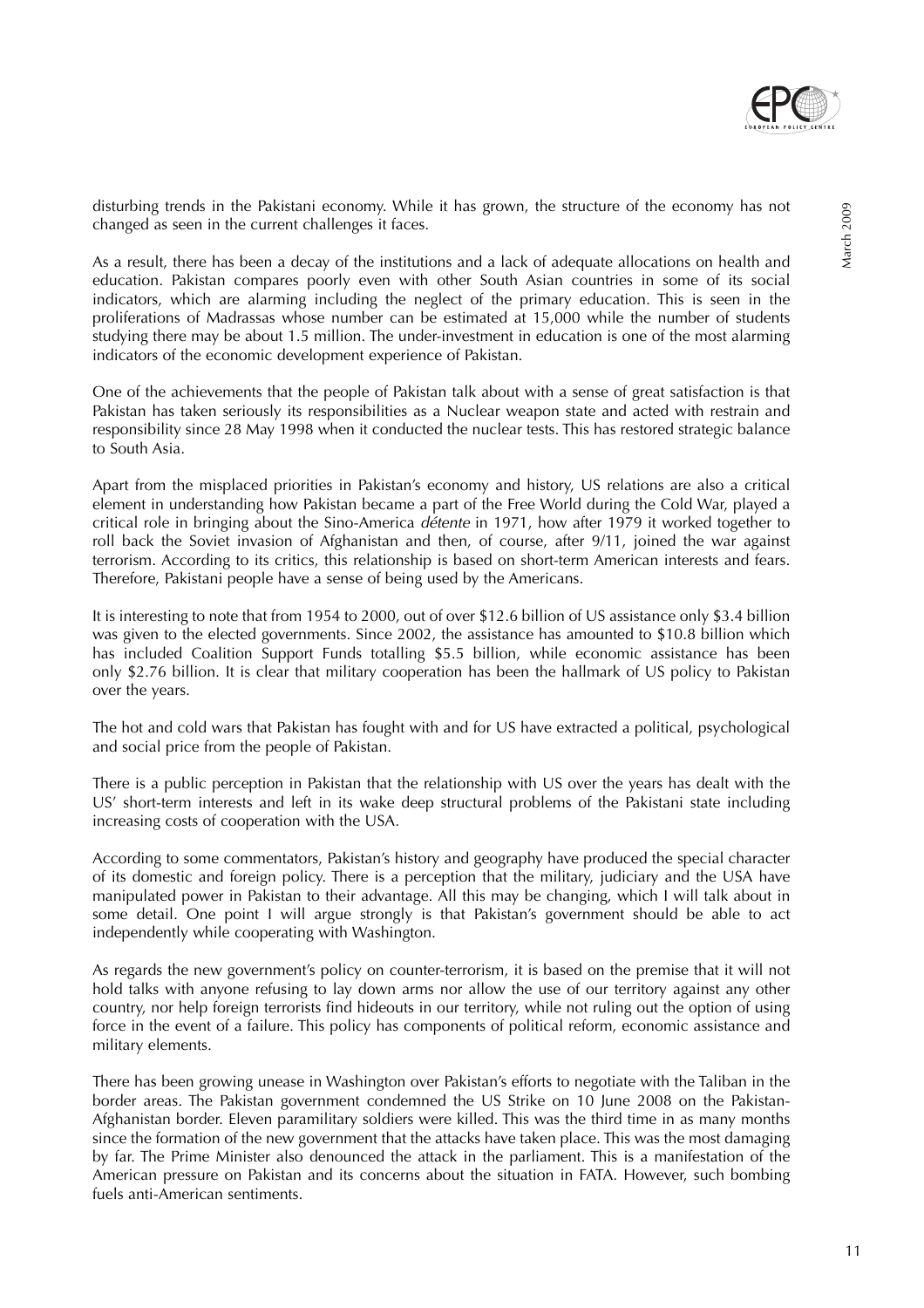disturbing trends in the Pakistani economy. While it has grown, the structure of the economy has not changed as seen in the current challenges it faces.

As a result, there has been a decay of the institutions and a lack of adequate allocations on health and education. Pakistan compares poorly even with other South Asian countries in some of its social indicators, which are alarming including the neglect of the primary education. This is seen in the proliferations of Madrassas whose number can be estimated at 15,000 while the number of students studying there may be about 1.5 million. The under-investment in education is one of the most alarming indicators of the economic development experience of Pakistan.

One of the achievements that the people of Pakistan talk about with a sense of great satisfaction is that Pakistan has taken seriously its responsibilities as a Nuclear weapon state and acted with restrain and responsibility since 28 May 1998 when it conducted the nuclear tests. This has restored strategic balance to South Asia.

Apart from the misplaced priorities in Pakistan's economy and history, US relations are also a critical element in understanding how Pakistan became a part of the Free World during the Cold War, played a critical role in bringing about the Sino-America *détente* in 1971, how after 1979 it worked together to roll back the Soviet invasion of Afghanistan and then, of course, after 9/11, joined the war against terrorism. According to its critics, this relationship is based on short-term American interests and fears. Therefore, Pakistani people have a sense of being used by the Americans.

It is interesting to note that from 1954 to 2000, out of over $12.6 billion of US assistance only $3.4 billion was given to the elected governments. Since 2002, the assistance has amounted to $10.8 billion which has included Coalition Support Funds totalling $5.5 billion, while economic assistance has been only $2.76 billion. It is clear that military cooperation has been the hallmark of US policy to Pakistan over the years.

The hot and cold wars that Pakistan has fought with and for US have extracted a political, psychological and social price from the people of Pakistan.

There is a public perception in Pakistan that the relationship with US over the years has dealt with the US' short-term interests and left in its wake deep structural problems of the Pakistani state including increasing costs of cooperation with the USA.

According to some commentators, Pakistan's history and geography have produced the special character of its domestic and foreign policy. There is a perception that the military, judiciary and the USA have manipulated power in Pakistan to their advantage. All this may be changing, which I will talk about in some detail. One point I will argue strongly is that Pakistan's government should be able to act independently while cooperating with Washington.

As regards the new government's policy on counter-terrorism, it is based on the premise that it will not hold talks with anyone refusing to lay down arms nor allow the use of our territory against any other country, nor help foreign terrorists find hideouts in our territory, while not ruling out the option of using force in the event of a failure. This policy has components of political reform, economic assistance and military elements.

There has been growing unease in Washington over Pakistan's efforts to negotiate with the Taliban in the border areas. The Pakistan government condemned the US Strike on 10 June 2008 on the Pakistan-Afghanistan border. Eleven paramilitary soldiers were killed. This was the third time in as many months since the formation of the new government that the attacks have taken place. This was the most damaging by far. The Prime Minister also denounced the attack in the parliament. This is a manifestation of the American pressure on Pakistan and its concerns about the situation in FATA. However, such bombing fuels anti-American sentiments.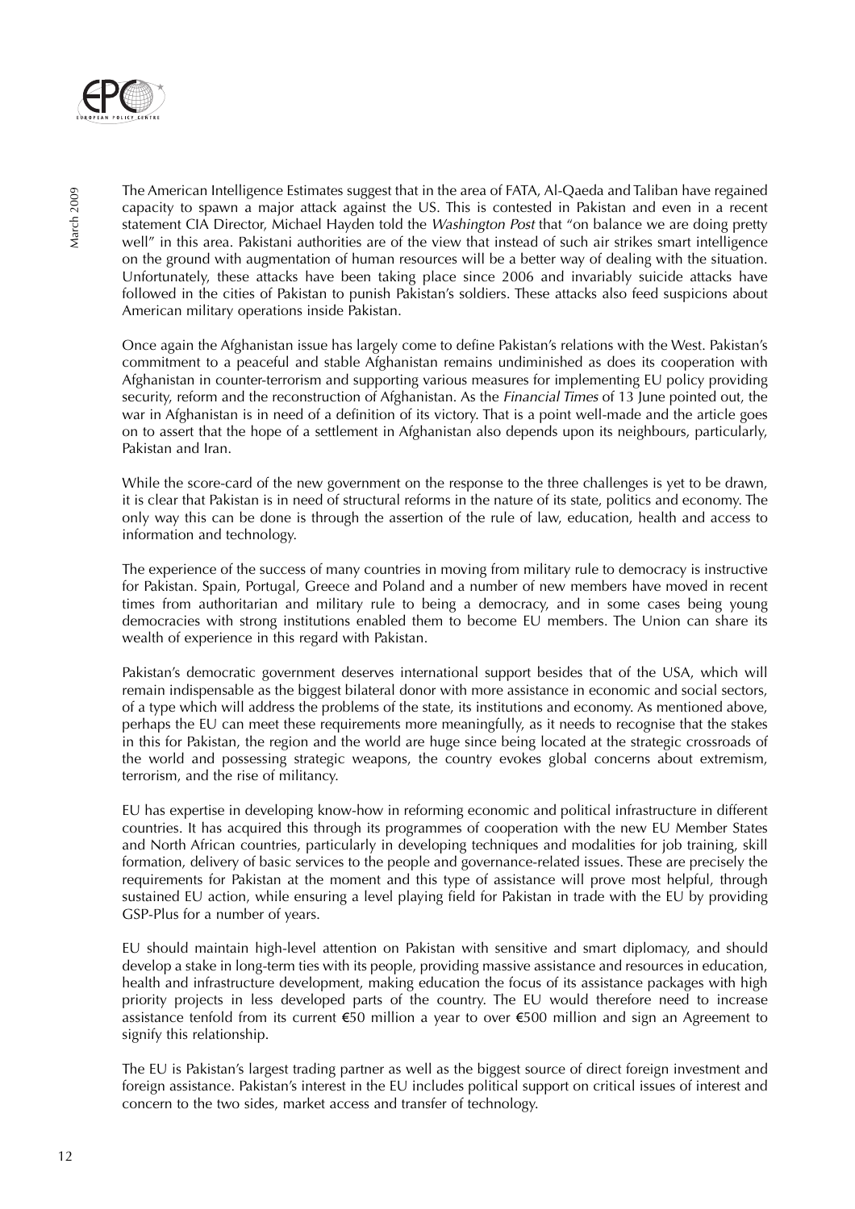The American Intelligence Estimates suggest that in the area of FATA, Al-Qaeda and Taliban have regained capacity to spawn a major attack against the US. This is contested in Pakistan and even in a recent statement CIA Director, Michael Hayden told the *Washington Post* that "on balance we are doing pretty well" in this area. Pakistani authorities are of the view that instead of such air strikes smart intelligence on the ground with augmentation of human resources will be a better way of dealing with the situation. Unfortunately, these attacks have been taking place since 2006 and invariably suicide attacks have followed in the cities of Pakistan to punish Pakistan's soldiers. These attacks also feed suspicions about American military operations inside Pakistan.

Once again the Afghanistan issue has largely come to define Pakistan's relations with the West. Pakistan's commitment to a peaceful and stable Afghanistan remains undiminished as does its cooperation with Afghanistan in counter-terrorism and supporting various measures for implementing EU policy providing security, reform and the reconstruction of Afghanistan. As the *Financial Times* of 13 June pointed out, the war in Afghanistan is in need of a definition of its victory. That is a point well-made and the article goes on to assert that the hope of a settlement in Afghanistan also depends upon its neighbours, particularly, Pakistan and Iran.

While the score-card of the new government on the response to the three challenges is yet to be drawn, it is clear that Pakistan is in need of structural reforms in the nature of its state, politics and economy. The only way this can be done is through the assertion of the rule of law, education, health and access to information and technology.

The experience of the success of many countries in moving from military rule to democracy is instructive for Pakistan. Spain, Portugal, Greece and Poland and a number of new members have moved in recent times from authoritarian and military rule to being a democracy, and in some cases being young democracies with strong institutions enabled them to become EU members. The Union can share its wealth of experience in this regard with Pakistan.

Pakistan's democratic government deserves international support besides that of the USA, which will remain indispensable as the biggest bilateral donor with more assistance in economic and social sectors, of a type which will address the problems of the state, its institutions and economy. As mentioned above, perhaps the EU can meet these requirements more meaningfully, as it needs to recognise that the stakes in this for Pakistan, the region and the world are huge since being located at the strategic crossroads of the world and possessing strategic weapons, the country evokes global concerns about extremism, terrorism, and the rise of militancy.

EU has expertise in developing know-how in reforming economic and political infrastructure in different countries. It has acquired this through its programmes of cooperation with the new EU Member States and North African countries, particularly in developing techniques and modalities for job training, skill formation, delivery of basic services to the people and governance-related issues. These are precisely the requirements for Pakistan at the moment and this type of assistance will prove most helpful, through sustained EU action, while ensuring a level playing field for Pakistan in trade with the EU by providing GSP-Plus for a number of years.

EU should maintain high-level attention on Pakistan with sensitive and smart diplomacy, and should develop a stake in long-term ties with its people, providing massive assistance and resources in education, health and infrastructure development, making education the focus of its assistance packages with high priority projects in less developed parts of the country. The EU would therefore need to increase assistance tenfold from its current €50 million a year to over €500 million and sign an Agreement to signify this relationship.

The EU is Pakistan's largest trading partner as well as the biggest source of direct foreign investment and foreign assistance. Pakistan's interest in the EU includes political support on critical issues of interest and concern to the two sides, market access and transfer of technology.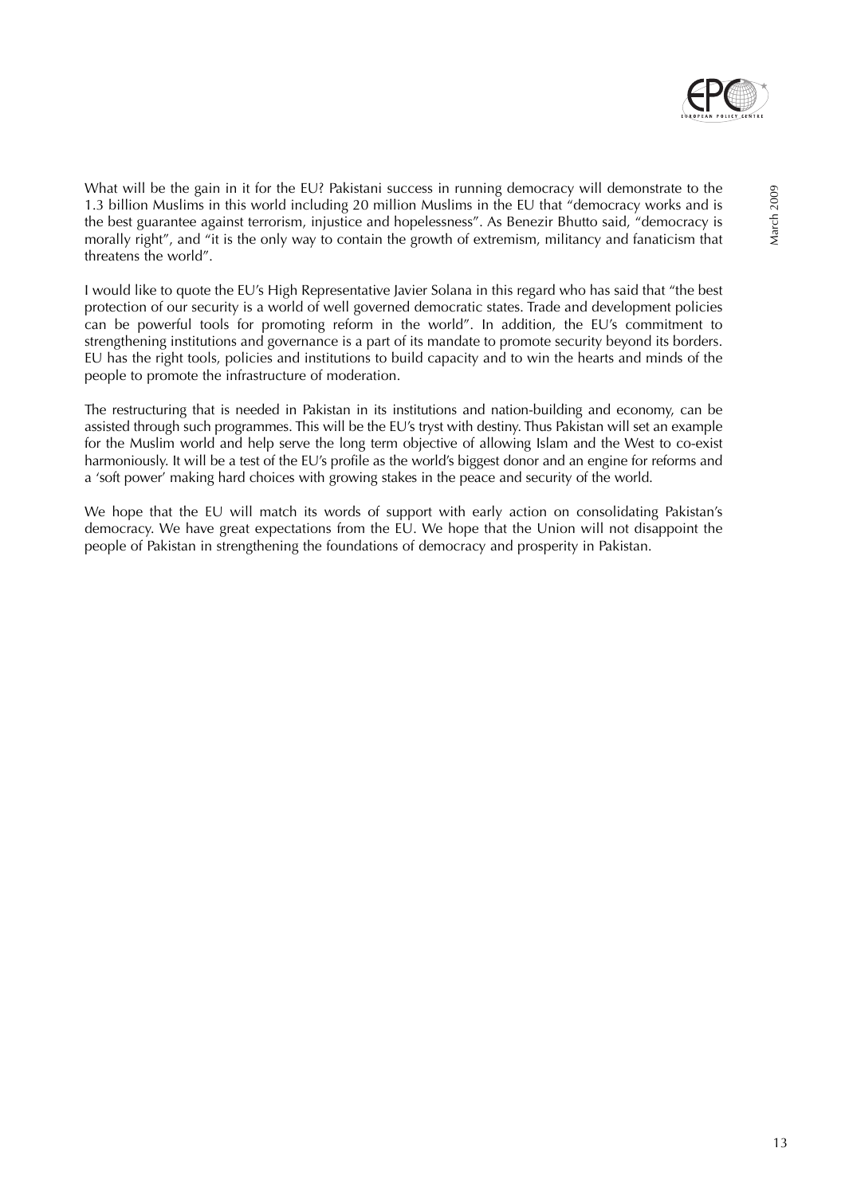What will be the gain in it for the EU? Pakistani success in running democracy will demonstrate to the 1.3 billion Muslims in this world including 20 million Muslims in the EU that "democracy works and is the best guarantee against terrorism, injustice and hopelessness". As Benezir Bhutto said, "democracy is morally right", and "it is the only way to contain the growth of extremism, militancy and fanaticism that threatens the world".

I would like to quote the EU's High Representative Javier Solana in this regard who has said that "the best protection of our security is a world of well governed democratic states. Trade and development policies can be powerful tools for promoting reform in the world". In addition, the EU's commitment to strengthening institutions and governance is a part of its mandate to promote security beyond its borders. EU has the right tools, policies and institutions to build capacity and to win the hearts and minds of the people to promote the infrastructure of moderation.

The restructuring that is needed in Pakistan in its institutions and nation-building and economy, can be assisted through such programmes. This will be the EU's tryst with destiny. Thus Pakistan will set an example for the Muslim world and help serve the long term objective of allowing Islam and the West to co-exist harmoniously. It will be a test of the EU's profile as the world's biggest donor and an engine for reforms and a 'soft power' making hard choices with growing stakes in the peace and security of the world.

We hope that the EU will match its words of support with early action on consolidating Pakistan's democracy. We have great expectations from the EU. We hope that the Union will not disappoint the people of Pakistan in strengthening the foundations of democracy and prosperity in Pakistan.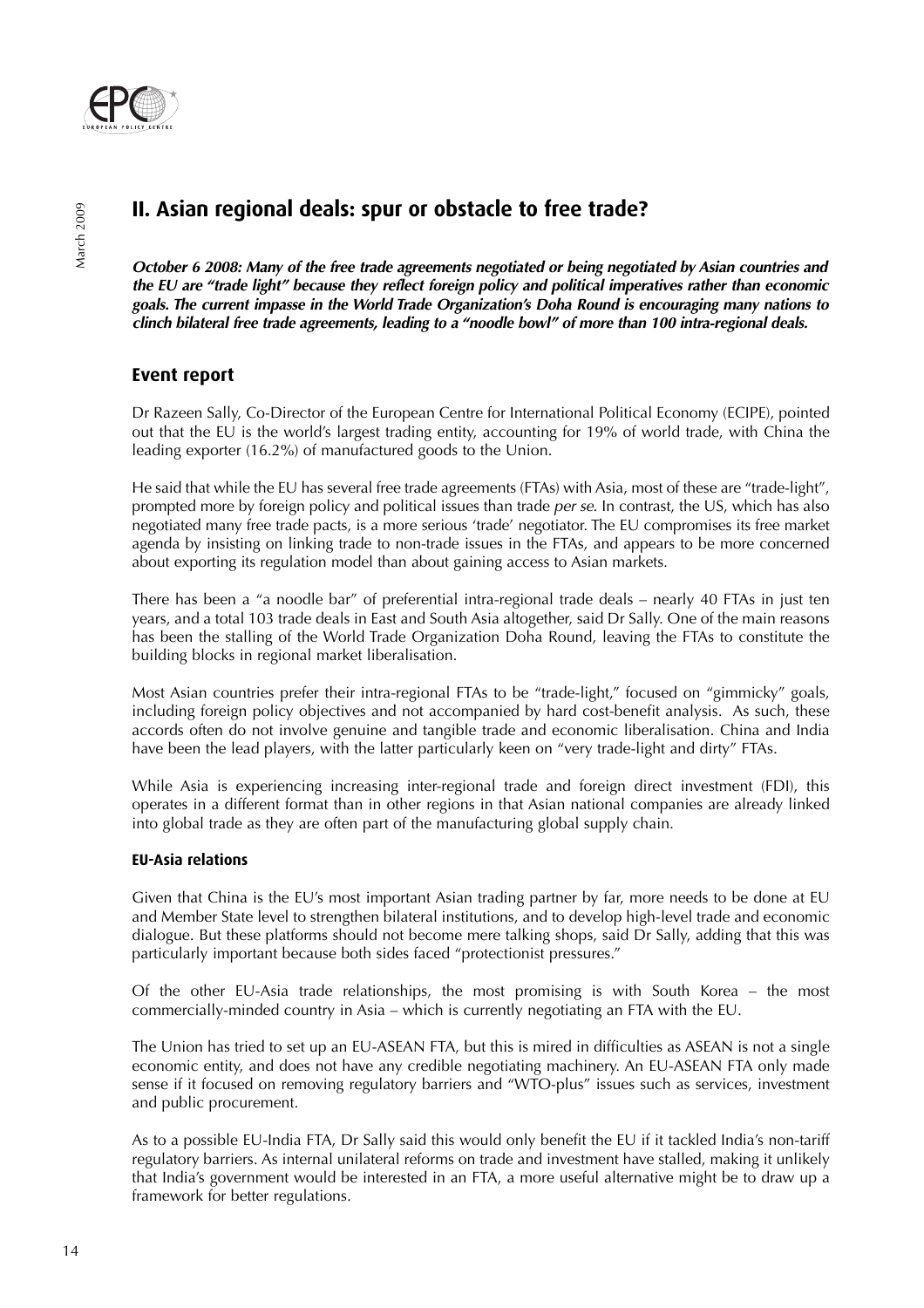## II. Asian regional deals: spur or obstacle to free trade?

***October 6 2008: Many of the free trade agreements negotiated or being negotiated by Asian countries and the EU are "trade light" because they reflect foreign policy and political imperatives rather than economic goals. The current impasse in the World Trade Organization's Doha Round is encouraging many nations to clinch bilateral free trade agreements, leading to a "noodle bowl" of more than 100 intra-regional deals.***

### Event report

Dr Razeen Sally, Co-Director of the European Centre for International Political Economy (ECIPE), pointed out that the EU is the world's largest trading entity, accounting for 19% of world trade, with China the leading exporter (16.2%) of manufactured goods to the Union.

He said that while the EU has several free trade agreements (FTAs) with Asia, most of these are "trade-light", prompted more by foreign policy and political issues than trade *per se*. In contrast, the US, which has also negotiated many free trade pacts, is a more serious 'trade' negotiator. The EU compromises its free market agenda by insisting on linking trade to non-trade issues in the FTAs, and appears to be more concerned about exporting its regulation model than about gaining access to Asian markets.

There has been a "a noodle bar" of preferential intra-regional trade deals – nearly 40 FTAs in just ten years, and a total 103 trade deals in East and South Asia altogether, said Dr Sally. One of the main reasons has been the stalling of the World Trade Organization Doha Round, leaving the FTAs to constitute the building blocks in regional market liberalisation.

Most Asian countries prefer their intra-regional FTAs to be "trade-light," focused on "gimmicky" goals, including foreign policy objectives and not accompanied by hard cost-benefit analysis. As such, these accords often do not involve genuine and tangible trade and economic liberalisation. China and India have been the lead players, with the latter particularly keen on "very trade-light and dirty" FTAs.

While Asia is experiencing increasing inter-regional trade and foreign direct investment (FDI), this operates in a different format than in other regions in that Asian national companies are already linked into global trade as they are often part of the manufacturing global supply chain.

#### EU-Asia relations

Given that China is the EU's most important Asian trading partner by far, more needs to be done at EU and Member State level to strengthen bilateral institutions, and to develop high-level trade and economic dialogue. But these platforms should not become mere talking shops, said Dr Sally, adding that this was particularly important because both sides faced "protectionist pressures."

Of the other EU-Asia trade relationships, the most promising is with South Korea – the most commercially-minded country in Asia – which is currently negotiating an FTA with the EU.

The Union has tried to set up an EU-ASEAN FTA, but this is mired in difficulties as ASEAN is not a single economic entity, and does not have any credible negotiating machinery. An EU-ASEAN FTA only made sense if it focused on removing regulatory barriers and "WTO-plus" issues such as services, investment and public procurement.

As to a possible EU-India FTA, Dr Sally said this would only benefit the EU if it tackled India's non-tariff regulatory barriers. As internal unilateral reforms on trade and investment have stalled, making it unlikely that India's government would be interested in an FTA, a more useful alternative might be to draw up a framework for better regulations.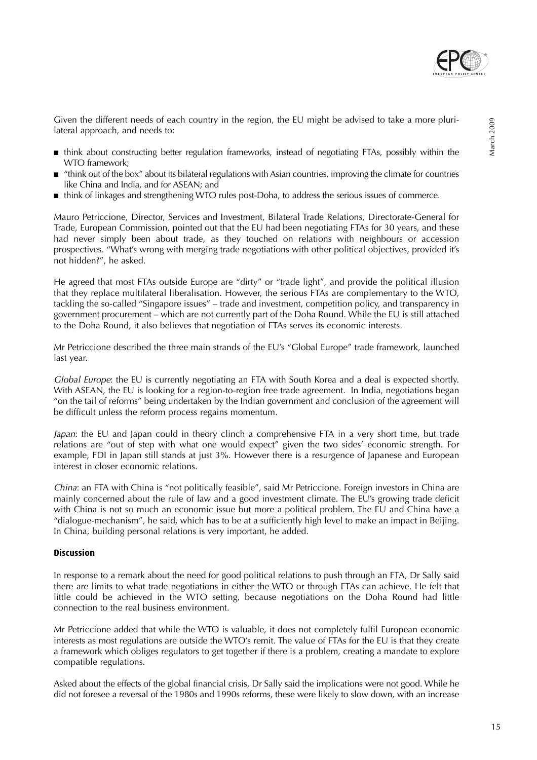Given the different needs of each country in the region, the EU might be advised to take a more plurilateral approach, and needs to:

- think about constructing better regulation frameworks, instead of negotiating FTAs, possibly within the WTO framework;
- "think out of the box" about its bilateral regulations with Asian countries, improving the climate for countries like China and India, and for ASEAN; and
- think of linkages and strengthening WTO rules post-Doha, to address the serious issues of commerce.

Mauro Petriccione, Director, Services and Investment, Bilateral Trade Relations, Directorate-General for Trade, European Commission, pointed out that the EU had been negotiating FTAs for 30 years, and these had never simply been about trade, as they touched on relations with neighbours or accession prospectives. "What's wrong with merging trade negotiations with other political objectives, provided it's not hidden?", he asked.

He agreed that most FTAs outside Europe are "dirty" or "trade light", and provide the political illusion that they replace multilateral liberalisation. However, the serious FTAs are complementary to the WTO, tackling the so-called "Singapore issues" – trade and investment, competition policy, and transparency in government procurement – which are not currently part of the Doha Round. While the EU is still attached to the Doha Round, it also believes that negotiation of FTAs serves its economic interests.

Mr Petriccione described the three main strands of the EU's "Global Europe" trade framework, launched last year.

*Global Europe*: the EU is currently negotiating an FTA with South Korea and a deal is expected shortly. With ASEAN, the EU is looking for a region-to-region free trade agreement. In India, negotiations began "on the tail of reforms" being undertaken by the Indian government and conclusion of the agreement will be difficult unless the reform process regains momentum.

*Japan*: the EU and Japan could in theory clinch a comprehensive FTA in a very short time, but trade relations are "out of step with what one would expect" given the two sides' economic strength. For example, FDI in Japan still stands at just 3%. However there is a resurgence of Japanese and European interest in closer economic relations.

*China*: an FTA with China is "not politically feasible", said Mr Petriccione. Foreign investors in China are mainly concerned about the rule of law and a good investment climate. The EU's growing trade deficit with China is not so much an economic issue but more a political problem. The EU and China have a "dialogue-mechanism", he said, which has to be at a sufficiently high level to make an impact in Beijing. In China, building personal relations is very important, he added.

### Discussion

In response to a remark about the need for good political relations to push through an FTA, Dr Sally said there are limits to what trade negotiations in either the WTO or through FTAs can achieve. He felt that little could be achieved in the WTO setting, because negotiations on the Doha Round had little connection to the real business environment.

Mr Petriccione added that while the WTO is valuable, it does not completely fulfil European economic interests as most regulations are outside the WTO's remit. The value of FTAs for the EU is that they create a framework which obliges regulators to get together if there is a problem, creating a mandate to explore compatible regulations.

Asked about the effects of the global financial crisis, Dr Sally said the implications were not good. While he did not foresee a reversal of the 1980s and 1990s reforms, these were likely to slow down, with an increase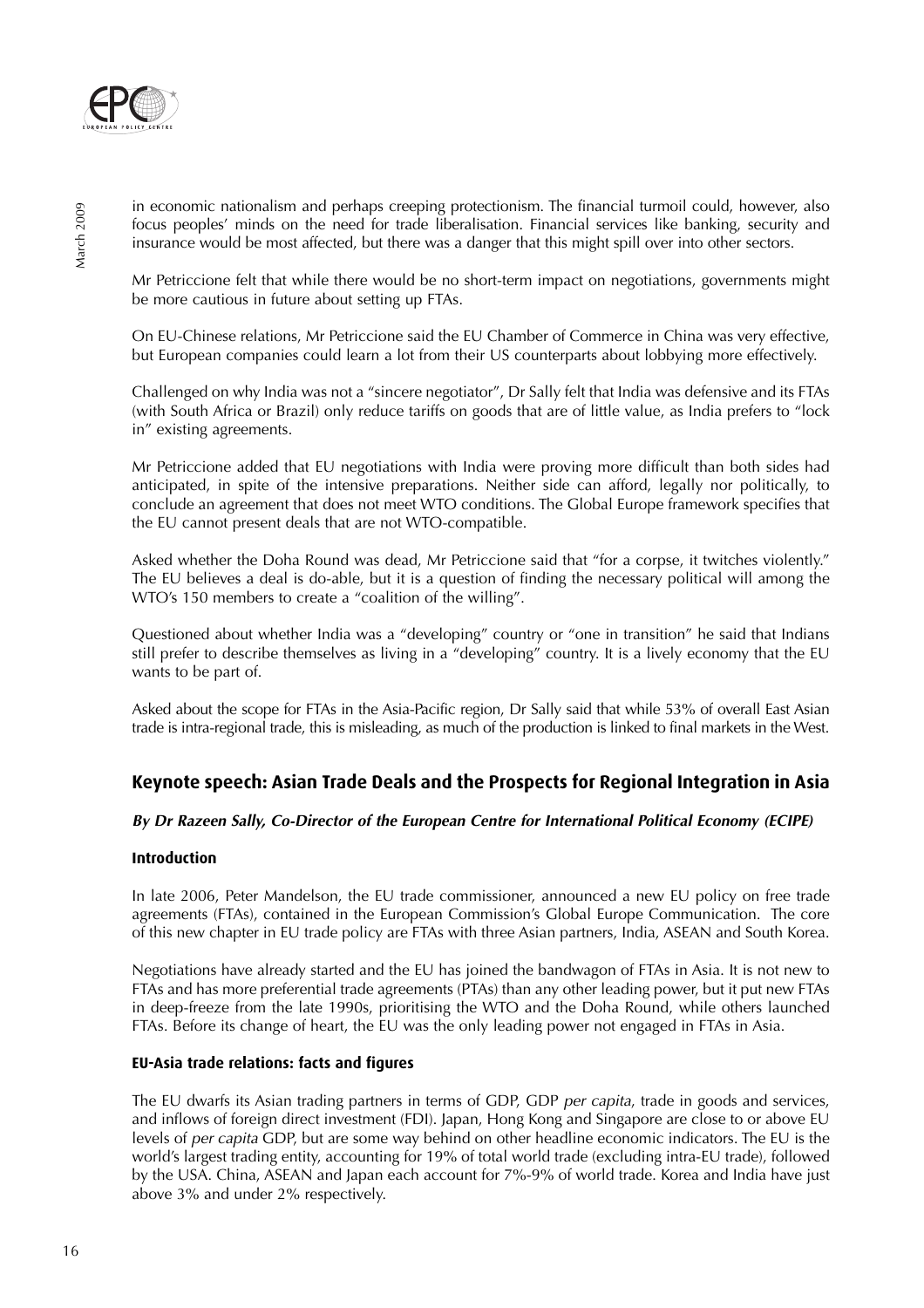in economic nationalism and perhaps creeping protectionism. The financial turmoil could, however, also focus peoples' minds on the need for trade liberalisation. Financial services like banking, security and insurance would be most affected, but there was a danger that this might spill over into other sectors.

Mr Petriccione felt that while there would be no short-term impact on negotiations, governments might be more cautious in future about setting up FTAs.

On EU-Chinese relations, Mr Petriccione said the EU Chamber of Commerce in China was very effective, but European companies could learn a lot from their US counterparts about lobbying more effectively.

Challenged on why India was not a "sincere negotiator", Dr Sally felt that India was defensive and its FTAs (with South Africa or Brazil) only reduce tariffs on goods that are of little value, as India prefers to "lock in" existing agreements.

Mr Petriccione added that EU negotiations with India were proving more difficult than both sides had anticipated, in spite of the intensive preparations. Neither side can afford, legally nor politically, to conclude an agreement that does not meet WTO conditions. The Global Europe framework specifies that the EU cannot present deals that are not WTO-compatible.

Asked whether the Doha Round was dead, Mr Petriccione said that "for a corpse, it twitches violently." The EU believes a deal is do-able, but it is a question of finding the necessary political will among the WTO's 150 members to create a "coalition of the willing".

Questioned about whether India was a "developing" country or "one in transition" he said that Indians still prefer to describe themselves as living in a "developing" country. It is a lively economy that the EU wants to be part of.

Asked about the scope for FTAs in the Asia-Pacific region, Dr Sally said that while 53% of overall East Asian trade is intra-regional trade, this is misleading, as much of the production is linked to final markets in the West.

## Keynote speech: Asian Trade Deals and the Prospects for Regional Integration in Asia

***By Dr Razeen Sally, Co-Director of the European Centre for International Political Economy (ECIPE)***

### Introduction

In late 2006, Peter Mandelson, the EU trade commissioner, announced a new EU policy on free trade agreements (FTAs), contained in the European Commission's Global Europe Communication. The core of this new chapter in EU trade policy are FTAs with three Asian partners, India, ASEAN and South Korea.

Negotiations have already started and the EU has joined the bandwagon of FTAs in Asia. It is not new to FTAs and has more preferential trade agreements (PTAs) than any other leading power, but it put new FTAs in deep-freeze from the late 1990s, prioritising the WTO and the Doha Round, while others launched FTAs. Before its change of heart, the EU was the only leading power not engaged in FTAs in Asia.

### EU-Asia trade relations: facts and figures

The EU dwarfs its Asian trading partners in terms of GDP, GDP *per capita*, trade in goods and services, and inflows of foreign direct investment (FDI). Japan, Hong Kong and Singapore are close to or above EU levels of *per capita* GDP, but are some way behind on other headline economic indicators. The EU is the world's largest trading entity, accounting for 19% of total world trade (excluding intra-EU trade), followed by the USA. China, ASEAN and Japan each account for 7%-9% of world trade. Korea and India have just above 3% and under 2% respectively.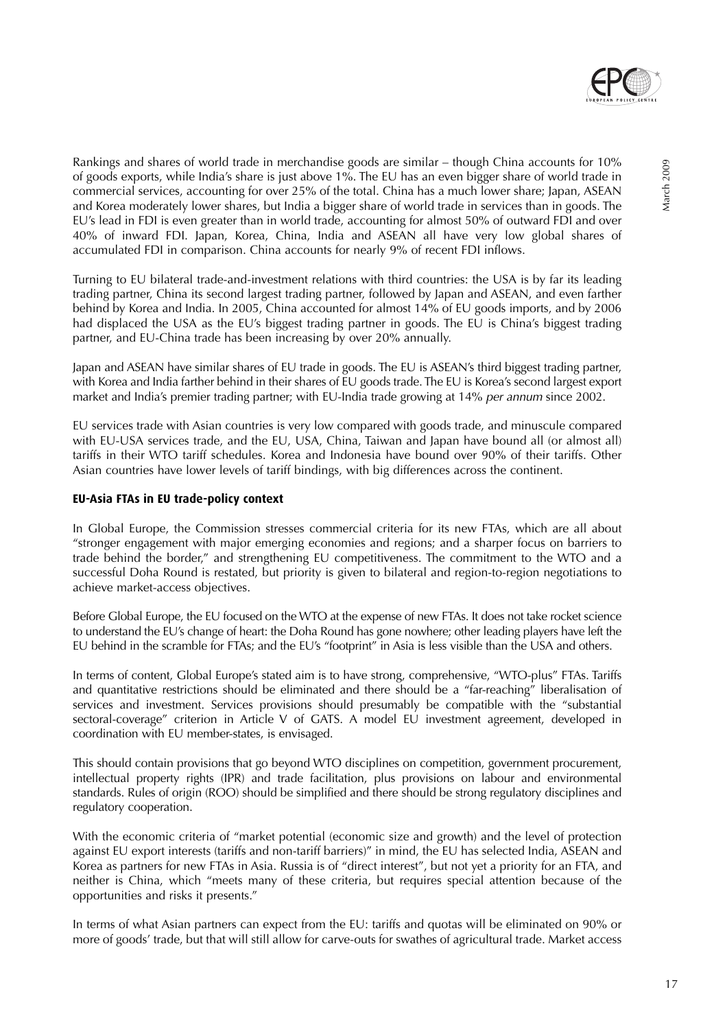Rankings and shares of world trade in merchandise goods are similar – though China accounts for 10% of goods exports, while India's share is just above 1%. The EU has an even bigger share of world trade in commercial services, accounting for over 25% of the total. China has a much lower share; Japan, ASEAN and Korea moderately lower shares, but India a bigger share of world trade in services than in goods. The EU's lead in FDI is even greater than in world trade, accounting for almost 50% of outward FDI and over 40% of inward FDI. Japan, Korea, China, India and ASEAN all have very low global shares of accumulated FDI in comparison. China accounts for nearly 9% of recent FDI inflows.

Turning to EU bilateral trade-and-investment relations with third countries: the USA is by far its leading trading partner, China its second largest trading partner, followed by Japan and ASEAN, and even farther behind by Korea and India. In 2005, China accounted for almost 14% of EU goods imports, and by 2006 had displaced the USA as the EU's biggest trading partner in goods. The EU is China's biggest trading partner, and EU-China trade has been increasing by over 20% annually.

Japan and ASEAN have similar shares of EU trade in goods. The EU is ASEAN's third biggest trading partner, with Korea and India farther behind in their shares of EU goods trade. The EU is Korea's second largest export market and India's premier trading partner; with EU-India trade growing at 14% *per annum* since 2002.

EU services trade with Asian countries is very low compared with goods trade, and minuscule compared with EU-USA services trade, and the EU, USA, China, Taiwan and Japan have bound all (or almost all) tariffs in their WTO tariff schedules. Korea and Indonesia have bound over 90% of their tariffs. Other Asian countries have lower levels of tariff bindings, with big differences across the continent.

### EU-Asia FTAs in EU trade-policy context

In Global Europe, the Commission stresses commercial criteria for its new FTAs, which are all about "stronger engagement with major emerging economies and regions; and a sharper focus on barriers to trade behind the border," and strengthening EU competitiveness. The commitment to the WTO and a successful Doha Round is restated, but priority is given to bilateral and region-to-region negotiations to achieve market-access objectives.

Before Global Europe, the EU focused on the WTO at the expense of new FTAs. It does not take rocket science to understand the EU's change of heart: the Doha Round has gone nowhere; other leading players have left the EU behind in the scramble for FTAs; and the EU's "footprint" in Asia is less visible than the USA and others.

In terms of content, Global Europe's stated aim is to have strong, comprehensive, "WTO-plus" FTAs. Tariffs and quantitative restrictions should be eliminated and there should be a "far-reaching" liberalisation of services and investment. Services provisions should presumably be compatible with the "substantial sectoral-coverage" criterion in Article V of GATS. A model EU investment agreement, developed in coordination with EU member-states, is envisaged.

This should contain provisions that go beyond WTO disciplines on competition, government procurement, intellectual property rights (IPR) and trade facilitation, plus provisions on labour and environmental standards. Rules of origin (ROO) should be simplified and there should be strong regulatory disciplines and regulatory cooperation.

With the economic criteria of "market potential (economic size and growth) and the level of protection against EU export interests (tariffs and non-tariff barriers)" in mind, the EU has selected India, ASEAN and Korea as partners for new FTAs in Asia. Russia is of "direct interest", but not yet a priority for an FTA, and neither is China, which "meets many of these criteria, but requires special attention because of the opportunities and risks it presents."

In terms of what Asian partners can expect from the EU: tariffs and quotas will be eliminated on 90% or more of goods' trade, but that will still allow for carve-outs for swathes of agricultural trade. Market access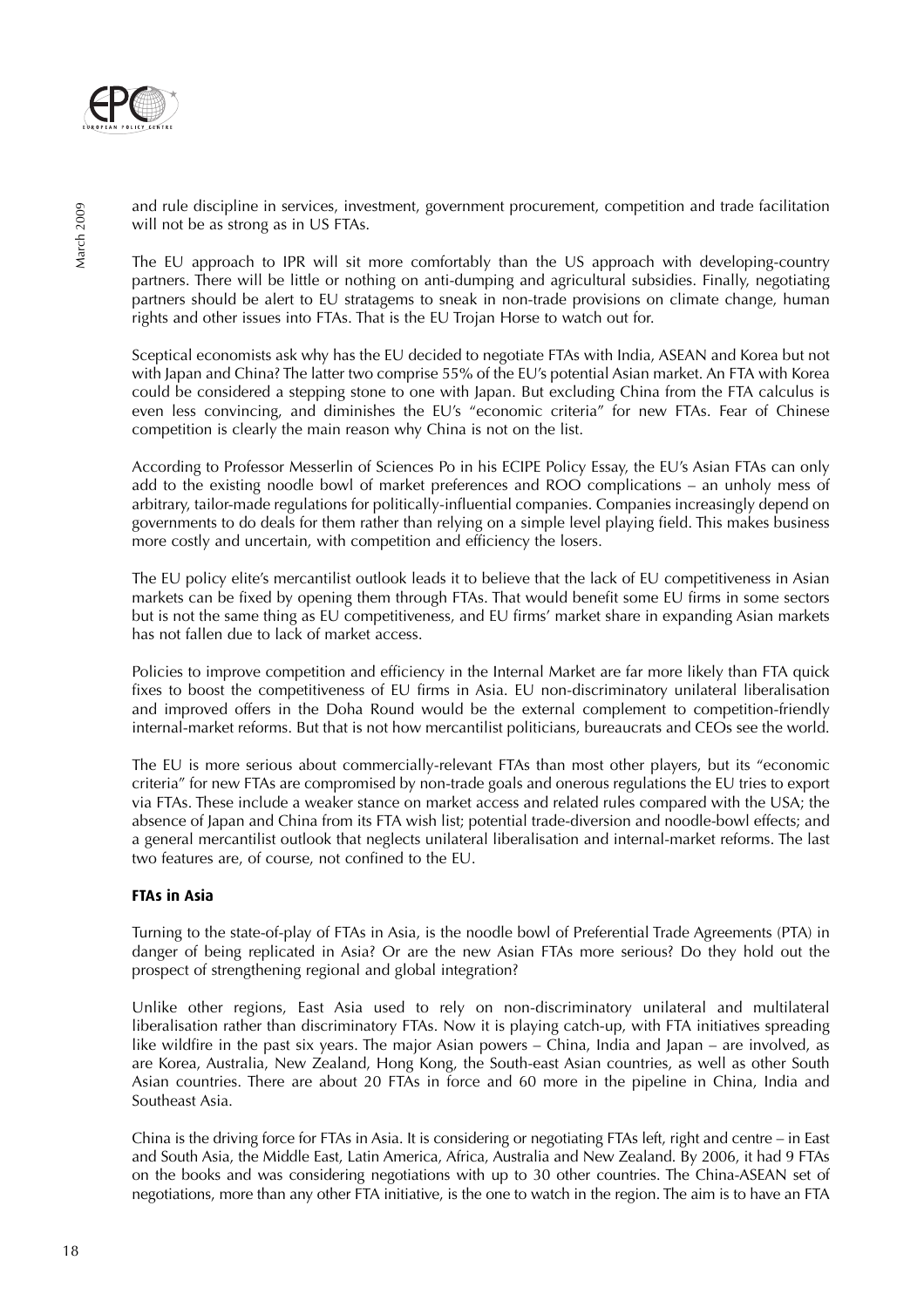and rule discipline in services, investment, government procurement, competition and trade facilitation will not be as strong as in US FTAs.

The EU approach to IPR will sit more comfortably than the US approach with developing-country partners. There will be little or nothing on anti-dumping and agricultural subsidies. Finally, negotiating partners should be alert to EU stratagems to sneak in non-trade provisions on climate change, human rights and other issues into FTAs. That is the EU Trojan Horse to watch out for.

Sceptical economists ask why has the EU decided to negotiate FTAs with India, ASEAN and Korea but not with Japan and China? The latter two comprise 55% of the EU's potential Asian market. An FTA with Korea could be considered a stepping stone to one with Japan. But excluding China from the FTA calculus is even less convincing, and diminishes the EU's "economic criteria" for new FTAs. Fear of Chinese competition is clearly the main reason why China is not on the list.

According to Professor Messerlin of Sciences Po in his ECIPE Policy Essay, the EU's Asian FTAs can only add to the existing noodle bowl of market preferences and ROO complications – an unholy mess of arbitrary, tailor-made regulations for politically-influential companies. Companies increasingly depend on governments to do deals for them rather than relying on a simple level playing field. This makes business more costly and uncertain, with competition and efficiency the losers.

The EU policy elite's mercantilist outlook leads it to believe that the lack of EU competitiveness in Asian markets can be fixed by opening them through FTAs. That would benefit some EU firms in some sectors but is not the same thing as EU competitiveness, and EU firms' market share in expanding Asian markets has not fallen due to lack of market access.

Policies to improve competition and efficiency in the Internal Market are far more likely than FTA quick fixes to boost the competitiveness of EU firms in Asia. EU non-discriminatory unilateral liberalisation and improved offers in the Doha Round would be the external complement to competition-friendly internal-market reforms. But that is not how mercantilist politicians, bureaucrats and CEOs see the world.

The EU is more serious about commercially-relevant FTAs than most other players, but its "economic criteria" for new FTAs are compromised by non-trade goals and onerous regulations the EU tries to export via FTAs. These include a weaker stance on market access and related rules compared with the USA; the absence of Japan and China from its FTA wish list; potential trade-diversion and noodle-bowl effects; and a general mercantilist outlook that neglects unilateral liberalisation and internal-market reforms. The last two features are, of course, not confined to the EU.

### FTAs in Asia

Turning to the state-of-play of FTAs in Asia, is the noodle bowl of Preferential Trade Agreements (PTA) in danger of being replicated in Asia? Or are the new Asian FTAs more serious? Do they hold out the prospect of strengthening regional and global integration?

Unlike other regions, East Asia used to rely on non-discriminatory unilateral and multilateral liberalisation rather than discriminatory FTAs. Now it is playing catch-up, with FTA initiatives spreading like wildfire in the past six years. The major Asian powers – China, India and Japan – are involved, as are Korea, Australia, New Zealand, Hong Kong, the South-east Asian countries, as well as other South Asian countries. There are about 20 FTAs in force and 60 more in the pipeline in China, India and Southeast Asia.

China is the driving force for FTAs in Asia. It is considering or negotiating FTAs left, right and centre – in East and South Asia, the Middle East, Latin America, Africa, Australia and New Zealand. By 2006, it had 9 FTAs on the books and was considering negotiations with up to 30 other countries. The China-ASEAN set of negotiations, more than any other FTA initiative, is the one to watch in the region. The aim is to have an FTA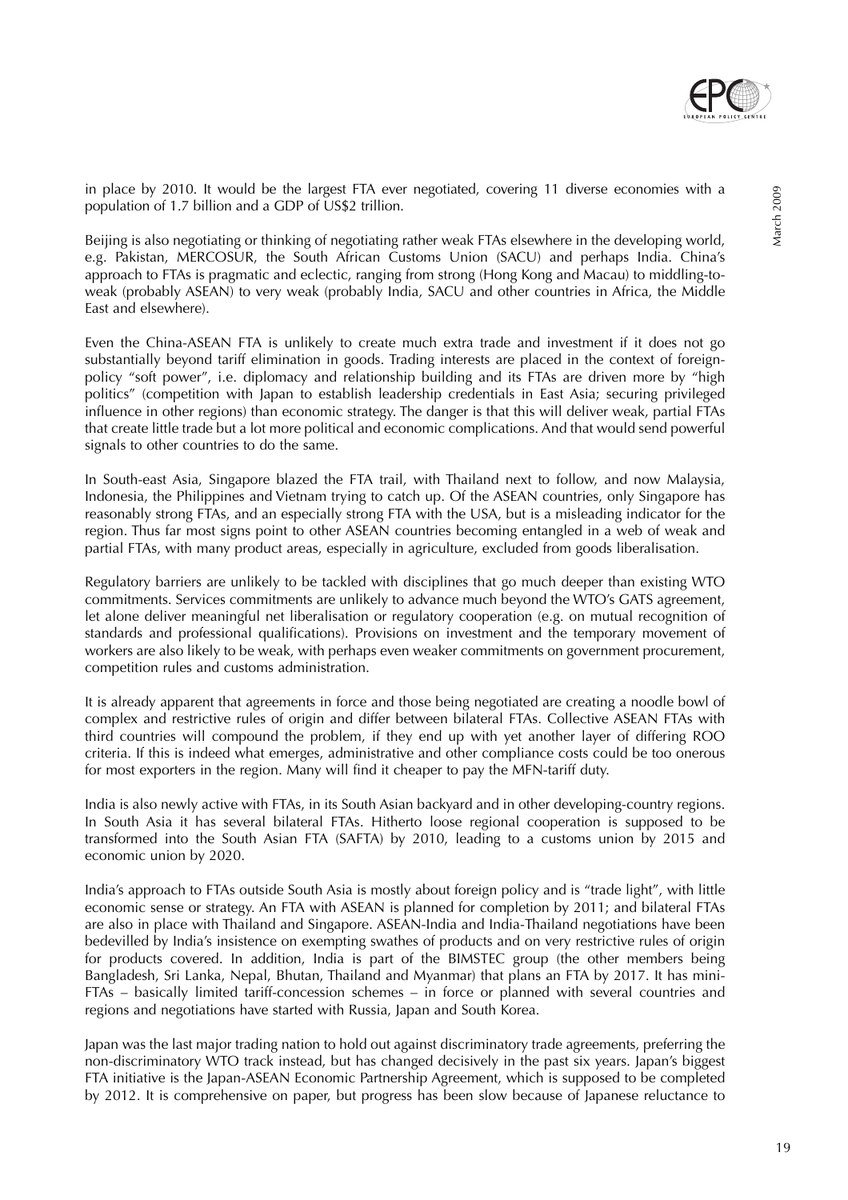in place by 2010. It would be the largest FTA ever negotiated, covering 11 diverse economies with a population of 1.7 billion and a GDP of US$2 trillion.

Beijing is also negotiating or thinking of negotiating rather weak FTAs elsewhere in the developing world, e.g. Pakistan, MERCOSUR, the South African Customs Union (SACU) and perhaps India. China's approach to FTAs is pragmatic and eclectic, ranging from strong (Hong Kong and Macau) to middling-to-weak (probably ASEAN) to very weak (probably India, SACU and other countries in Africa, the Middle East and elsewhere).

Even the China-ASEAN FTA is unlikely to create much extra trade and investment if it does not go substantially beyond tariff elimination in goods. Trading interests are placed in the context of foreign-policy "soft power", i.e. diplomacy and relationship building and its FTAs are driven more by "high politics" (competition with Japan to establish leadership credentials in East Asia; securing privileged influence in other regions) than economic strategy. The danger is that this will deliver weak, partial FTAs that create little trade but a lot more political and economic complications. And that would send powerful signals to other countries to do the same.

In South-east Asia, Singapore blazed the FTA trail, with Thailand next to follow, and now Malaysia, Indonesia, the Philippines and Vietnam trying to catch up. Of the ASEAN countries, only Singapore has reasonably strong FTAs, and an especially strong FTA with the USA, but is a misleading indicator for the region. Thus far most signs point to other ASEAN countries becoming entangled in a web of weak and partial FTAs, with many product areas, especially in agriculture, excluded from goods liberalisation.

Regulatory barriers are unlikely to be tackled with disciplines that go much deeper than existing WTO commitments. Services commitments are unlikely to advance much beyond the WTO's GATS agreement, let alone deliver meaningful net liberalisation or regulatory cooperation (e.g. on mutual recognition of standards and professional qualifications). Provisions on investment and the temporary movement of workers are also likely to be weak, with perhaps even weaker commitments on government procurement, competition rules and customs administration.

It is already apparent that agreements in force and those being negotiated are creating a noodle bowl of complex and restrictive rules of origin and differ between bilateral FTAs. Collective ASEAN FTAs with third countries will compound the problem, if they end up with yet another layer of differing ROO criteria. If this is indeed what emerges, administrative and other compliance costs could be too onerous for most exporters in the region. Many will find it cheaper to pay the MFN-tariff duty.

India is also newly active with FTAs, in its South Asian backyard and in other developing-country regions. In South Asia it has several bilateral FTAs. Hitherto loose regional cooperation is supposed to be transformed into the South Asian FTA (SAFTA) by 2010, leading to a customs union by 2015 and economic union by 2020.

India's approach to FTAs outside South Asia is mostly about foreign policy and is "trade light", with little economic sense or strategy. An FTA with ASEAN is planned for completion by 2011; and bilateral FTAs are also in place with Thailand and Singapore. ASEAN-India and India-Thailand negotiations have been bedevilled by India's insistence on exempting swathes of products and on very restrictive rules of origin for products covered. In addition, India is part of the BIMSTEC group (the other members being Bangladesh, Sri Lanka, Nepal, Bhutan, Thailand and Myanmar) that plans an FTA by 2017. It has mini-FTAs – basically limited tariff-concession schemes – in force or planned with several countries and regions and negotiations have started with Russia, Japan and South Korea.

Japan was the last major trading nation to hold out against discriminatory trade agreements, preferring the non-discriminatory WTO track instead, but has changed decisively in the past six years. Japan's biggest FTA initiative is the Japan-ASEAN Economic Partnership Agreement, which is supposed to be completed by 2012. It is comprehensive on paper, but progress has been slow because of Japanese reluctance to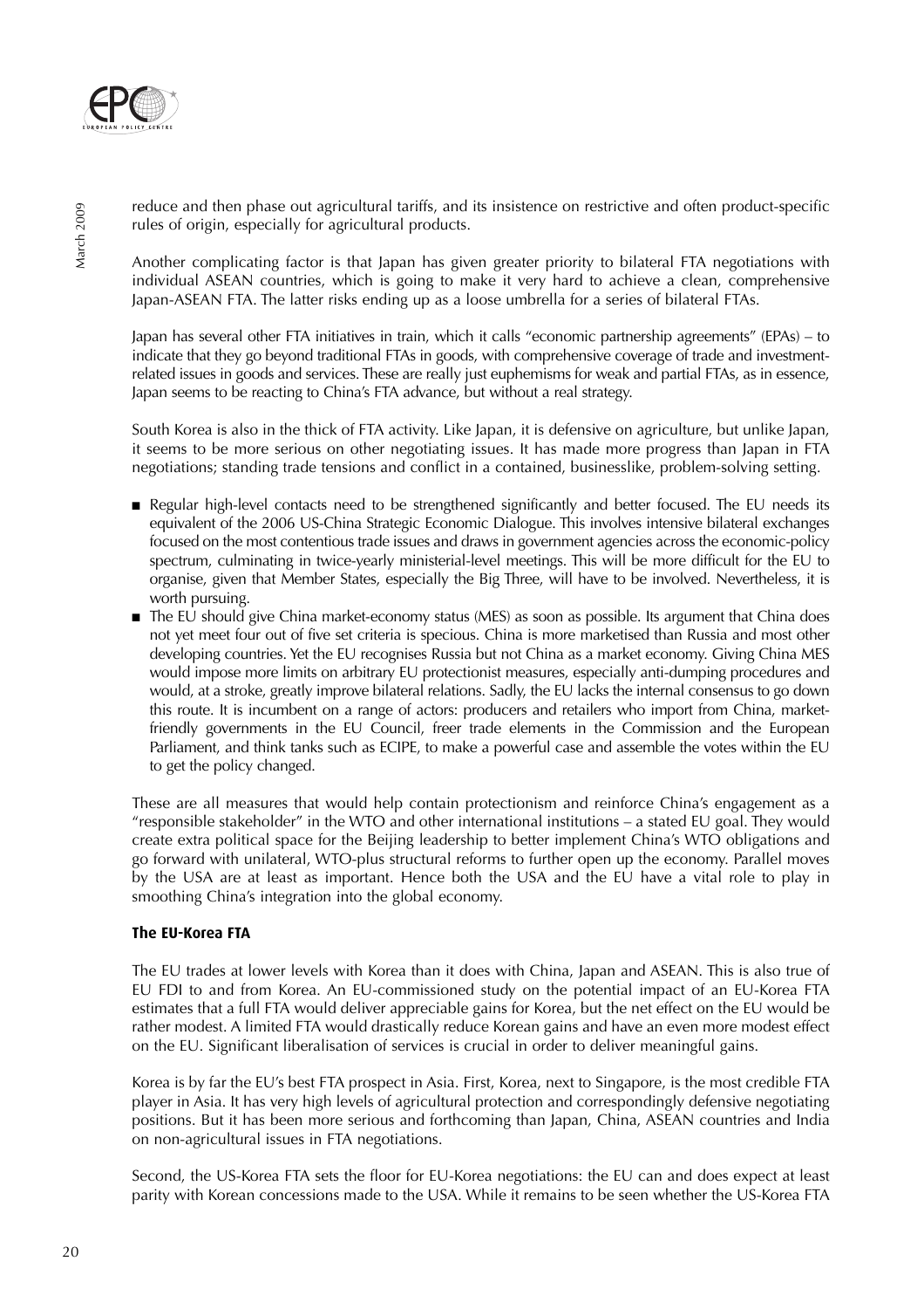reduce and then phase out agricultural tariffs, and its insistence on restrictive and often product-specific rules of origin, especially for agricultural products.

Another complicating factor is that Japan has given greater priority to bilateral FTA negotiations with individual ASEAN countries, which is going to make it very hard to achieve a clean, comprehensive Japan-ASEAN FTA. The latter risks ending up as a loose umbrella for a series of bilateral FTAs.

Japan has several other FTA initiatives in train, which it calls "economic partnership agreements" (EPAs) – to indicate that they go beyond traditional FTAs in goods, with comprehensive coverage of trade and investment-related issues in goods and services. These are really just euphemisms for weak and partial FTAs, as in essence, Japan seems to be reacting to China's FTA advance, but without a real strategy.

South Korea is also in the thick of FTA activity. Like Japan, it is defensive on agriculture, but unlike Japan, it seems to be more serious on other negotiating issues. It has made more progress than Japan in FTA negotiations; standing trade tensions and conflict in a contained, businesslike, problem-solving setting.

- Regular high-level contacts need to be strengthened significantly and better focused. The EU needs its equivalent of the 2006 US-China Strategic Economic Dialogue. This involves intensive bilateral exchanges focused on the most contentious trade issues and draws in government agencies across the economic-policy spectrum, culminating in twice-yearly ministerial-level meetings. This will be more difficult for the EU to organise, given that Member States, especially the Big Three, will have to be involved. Nevertheless, it is worth pursuing.
- The EU should give China market-economy status (MES) as soon as possible. Its argument that China does not yet meet four out of five set criteria is specious. China is more marketised than Russia and most other developing countries. Yet the EU recognises Russia but not China as a market economy. Giving China MES would impose more limits on arbitrary EU protectionist measures, especially anti-dumping procedures and would, at a stroke, greatly improve bilateral relations. Sadly, the EU lacks the internal consensus to go down this route. It is incumbent on a range of actors: producers and retailers who import from China, market-friendly governments in the EU Council, freer trade elements in the Commission and the European Parliament, and think tanks such as ECIPE, to make a powerful case and assemble the votes within the EU to get the policy changed.

These are all measures that would help contain protectionism and reinforce China's engagement as a "responsible stakeholder" in the WTO and other international institutions – a stated EU goal. They would create extra political space for the Beijing leadership to better implement China's WTO obligations and go forward with unilateral, WTO-plus structural reforms to further open up the economy. Parallel moves by the USA are at least as important. Hence both the USA and the EU have a vital role to play in smoothing China's integration into the global economy.

### The EU-Korea FTA

The EU trades at lower levels with Korea than it does with China, Japan and ASEAN. This is also true of EU FDI to and from Korea. An EU-commissioned study on the potential impact of an EU-Korea FTA estimates that a full FTA would deliver appreciable gains for Korea, but the net effect on the EU would be rather modest. A limited FTA would drastically reduce Korean gains and have an even more modest effect on the EU. Significant liberalisation of services is crucial in order to deliver meaningful gains.

Korea is by far the EU's best FTA prospect in Asia. First, Korea, next to Singapore, is the most credible FTA player in Asia. It has very high levels of agricultural protection and correspondingly defensive negotiating positions. But it has been more serious and forthcoming than Japan, China, ASEAN countries and India on non-agricultural issues in FTA negotiations.

Second, the US-Korea FTA sets the floor for EU-Korea negotiations: the EU can and does expect at least parity with Korean concessions made to the USA. While it remains to be seen whether the US-Korea FTA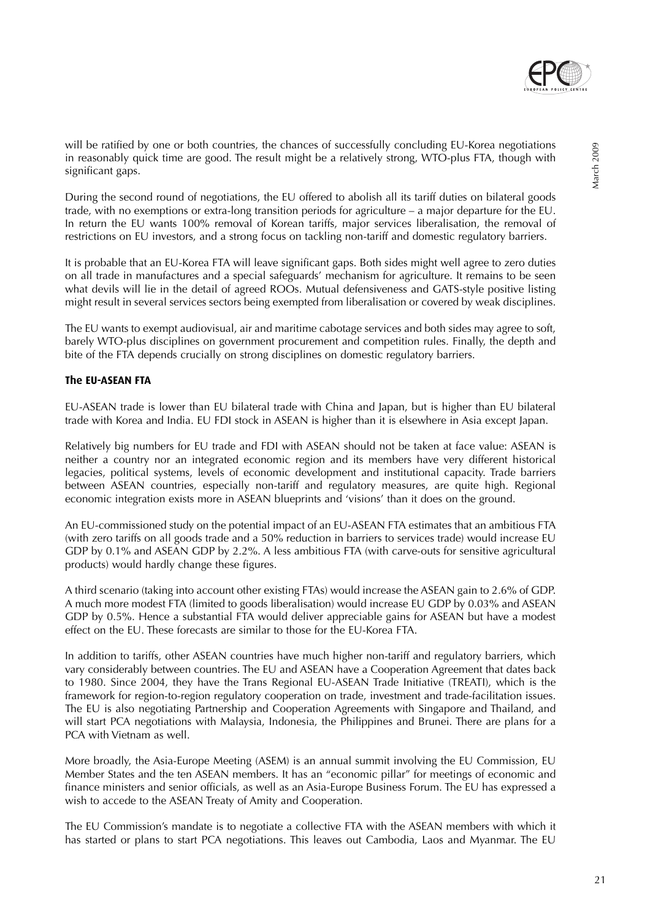will be ratified by one or both countries, the chances of successfully concluding EU-Korea negotiations in reasonably quick time are good. The result might be a relatively strong, WTO-plus FTA, though with significant gaps.

During the second round of negotiations, the EU offered to abolish all its tariff duties on bilateral goods trade, with no exemptions or extra-long transition periods for agriculture – a major departure for the EU. In return the EU wants 100% removal of Korean tariffs, major services liberalisation, the removal of restrictions on EU investors, and a strong focus on tackling non-tariff and domestic regulatory barriers.

It is probable that an EU-Korea FTA will leave significant gaps. Both sides might well agree to zero duties on all trade in manufactures and a special safeguards' mechanism for agriculture. It remains to be seen what devils will lie in the detail of agreed ROOs. Mutual defensiveness and GATS-style positive listing might result in several services sectors being exempted from liberalisation or covered by weak disciplines.

The EU wants to exempt audiovisual, air and maritime cabotage services and both sides may agree to soft, barely WTO-plus disciplines on government procurement and competition rules. Finally, the depth and bite of the FTA depends crucially on strong disciplines on domestic regulatory barriers.

### The EU-ASEAN FTA

EU-ASEAN trade is lower than EU bilateral trade with China and Japan, but is higher than EU bilateral trade with Korea and India. EU FDI stock in ASEAN is higher than it is elsewhere in Asia except Japan.

Relatively big numbers for EU trade and FDI with ASEAN should not be taken at face value: ASEAN is neither a country nor an integrated economic region and its members have very different historical legacies, political systems, levels of economic development and institutional capacity. Trade barriers between ASEAN countries, especially non-tariff and regulatory measures, are quite high. Regional economic integration exists more in ASEAN blueprints and 'visions' than it does on the ground.

An EU-commissioned study on the potential impact of an EU-ASEAN FTA estimates that an ambitious FTA (with zero tariffs on all goods trade and a 50% reduction in barriers to services trade) would increase EU GDP by 0.1% and ASEAN GDP by 2.2%. A less ambitious FTA (with carve-outs for sensitive agricultural products) would hardly change these figures.

A third scenario (taking into account other existing FTAs) would increase the ASEAN gain to 2.6% of GDP. A much more modest FTA (limited to goods liberalisation) would increase EU GDP by 0.03% and ASEAN GDP by 0.5%. Hence a substantial FTA would deliver appreciable gains for ASEAN but have a modest effect on the EU. These forecasts are similar to those for the EU-Korea FTA.

In addition to tariffs, other ASEAN countries have much higher non-tariff and regulatory barriers, which vary considerably between countries. The EU and ASEAN have a Cooperation Agreement that dates back to 1980. Since 2004, they have the Trans Regional EU-ASEAN Trade Initiative (TREATI), which is the framework for region-to-region regulatory cooperation on trade, investment and trade-facilitation issues. The EU is also negotiating Partnership and Cooperation Agreements with Singapore and Thailand, and will start PCA negotiations with Malaysia, Indonesia, the Philippines and Brunei. There are plans for a PCA with Vietnam as well.

More broadly, the Asia-Europe Meeting (ASEM) is an annual summit involving the EU Commission, EU Member States and the ten ASEAN members. It has an "economic pillar" for meetings of economic and finance ministers and senior officials, as well as an Asia-Europe Business Forum. The EU has expressed a wish to accede to the ASEAN Treaty of Amity and Cooperation.

The EU Commission's mandate is to negotiate a collective FTA with the ASEAN members with which it has started or plans to start PCA negotiations. This leaves out Cambodia, Laos and Myanmar. The EU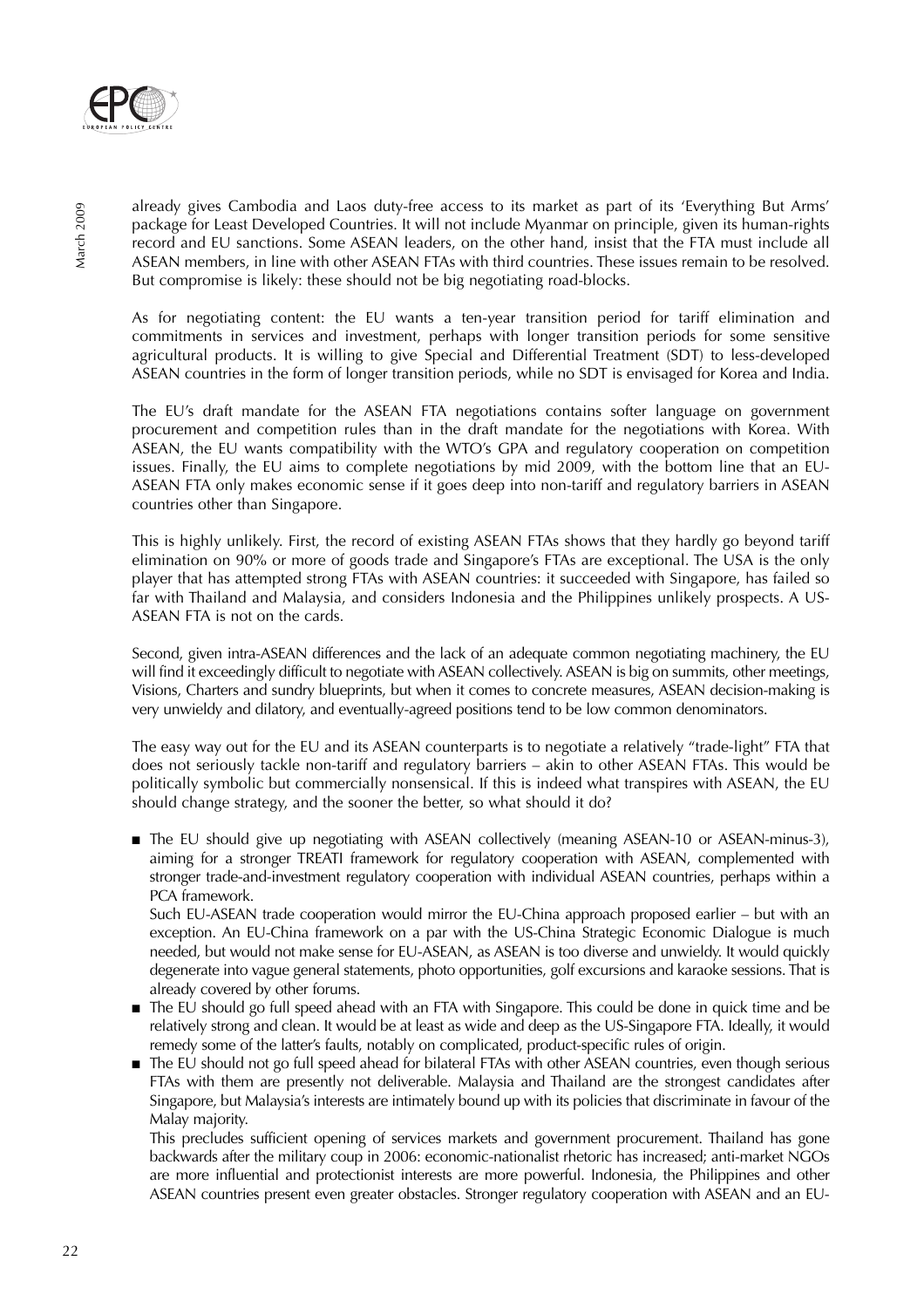already gives Cambodia and Laos duty-free access to its market as part of its 'Everything But Arms' package for Least Developed Countries. It will not include Myanmar on principle, given its human-rights record and EU sanctions. Some ASEAN leaders, on the other hand, insist that the FTA must include all ASEAN members, in line with other ASEAN FTAs with third countries. These issues remain to be resolved. But compromise is likely: these should not be big negotiating road-blocks.

As for negotiating content: the EU wants a ten-year transition period for tariff elimination and commitments in services and investment, perhaps with longer transition periods for some sensitive agricultural products. It is willing to give Special and Differential Treatment (SDT) to less-developed ASEAN countries in the form of longer transition periods, while no SDT is envisaged for Korea and India.

The EU's draft mandate for the ASEAN FTA negotiations contains softer language on government procurement and competition rules than in the draft mandate for the negotiations with Korea. With ASEAN, the EU wants compatibility with the WTO's GPA and regulatory cooperation on competition issues. Finally, the EU aims to complete negotiations by mid 2009, with the bottom line that an EU-ASEAN FTA only makes economic sense if it goes deep into non-tariff and regulatory barriers in ASEAN countries other than Singapore.

This is highly unlikely. First, the record of existing ASEAN FTAs shows that they hardly go beyond tariff elimination on 90% or more of goods trade and Singapore's FTAs are exceptional. The USA is the only player that has attempted strong FTAs with ASEAN countries: it succeeded with Singapore, has failed so far with Thailand and Malaysia, and considers Indonesia and the Philippines unlikely prospects. A US-ASEAN FTA is not on the cards.

Second, given intra-ASEAN differences and the lack of an adequate common negotiating machinery, the EU will find it exceedingly difficult to negotiate with ASEAN collectively. ASEAN is big on summits, other meetings, Visions, Charters and sundry blueprints, but when it comes to concrete measures, ASEAN decision-making is very unwieldy and dilatory, and eventually-agreed positions tend to be low common denominators.

The easy way out for the EU and its ASEAN counterparts is to negotiate a relatively "trade-light" FTA that does not seriously tackle non-tariff and regulatory barriers – akin to other ASEAN FTAs. This would be politically symbolic but commercially nonsensical. If this is indeed what transpires with ASEAN, the EU should change strategy, and the sooner the better, so what should it do?

- The EU should give up negotiating with ASEAN collectively (meaning ASEAN-10 or ASEAN-minus-3), aiming for a stronger TREATI framework for regulatory cooperation with ASEAN, complemented with stronger trade-and-investment regulatory cooperation with individual ASEAN countries, perhaps within a PCA framework.

  Such EU-ASEAN trade cooperation would mirror the EU-China approach proposed earlier – but with an exception. An EU-China framework on a par with the US-China Strategic Economic Dialogue is much needed, but would not make sense for EU-ASEAN, as ASEAN is too diverse and unwieldy. It would quickly degenerate into vague general statements, photo opportunities, golf excursions and karaoke sessions. That is already covered by other forums.
- The EU should go full speed ahead with an FTA with Singapore. This could be done in quick time and be relatively strong and clean. It would be at least as wide and deep as the US-Singapore FTA. Ideally, it would remedy some of the latter's faults, notably on complicated, product-specific rules of origin.
- The EU should not go full speed ahead for bilateral FTAs with other ASEAN countries, even though serious FTAs with them are presently not deliverable. Malaysia and Thailand are the strongest candidates after Singapore, but Malaysia's interests are intimately bound up with its policies that discriminate in favour of the Malay majority.

  This precludes sufficient opening of services markets and government procurement. Thailand has gone backwards after the military coup in 2006: economic-nationalist rhetoric has increased; anti-market NGOs are more influential and protectionist interests are more powerful. Indonesia, the Philippines and other ASEAN countries present even greater obstacles. Stronger regulatory cooperation with ASEAN and an EU-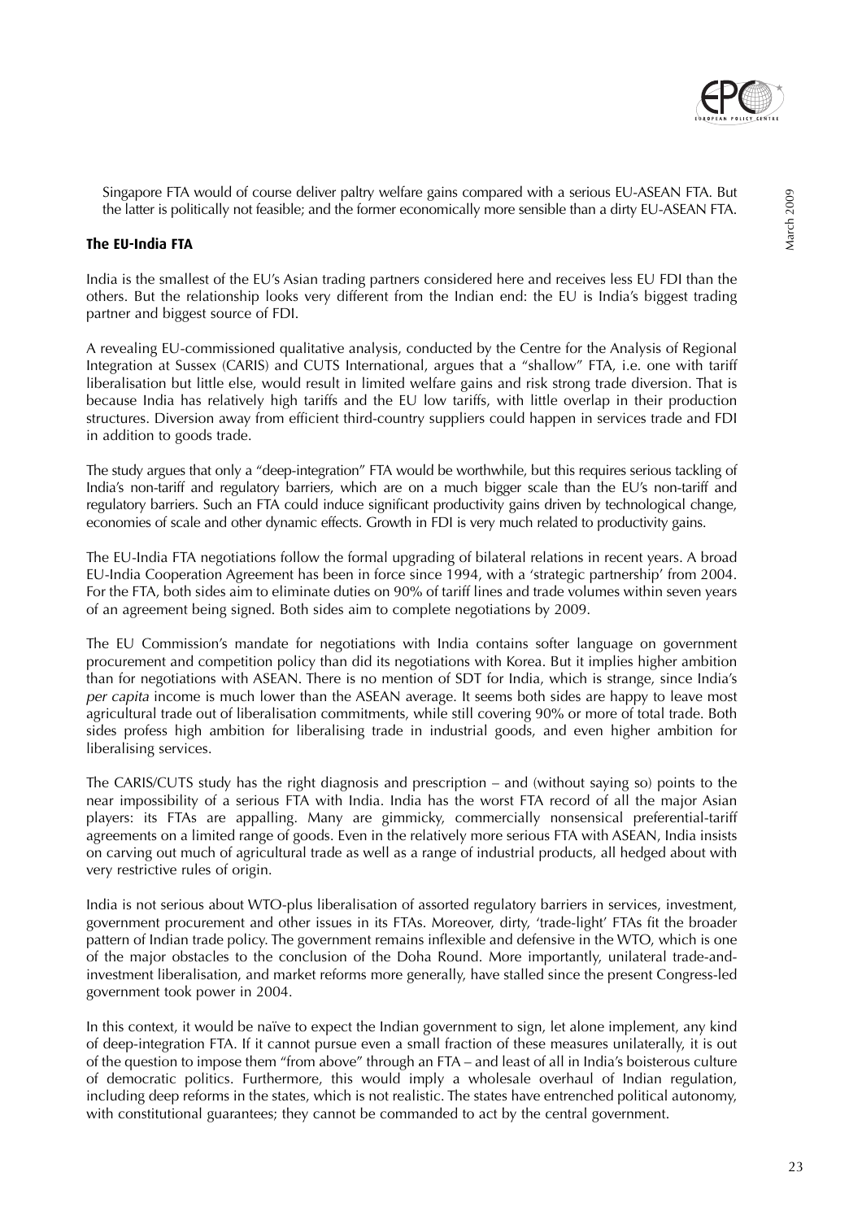Singapore FTA would of course deliver paltry welfare gains compared with a serious EU-ASEAN FTA. But the latter is politically not feasible; and the former economically more sensible than a dirty EU-ASEAN FTA.

### The EU-India FTA

India is the smallest of the EU's Asian trading partners considered here and receives less EU FDI than the others. But the relationship looks very different from the Indian end: the EU is India's biggest trading partner and biggest source of FDI.

A revealing EU-commissioned qualitative analysis, conducted by the Centre for the Analysis of Regional Integration at Sussex (CARIS) and CUTS International, argues that a "shallow" FTA, i.e. one with tariff liberalisation but little else, would result in limited welfare gains and risk strong trade diversion. That is because India has relatively high tariffs and the EU low tariffs, with little overlap in their production structures. Diversion away from efficient third-country suppliers could happen in services trade and FDI in addition to goods trade.

The study argues that only a "deep-integration" FTA would be worthwhile, but this requires serious tackling of India's non-tariff and regulatory barriers, which are on a much bigger scale than the EU's non-tariff and regulatory barriers. Such an FTA could induce significant productivity gains driven by technological change, economies of scale and other dynamic effects. Growth in FDI is very much related to productivity gains.

The EU-India FTA negotiations follow the formal upgrading of bilateral relations in recent years. A broad EU-India Cooperation Agreement has been in force since 1994, with a 'strategic partnership' from 2004. For the FTA, both sides aim to eliminate duties on 90% of tariff lines and trade volumes within seven years of an agreement being signed. Both sides aim to complete negotiations by 2009.

The EU Commission's mandate for negotiations with India contains softer language on government procurement and competition policy than did its negotiations with Korea. But it implies higher ambition than for negotiations with ASEAN. There is no mention of SDT for India, which is strange, since India's *per capita* income is much lower than the ASEAN average. It seems both sides are happy to leave most agricultural trade out of liberalisation commitments, while still covering 90% or more of total trade. Both sides profess high ambition for liberalising trade in industrial goods, and even higher ambition for liberalising services.

The CARIS/CUTS study has the right diagnosis and prescription – and (without saying so) points to the near impossibility of a serious FTA with India. India has the worst FTA record of all the major Asian players: its FTAs are appalling. Many are gimmicky, commercially nonsensical preferential-tariff agreements on a limited range of goods. Even in the relatively more serious FTA with ASEAN, India insists on carving out much of agricultural trade as well as a range of industrial products, all hedged about with very restrictive rules of origin.

India is not serious about WTO-plus liberalisation of assorted regulatory barriers in services, investment, government procurement and other issues in its FTAs. Moreover, dirty, 'trade-light' FTAs fit the broader pattern of Indian trade policy. The government remains inflexible and defensive in the WTO, which is one of the major obstacles to the conclusion of the Doha Round. More importantly, unilateral trade-and-investment liberalisation, and market reforms more generally, have stalled since the present Congress-led government took power in 2004.

In this context, it would be naïve to expect the Indian government to sign, let alone implement, any kind of deep-integration FTA. If it cannot pursue even a small fraction of these measures unilaterally, it is out of the question to impose them "from above" through an FTA – and least of all in India's boisterous culture of democratic politics. Furthermore, this would imply a wholesale overhaul of Indian regulation, including deep reforms in the states, which is not realistic. The states have entrenched political autonomy, with constitutional guarantees; they cannot be commanded to act by the central government.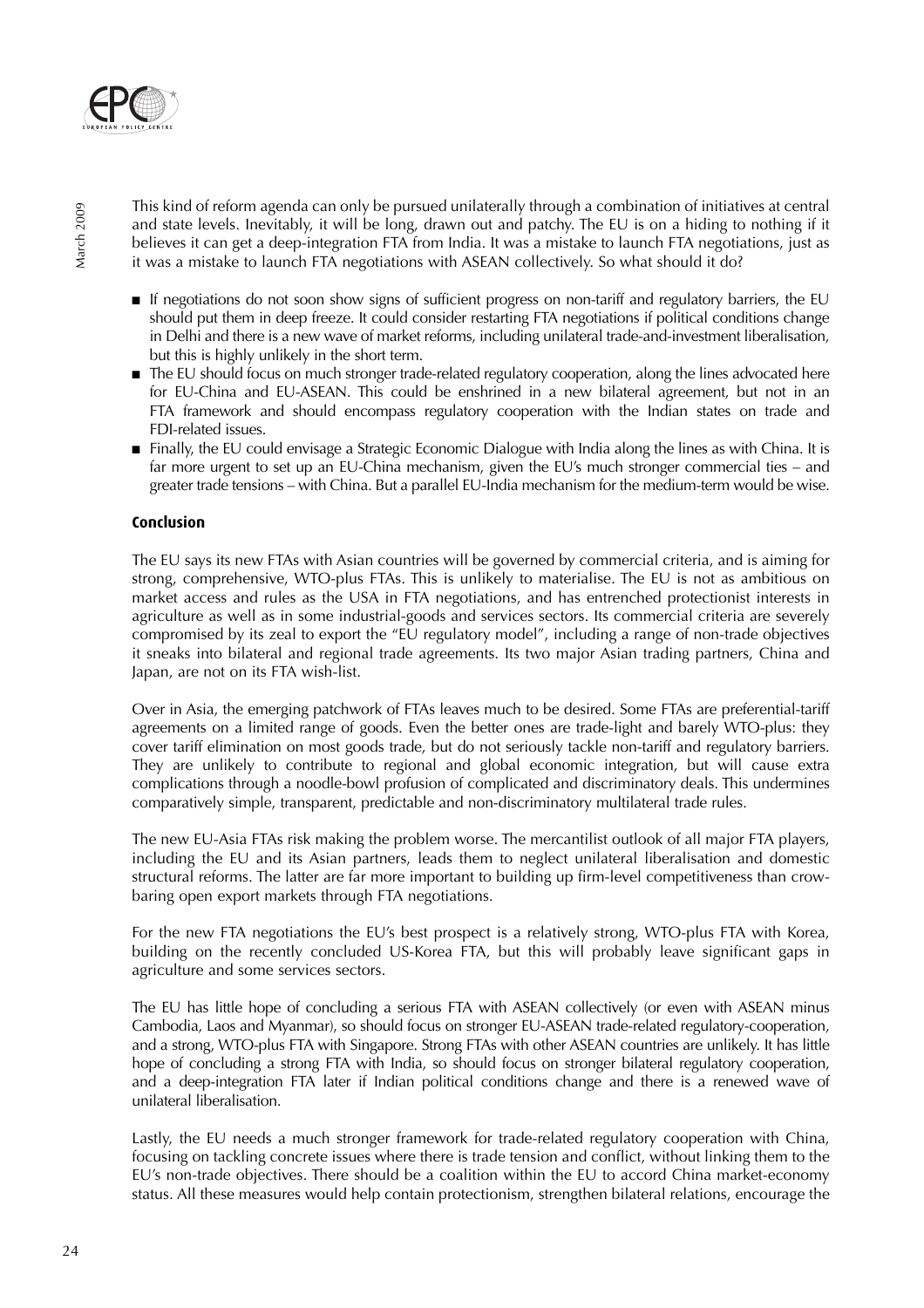This kind of reform agenda can only be pursued unilaterally through a combination of initiatives at central and state levels. Inevitably, it will be long, drawn out and patchy. The EU is on a hiding to nothing if it believes it can get a deep-integration FTA from India. It was a mistake to launch FTA negotiations, just as it was a mistake to launch FTA negotiations with ASEAN collectively. So what should it do?

- If negotiations do not soon show signs of sufficient progress on non-tariff and regulatory barriers, the EU should put them in deep freeze. It could consider restarting FTA negotiations if political conditions change in Delhi and there is a new wave of market reforms, including unilateral trade-and-investment liberalisation, but this is highly unlikely in the short term.
- The EU should focus on much stronger trade-related regulatory cooperation, along the lines advocated here for EU-China and EU-ASEAN. This could be enshrined in a new bilateral agreement, but not in an FTA framework and should encompass regulatory cooperation with the Indian states on trade and FDI-related issues.
- Finally, the EU could envisage a Strategic Economic Dialogue with India along the lines as with China. It is far more urgent to set up an EU-China mechanism, given the EU's much stronger commercial ties – and greater trade tensions – with China. But a parallel EU-India mechanism for the medium-term would be wise.

### Conclusion

The EU says its new FTAs with Asian countries will be governed by commercial criteria, and is aiming for strong, comprehensive, WTO-plus FTAs. This is unlikely to materialise. The EU is not as ambitious on market access and rules as the USA in FTA negotiations, and has entrenched protectionist interests in agriculture as well as in some industrial-goods and services sectors. Its commercial criteria are severely compromised by its zeal to export the "EU regulatory model", including a range of non-trade objectives it sneaks into bilateral and regional trade agreements. Its two major Asian trading partners, China and Japan, are not on its FTA wish-list.

Over in Asia, the emerging patchwork of FTAs leaves much to be desired. Some FTAs are preferential-tariff agreements on a limited range of goods. Even the better ones are trade-light and barely WTO-plus: they cover tariff elimination on most goods trade, but do not seriously tackle non-tariff and regulatory barriers. They are unlikely to contribute to regional and global economic integration, but will cause extra complications through a noodle-bowl profusion of complicated and discriminatory deals. This undermines comparatively simple, transparent, predictable and non-discriminatory multilateral trade rules.

The new EU-Asia FTAs risk making the problem worse. The mercantilist outlook of all major FTA players, including the EU and its Asian partners, leads them to neglect unilateral liberalisation and domestic structural reforms. The latter are far more important to building up firm-level competitiveness than crow-baring open export markets through FTA negotiations.

For the new FTA negotiations the EU's best prospect is a relatively strong, WTO-plus FTA with Korea, building on the recently concluded US-Korea FTA, but this will probably leave significant gaps in agriculture and some services sectors.

The EU has little hope of concluding a serious FTA with ASEAN collectively (or even with ASEAN minus Cambodia, Laos and Myanmar), so should focus on stronger EU-ASEAN trade-related regulatory-cooperation, and a strong, WTO-plus FTA with Singapore. Strong FTAs with other ASEAN countries are unlikely. It has little hope of concluding a strong FTA with India, so should focus on stronger bilateral regulatory cooperation, and a deep-integration FTA later if Indian political conditions change and there is a renewed wave of unilateral liberalisation.

Lastly, the EU needs a much stronger framework for trade-related regulatory cooperation with China, focusing on tackling concrete issues where there is trade tension and conflict, without linking them to the EU's non-trade objectives. There should be a coalition within the EU to accord China market-economy status. All these measures would help contain protectionism, strengthen bilateral relations, encourage the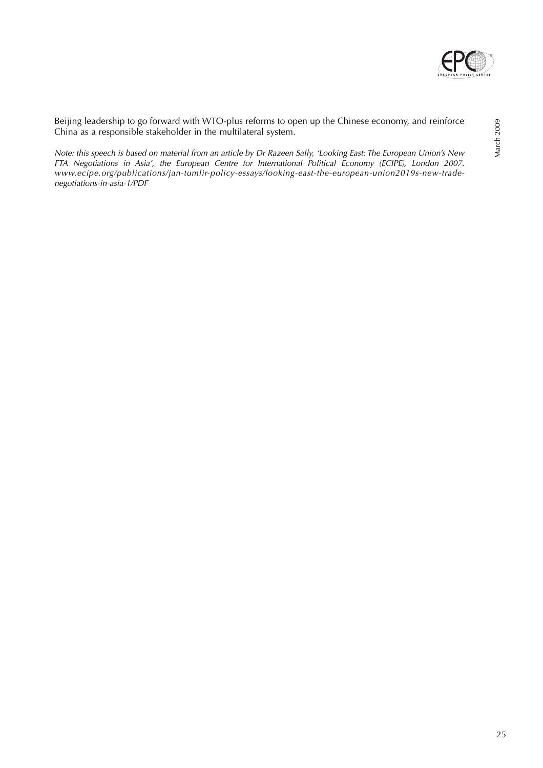Beijing leadership to go forward with WTO-plus reforms to open up the Chinese economy, and reinforce China as a responsible stakeholder in the multilateral system.

*Note: this speech is based on material from an article by Dr Razeen Sally, 'Looking East: The European Union's New FTA Negotiations in Asia', the European Centre for International Political Economy (ECIPE), London 2007. www.ecipe.org/publications/jan-tumlir-policy-essays/looking-east-the-european-union2019s-new-trade-negotiations-in-asia-1/PDF*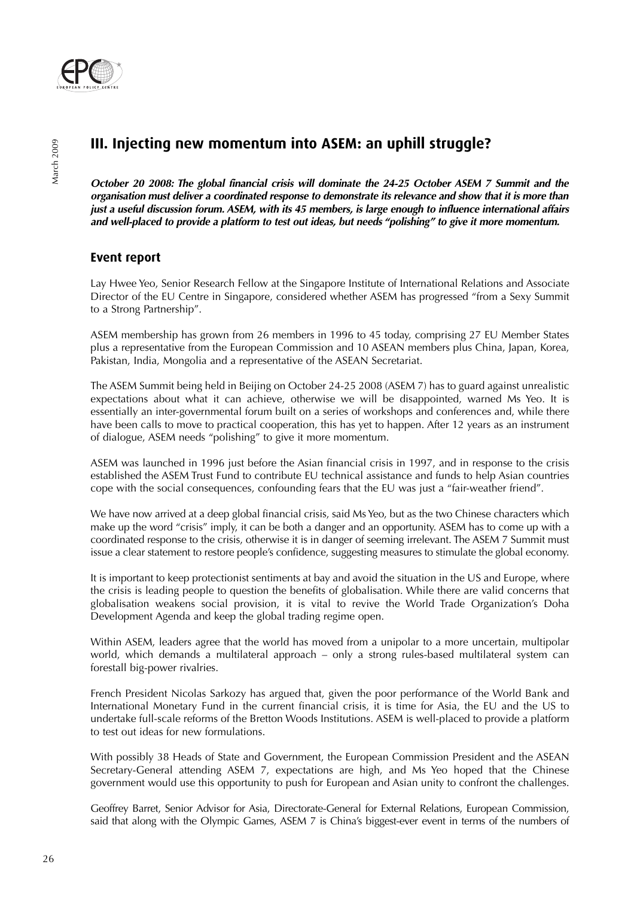## III. Injecting new momentum into ASEM: an uphill struggle?

***October 20 2008: The global financial crisis will dominate the 24-25 October ASEM 7 Summit and the organisation must deliver a coordinated response to demonstrate its relevance and show that it is more than just a useful discussion forum. ASEM, with its 45 members, is large enough to influence international affairs and well-placed to provide a platform to test out ideas, but needs "polishing" to give it more momentum.***

### Event report

Lay Hwee Yeo, Senior Research Fellow at the Singapore Institute of International Relations and Associate Director of the EU Centre in Singapore, considered whether ASEM has progressed "from a Sexy Summit to a Strong Partnership".

ASEM membership has grown from 26 members in 1996 to 45 today, comprising 27 EU Member States plus a representative from the European Commission and 10 ASEAN members plus China, Japan, Korea, Pakistan, India, Mongolia and a representative of the ASEAN Secretariat.

The ASEM Summit being held in Beijing on October 24-25 2008 (ASEM 7) has to guard against unrealistic expectations about what it can achieve, otherwise we will be disappointed, warned Ms Yeo. It is essentially an inter-governmental forum built on a series of workshops and conferences and, while there have been calls to move to practical cooperation, this has yet to happen. After 12 years as an instrument of dialogue, ASEM needs "polishing" to give it more momentum.

ASEM was launched in 1996 just before the Asian financial crisis in 1997, and in response to the crisis established the ASEM Trust Fund to contribute EU technical assistance and funds to help Asian countries cope with the social consequences, confounding fears that the EU was just a "fair-weather friend".

We have now arrived at a deep global financial crisis, said Ms Yeo, but as the two Chinese characters which make up the word "crisis" imply, it can be both a danger and an opportunity. ASEM has to come up with a coordinated response to the crisis, otherwise it is in danger of seeming irrelevant. The ASEM 7 Summit must issue a clear statement to restore people's confidence, suggesting measures to stimulate the global economy.

It is important to keep protectionist sentiments at bay and avoid the situation in the US and Europe, where the crisis is leading people to question the benefits of globalisation. While there are valid concerns that globalisation weakens social provision, it is vital to revive the World Trade Organization's Doha Development Agenda and keep the global trading regime open.

Within ASEM, leaders agree that the world has moved from a unipolar to a more uncertain, multipolar world, which demands a multilateral approach – only a strong rules-based multilateral system can forestall big-power rivalries.

French President Nicolas Sarkozy has argued that, given the poor performance of the World Bank and International Monetary Fund in the current financial crisis, it is time for Asia, the EU and the US to undertake full-scale reforms of the Bretton Woods Institutions. ASEM is well-placed to provide a platform to test out ideas for new formulations.

With possibly 38 Heads of State and Government, the European Commission President and the ASEAN Secretary-General attending ASEM 7, expectations are high, and Ms Yeo hoped that the Chinese government would use this opportunity to push for European and Asian unity to confront the challenges.

Geoffrey Barret, Senior Advisor for Asia, Directorate-General for External Relations, European Commission, said that along with the Olympic Games, ASEM 7 is China's biggest-ever event in terms of the numbers of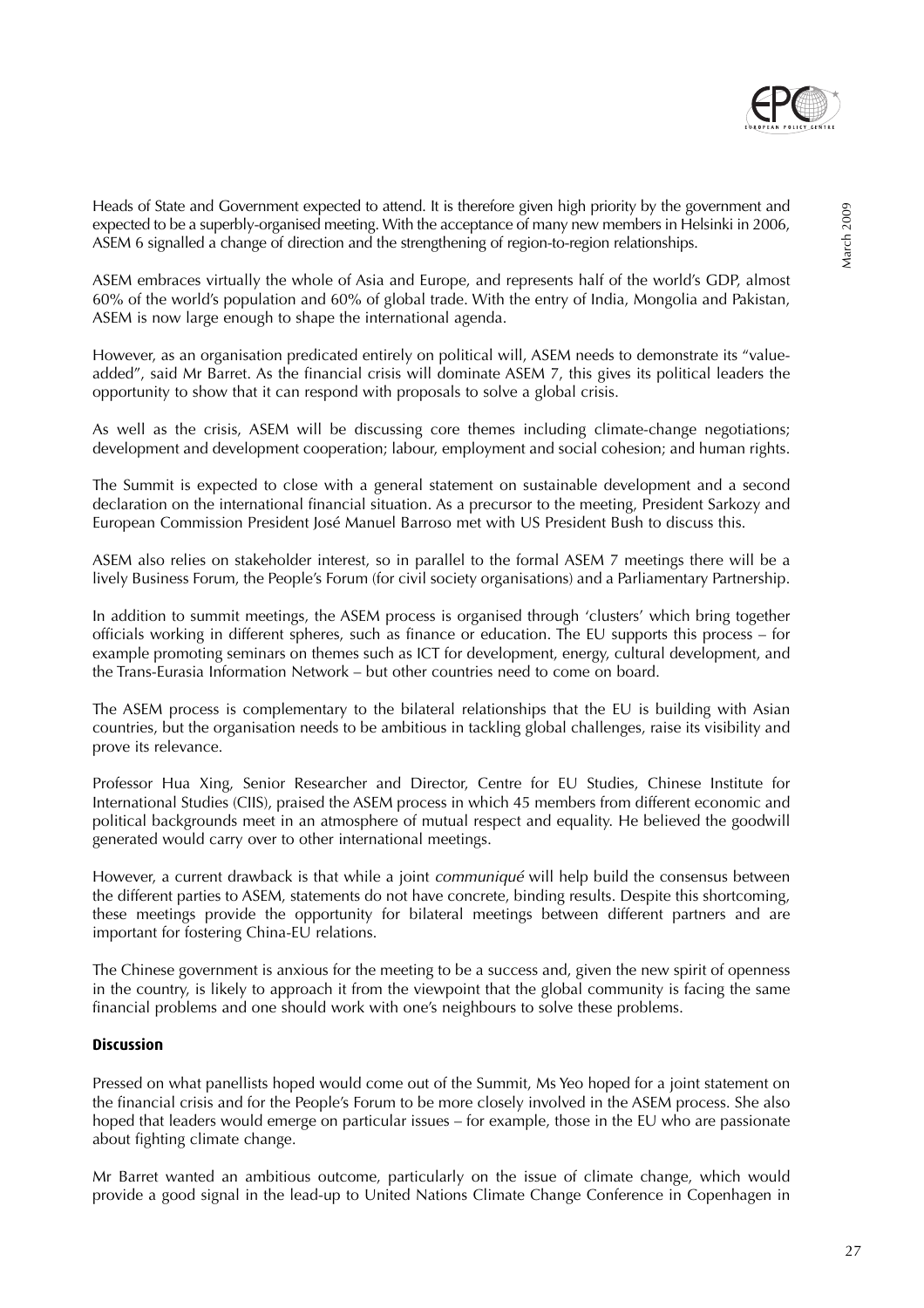Heads of State and Government expected to attend. It is therefore given high priority by the government and expected to be a superbly-organised meeting. With the acceptance of many new members in Helsinki in 2006, ASEM 6 signalled a change of direction and the strengthening of region-to-region relationships.

ASEM embraces virtually the whole of Asia and Europe, and represents half of the world's GDP, almost 60% of the world's population and 60% of global trade. With the entry of India, Mongolia and Pakistan, ASEM is now large enough to shape the international agenda.

However, as an organisation predicated entirely on political will, ASEM needs to demonstrate its "value-added", said Mr Barret. As the financial crisis will dominate ASEM 7, this gives its political leaders the opportunity to show that it can respond with proposals to solve a global crisis.

As well as the crisis, ASEM will be discussing core themes including climate-change negotiations; development and development cooperation; labour, employment and social cohesion; and human rights.

The Summit is expected to close with a general statement on sustainable development and a second declaration on the international financial situation. As a precursor to the meeting, President Sarkozy and European Commission President José Manuel Barroso met with US President Bush to discuss this.

ASEM also relies on stakeholder interest, so in parallel to the formal ASEM 7 meetings there will be a lively Business Forum, the People's Forum (for civil society organisations) and a Parliamentary Partnership.

In addition to summit meetings, the ASEM process is organised through 'clusters' which bring together officials working in different spheres, such as finance or education. The EU supports this process – for example promoting seminars on themes such as ICT for development, energy, cultural development, and the Trans-Eurasia Information Network – but other countries need to come on board.

The ASEM process is complementary to the bilateral relationships that the EU is building with Asian countries, but the organisation needs to be ambitious in tackling global challenges, raise its visibility and prove its relevance.

Professor Hua Xing, Senior Researcher and Director, Centre for EU Studies, Chinese Institute for International Studies (CIIS), praised the ASEM process in which 45 members from different economic and political backgrounds meet in an atmosphere of mutual respect and equality. He believed the goodwill generated would carry over to other international meetings.

However, a current drawback is that while a joint *communiqué* will help build the consensus between the different parties to ASEM, statements do not have concrete, binding results. Despite this shortcoming, these meetings provide the opportunity for bilateral meetings between different partners and are important for fostering China-EU relations.

The Chinese government is anxious for the meeting to be a success and, given the new spirit of openness in the country, is likely to approach it from the viewpoint that the global community is facing the same financial problems and one should work with one's neighbours to solve these problems.

### Discussion

Pressed on what panellists hoped would come out of the Summit, Ms Yeo hoped for a joint statement on the financial crisis and for the People's Forum to be more closely involved in the ASEM process. She also hoped that leaders would emerge on particular issues – for example, those in the EU who are passionate about fighting climate change.

Mr Barret wanted an ambitious outcome, particularly on the issue of climate change, which would provide a good signal in the lead-up to United Nations Climate Change Conference in Copenhagen in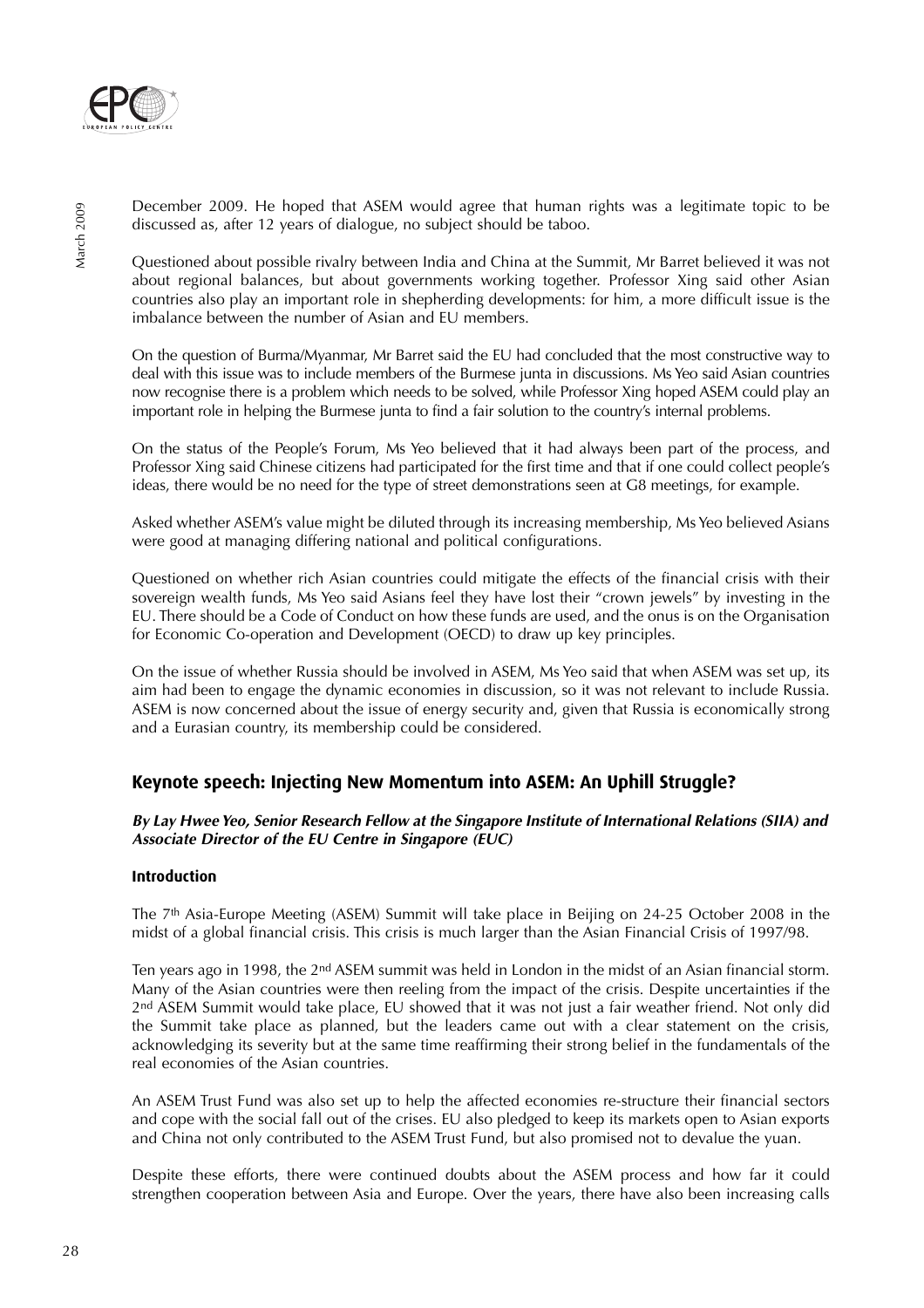December 2009. He hoped that ASEM would agree that human rights was a legitimate topic to be discussed as, after 12 years of dialogue, no subject should be taboo.

Questioned about possible rivalry between India and China at the Summit, Mr Barret believed it was not about regional balances, but about governments working together. Professor Xing said other Asian countries also play an important role in shepherding developments: for him, a more difficult issue is the imbalance between the number of Asian and EU members.

On the question of Burma/Myanmar, Mr Barret said the EU had concluded that the most constructive way to deal with this issue was to include members of the Burmese junta in discussions. Ms Yeo said Asian countries now recognise there is a problem which needs to be solved, while Professor Xing hoped ASEM could play an important role in helping the Burmese junta to find a fair solution to the country's internal problems.

On the status of the People's Forum, Ms Yeo believed that it had always been part of the process, and Professor Xing said Chinese citizens had participated for the first time and that if one could collect people's ideas, there would be no need for the type of street demonstrations seen at G8 meetings, for example.

Asked whether ASEM's value might be diluted through its increasing membership, Ms Yeo believed Asians were good at managing differing national and political configurations.

Questioned on whether rich Asian countries could mitigate the effects of the financial crisis with their sovereign wealth funds, Ms Yeo said Asians feel they have lost their "crown jewels" by investing in the EU. There should be a Code of Conduct on how these funds are used, and the onus is on the Organisation for Economic Co-operation and Development (OECD) to draw up key principles.

On the issue of whether Russia should be involved in ASEM, Ms Yeo said that when ASEM was set up, its aim had been to engage the dynamic economies in discussion, so it was not relevant to include Russia. ASEM is now concerned about the issue of energy security and, given that Russia is economically strong and a Eurasian country, its membership could be considered.

## Keynote speech: Injecting New Momentum into ASEM: An Uphill Struggle?

***By Lay Hwee Yeo, Senior Research Fellow at the Singapore Institute of International Relations (SIIA) and Associate Director of the EU Centre in Singapore (EUC)***

### Introduction

The 7th Asia-Europe Meeting (ASEM) Summit will take place in Beijing on 24-25 October 2008 in the midst of a global financial crisis. This crisis is much larger than the Asian Financial Crisis of 1997/98.

Ten years ago in 1998, the 2nd ASEM summit was held in London in the midst of an Asian financial storm. Many of the Asian countries were then reeling from the impact of the crisis. Despite uncertainties if the 2nd ASEM Summit would take place, EU showed that it was not just a fair weather friend. Not only did the Summit take place as planned, but the leaders came out with a clear statement on the crisis, acknowledging its severity but at the same time reaffirming their strong belief in the fundamentals of the real economies of the Asian countries.

An ASEM Trust Fund was also set up to help the affected economies re-structure their financial sectors and cope with the social fall out of the crises. EU also pledged to keep its markets open to Asian exports and China not only contributed to the ASEM Trust Fund, but also promised not to devalue the yuan.

Despite these efforts, there were continued doubts about the ASEM process and how far it could strengthen cooperation between Asia and Europe. Over the years, there have also been increasing calls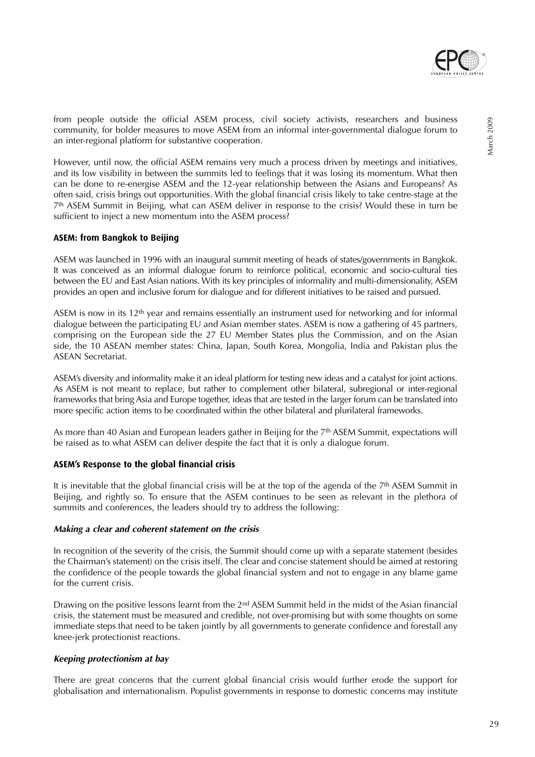from people outside the official ASEM process, civil society activists, researchers and business community, for bolder measures to move ASEM from an informal inter-governmental dialogue forum to an inter-regional platform for substantive cooperation.

However, until now, the official ASEM remains very much a process driven by meetings and initiatives, and its low visibility in between the summits led to feelings that it was losing its momentum. What then can be done to re-energise ASEM and the 12-year relationship between the Asians and Europeans? As often said, crisis brings out opportunities. With the global financial crisis likely to take centre-stage at the 7th ASEM Summit in Beijing, what can ASEM deliver in response to the crisis? Would these in turn be sufficient to inject a new momentum into the ASEM process?

**ASEM: from Bangkok to Beijing**

ASEM was launched in 1996 with an inaugural summit meeting of heads of states/governments in Bangkok. It was conceived as an informal dialogue forum to reinforce political, economic and socio-cultural ties between the EU and East Asian nations. With its key principles of informality and multi-dimensionality, ASEM provides an open and inclusive forum for dialogue and for different initiatives to be raised and pursued.

ASEM is now in its 12th year and remains essentially an instrument used for networking and for informal dialogue between the participating EU and Asian member states. ASEM is now a gathering of 45 partners, comprising on the European side the 27 EU Member States plus the Commission, and on the Asian side, the 10 ASEAN member states: China, Japan, South Korea, Mongolia, India and Pakistan plus the ASEAN Secretariat.

ASEM's diversity and informality make it an ideal platform for testing new ideas and a catalyst for joint actions. As ASEM is not meant to replace, but rather to complement other bilateral, subregional or inter-regional frameworks that bring Asia and Europe together, ideas that are tested in the larger forum can be translated into more specific action items to be coordinated within the other bilateral and plurilateral frameworks.

As more than 40 Asian and European leaders gather in Beijing for the 7th ASEM Summit, expectations will be raised as to what ASEM can deliver despite the fact that it is only a dialogue forum.

**ASEM's Response to the global financial crisis**

It is inevitable that the global financial crisis will be at the top of the agenda of the 7th ASEM Summit in Beijing, and rightly so. To ensure that the ASEM continues to be seen as relevant in the plethora of summits and conferences, the leaders should try to address the following:

***Making a clear and coherent statement on the crisis***

In recognition of the severity of the crisis, the Summit should come up with a separate statement (besides the Chairman's statement) on the crisis itself. The clear and concise statement should be aimed at restoring the confidence of the people towards the global financial system and not to engage in any blame game for the current crisis.

Drawing on the positive lessons learnt from the 2nd ASEM Summit held in the midst of the Asian financial crisis, the statement must be measured and credible, not over-promising but with some thoughts on some immediate steps that need to be taken jointly by all governments to generate confidence and forestall any knee-jerk protectionist reactions.

***Keeping protectionism at bay***

There are great concerns that the current global financial crisis would further erode the support for globalisation and internationalism. Populist governments in response to domestic concerns may institute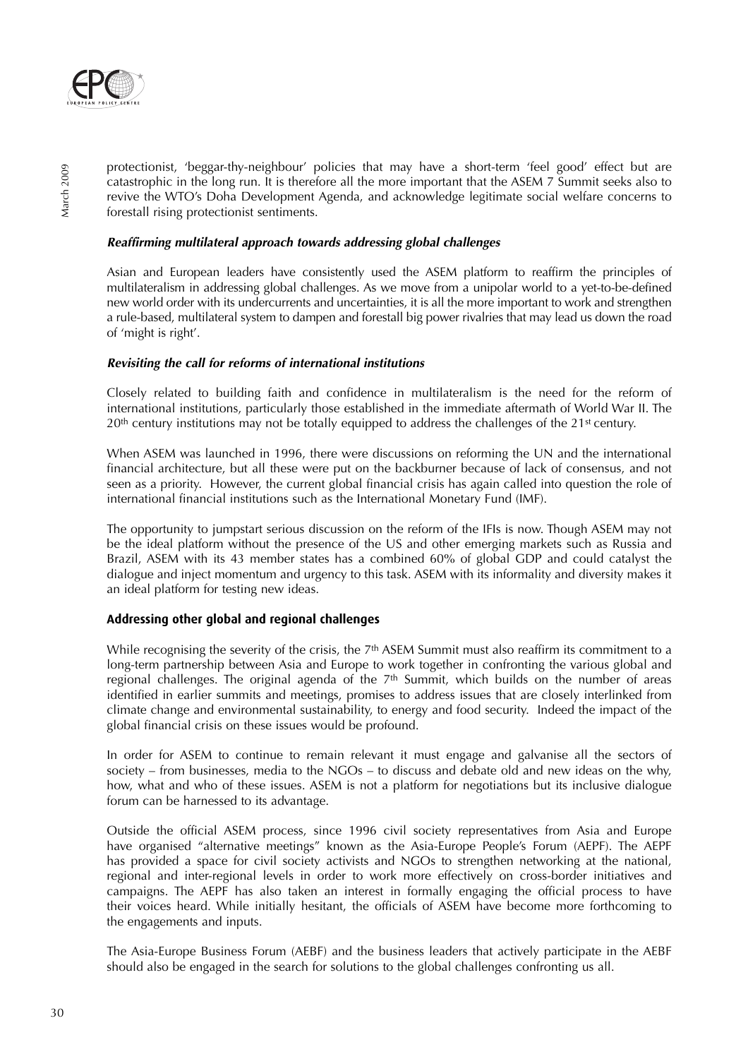protectionist, 'beggar-thy-neighbour' policies that may have a short-term 'feel good' effect but are catastrophic in the long run. It is therefore all the more important that the ASEM 7 Summit seeks also to revive the WTO's Doha Development Agenda, and acknowledge legitimate social welfare concerns to forestall rising protectionist sentiments.

***Reaffirming multilateral approach towards addressing global challenges***

Asian and European leaders have consistently used the ASEM platform to reaffirm the principles of multilateralism in addressing global challenges. As we move from a unipolar world to a yet-to-be-defined new world order with its undercurrents and uncertainties, it is all the more important to work and strengthen a rule-based, multilateral system to dampen and forestall big power rivalries that may lead us down the road of 'might is right'.

***Revisiting the call for reforms of international institutions***

Closely related to building faith and confidence in multilateralism is the need for the reform of international institutions, particularly those established in the immediate aftermath of World War II. The 20th century institutions may not be totally equipped to address the challenges of the 21st century.

When ASEM was launched in 1996, there were discussions on reforming the UN and the international financial architecture, but all these were put on the backburner because of lack of consensus, and not seen as a priority. However, the current global financial crisis has again called into question the role of international financial institutions such as the International Monetary Fund (IMF).

The opportunity to jumpstart serious discussion on the reform of the IFIs is now. Though ASEM may not be the ideal platform without the presence of the US and other emerging markets such as Russia and Brazil, ASEM with its 43 member states has a combined 60% of global GDP and could catalyst the dialogue and inject momentum and urgency to this task. ASEM with its informality and diversity makes it an ideal platform for testing new ideas.

**Addressing other global and regional challenges**

While recognising the severity of the crisis, the 7th ASEM Summit must also reaffirm its commitment to a long-term partnership between Asia and Europe to work together in confronting the various global and regional challenges. The original agenda of the 7th Summit, which builds on the number of areas identified in earlier summits and meetings, promises to address issues that are closely interlinked from climate change and environmental sustainability, to energy and food security. Indeed the impact of the global financial crisis on these issues would be profound.

In order for ASEM to continue to remain relevant it must engage and galvanise all the sectors of society – from businesses, media to the NGOs – to discuss and debate old and new ideas on the why, how, what and who of these issues. ASEM is not a platform for negotiations but its inclusive dialogue forum can be harnessed to its advantage.

Outside the official ASEM process, since 1996 civil society representatives from Asia and Europe have organised "alternative meetings" known as the Asia-Europe People's Forum (AEPF). The AEPF has provided a space for civil society activists and NGOs to strengthen networking at the national, regional and inter-regional levels in order to work more effectively on cross-border initiatives and campaigns. The AEPF has also taken an interest in formally engaging the official process to have their voices heard. While initially hesitant, the officials of ASEM have become more forthcoming to the engagements and inputs.

The Asia-Europe Business Forum (AEBF) and the business leaders that actively participate in the AEBF should also be engaged in the search for solutions to the global challenges confronting us all.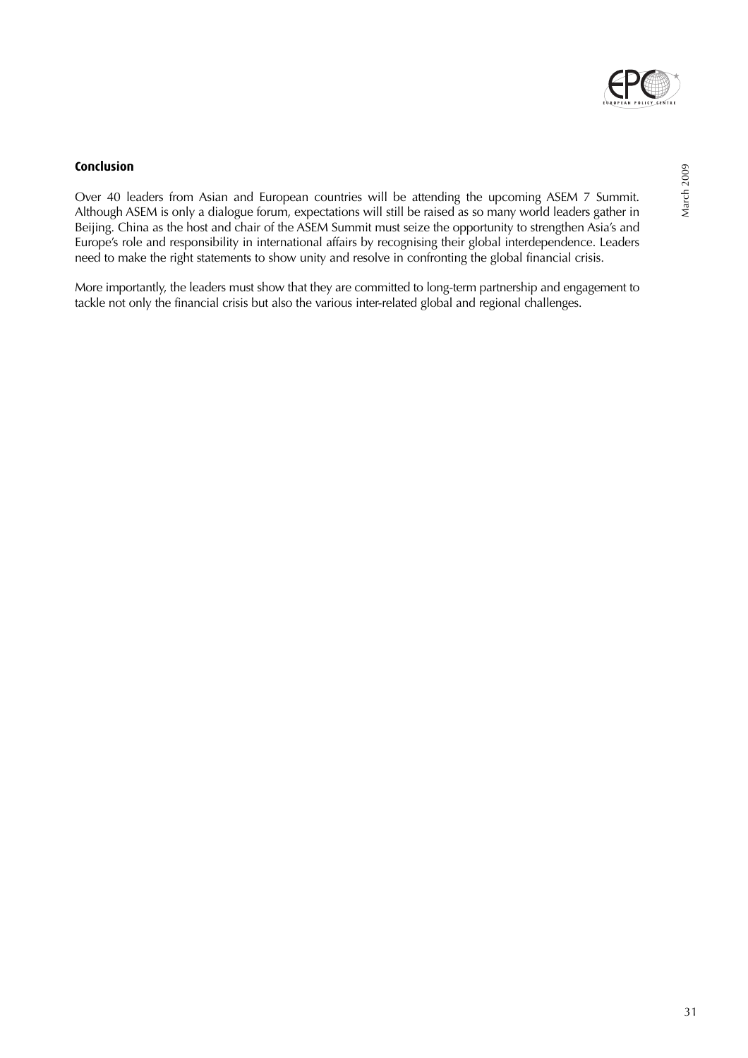## Conclusion

Over 40 leaders from Asian and European countries will be attending the upcoming ASEM 7 Summit. Although ASEM is only a dialogue forum, expectations will still be raised as so many world leaders gather in Beijing. China as the host and chair of the ASEM Summit must seize the opportunity to strengthen Asia's and Europe's role and responsibility in international affairs by recognising their global interdependence. Leaders need to make the right statements to show unity and resolve in confronting the global financial crisis.

More importantly, the leaders must show that they are committed to long-term partnership and engagement to tackle not only the financial crisis but also the various inter-related global and regional challenges.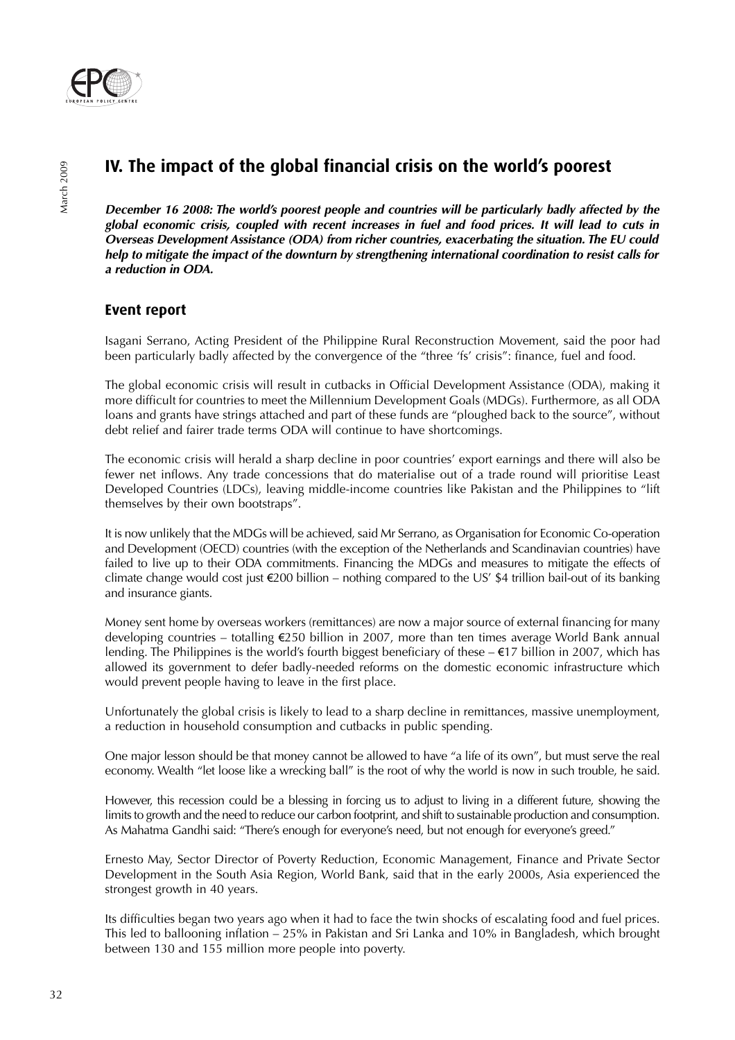## IV. The impact of the global financial crisis on the world's poorest

***December 16 2008: The world's poorest people and countries will be particularly badly affected by the global economic crisis, coupled with recent increases in fuel and food prices. It will lead to cuts in Overseas Development Assistance (ODA) from richer countries, exacerbating the situation. The EU could help to mitigate the impact of the downturn by strengthening international coordination to resist calls for a reduction in ODA.***

### Event report

Isagani Serrano, Acting President of the Philippine Rural Reconstruction Movement, said the poor had been particularly badly affected by the convergence of the "three 'fs' crisis": finance, fuel and food.

The global economic crisis will result in cutbacks in Official Development Assistance (ODA), making it more difficult for countries to meet the Millennium Development Goals (MDGs). Furthermore, as all ODA loans and grants have strings attached and part of these funds are "ploughed back to the source", without debt relief and fairer trade terms ODA will continue to have shortcomings.

The economic crisis will herald a sharp decline in poor countries' export earnings and there will also be fewer net inflows. Any trade concessions that do materialise out of a trade round will prioritise Least Developed Countries (LDCs), leaving middle-income countries like Pakistan and the Philippines to "lift themselves by their own bootstraps".

It is now unlikely that the MDGs will be achieved, said Mr Serrano, as Organisation for Economic Co-operation and Development (OECD) countries (with the exception of the Netherlands and Scandinavian countries) have failed to live up to their ODA commitments. Financing the MDGs and measures to mitigate the effects of climate change would cost just €200 billion – nothing compared to the US' $4 trillion bail-out of its banking and insurance giants.

Money sent home by overseas workers (remittances) are now a major source of external financing for many developing countries – totalling €250 billion in 2007, more than ten times average World Bank annual lending. The Philippines is the world's fourth biggest beneficiary of these – €17 billion in 2007, which has allowed its government to defer badly-needed reforms on the domestic economic infrastructure which would prevent people having to leave in the first place.

Unfortunately the global crisis is likely to lead to a sharp decline in remittances, massive unemployment, a reduction in household consumption and cutbacks in public spending.

One major lesson should be that money cannot be allowed to have "a life of its own", but must serve the real economy. Wealth "let loose like a wrecking ball" is the root of why the world is now in such trouble, he said.

However, this recession could be a blessing in forcing us to adjust to living in a different future, showing the limits to growth and the need to reduce our carbon footprint, and shift to sustainable production and consumption. As Mahatma Gandhi said: "There's enough for everyone's need, but not enough for everyone's greed."

Ernesto May, Sector Director of Poverty Reduction, Economic Management, Finance and Private Sector Development in the South Asia Region, World Bank, said that in the early 2000s, Asia experienced the strongest growth in 40 years.

Its difficulties began two years ago when it had to face the twin shocks of escalating food and fuel prices. This led to ballooning inflation – 25% in Pakistan and Sri Lanka and 10% in Bangladesh, which brought between 130 and 155 million more people into poverty.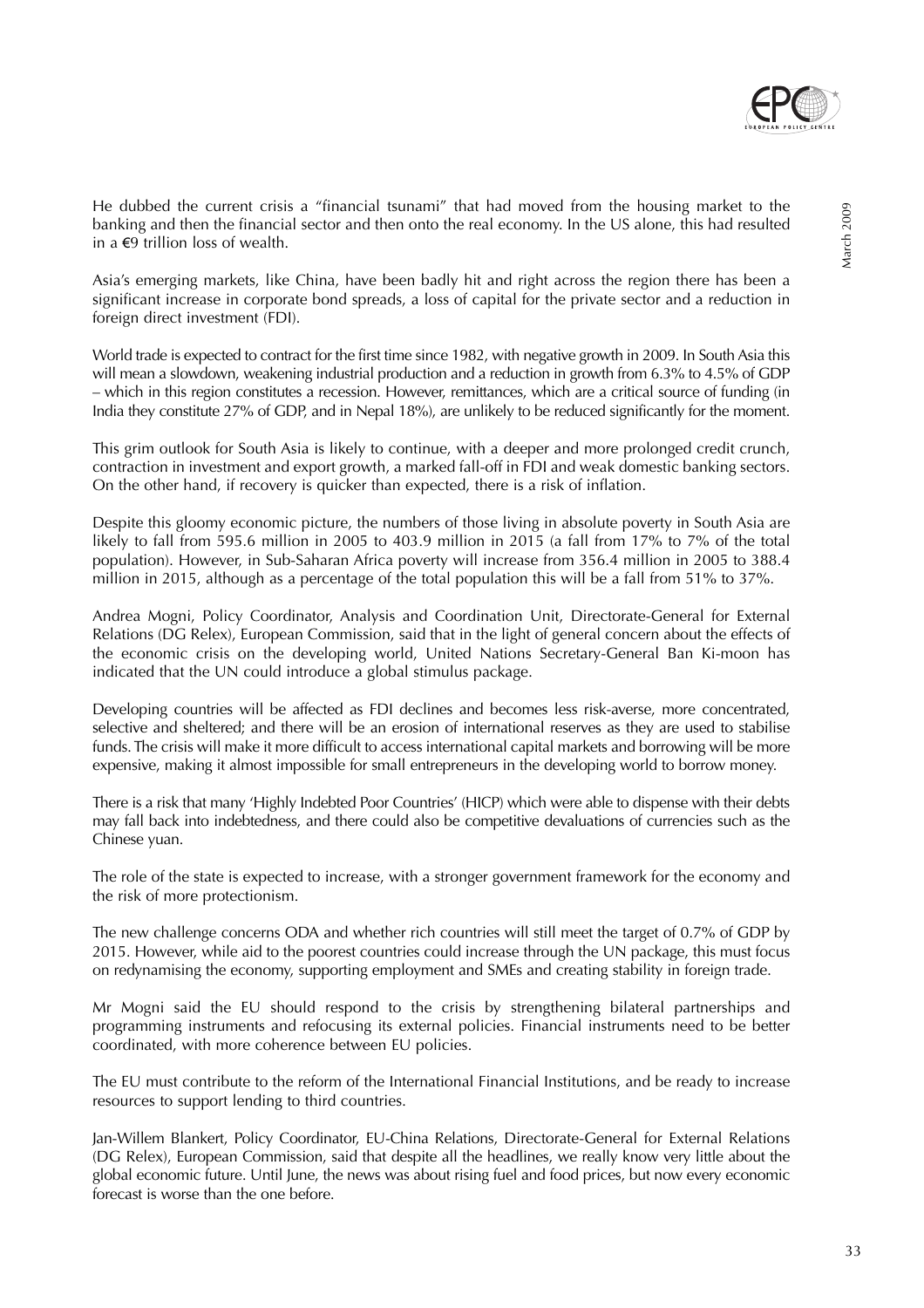He dubbed the current crisis a "financial tsunami" that had moved from the housing market to the banking and then the financial sector and then onto the real economy. In the US alone, this had resulted in a €9 trillion loss of wealth.

Asia's emerging markets, like China, have been badly hit and right across the region there has been a significant increase in corporate bond spreads, a loss of capital for the private sector and a reduction in foreign direct investment (FDI).

World trade is expected to contract for the first time since 1982, with negative growth in 2009. In South Asia this will mean a slowdown, weakening industrial production and a reduction in growth from 6.3% to 4.5% of GDP – which in this region constitutes a recession. However, remittances, which are a critical source of funding (in India they constitute 27% of GDP, and in Nepal 18%), are unlikely to be reduced significantly for the moment.

This grim outlook for South Asia is likely to continue, with a deeper and more prolonged credit crunch, contraction in investment and export growth, a marked fall-off in FDI and weak domestic banking sectors. On the other hand, if recovery is quicker than expected, there is a risk of inflation.

Despite this gloomy economic picture, the numbers of those living in absolute poverty in South Asia are likely to fall from 595.6 million in 2005 to 403.9 million in 2015 (a fall from 17% to 7% of the total population). However, in Sub-Saharan Africa poverty will increase from 356.4 million in 2005 to 388.4 million in 2015, although as a percentage of the total population this will be a fall from 51% to 37%.

Andrea Mogni, Policy Coordinator, Analysis and Coordination Unit, Directorate-General for External Relations (DG Relex), European Commission, said that in the light of general concern about the effects of the economic crisis on the developing world, United Nations Secretary-General Ban Ki-moon has indicated that the UN could introduce a global stimulus package.

Developing countries will be affected as FDI declines and becomes less risk-averse, more concentrated, selective and sheltered; and there will be an erosion of international reserves as they are used to stabilise funds. The crisis will make it more difficult to access international capital markets and borrowing will be more expensive, making it almost impossible for small entrepreneurs in the developing world to borrow money.

There is a risk that many 'Highly Indebted Poor Countries' (HICP) which were able to dispense with their debts may fall back into indebtedness, and there could also be competitive devaluations of currencies such as the Chinese yuan.

The role of the state is expected to increase, with a stronger government framework for the economy and the risk of more protectionism.

The new challenge concerns ODA and whether rich countries will still meet the target of 0.7% of GDP by 2015. However, while aid to the poorest countries could increase through the UN package, this must focus on redynamising the economy, supporting employment and SMEs and creating stability in foreign trade.

Mr Mogni said the EU should respond to the crisis by strengthening bilateral partnerships and programming instruments and refocusing its external policies. Financial instruments need to be better coordinated, with more coherence between EU policies.

The EU must contribute to the reform of the International Financial Institutions, and be ready to increase resources to support lending to third countries.

Jan-Willem Blankert, Policy Coordinator, EU-China Relations, Directorate-General for External Relations (DG Relex), European Commission, said that despite all the headlines, we really know very little about the global economic future. Until June, the news was about rising fuel and food prices, but now every economic forecast is worse than the one before.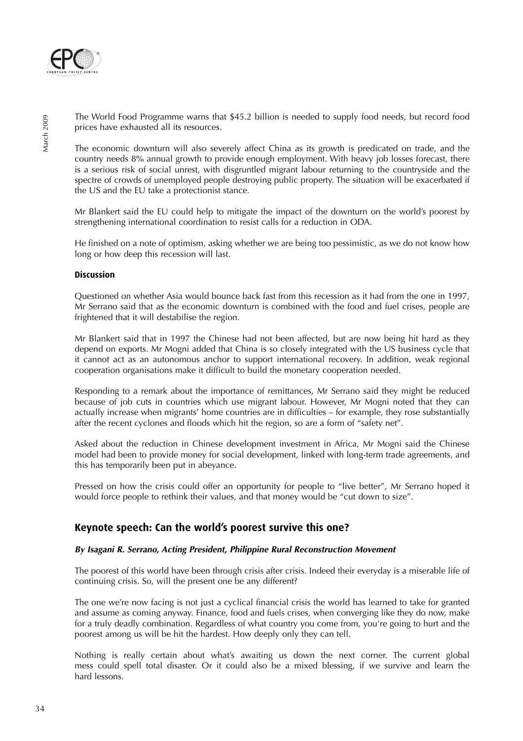The World Food Programme warns that $45.2 billion is needed to supply food needs, but record food prices have exhausted all its resources.

The economic downturn will also severely affect China as its growth is predicated on trade, and the country needs 8% annual growth to provide enough employment. With heavy job losses forecast, there is a serious risk of social unrest, with disgruntled migrant labour returning to the countryside and the spectre of crowds of unemployed people destroying public property. The situation will be exacerbated if the US and the EU take a protectionist stance.

Mr Blankert said the EU could help to mitigate the impact of the downturn on the world's poorest by strengthening international coordination to resist calls for a reduction in ODA.

He finished on a note of optimism, asking whether we are being too pessimistic, as we do not know how long or how deep this recession will last.

### Discussion

Questioned on whether Asia would bounce back fast from this recession as it had from the one in 1997, Mr Serrano said that as the economic downturn is combined with the food and fuel crises, people are frightened that it will destabilise the region.

Mr Blankert said that in 1997 the Chinese had not been affected, but are now being hit hard as they depend on exports. Mr Mogni added that China is so closely integrated with the US business cycle that it cannot act as an autonomous anchor to support international recovery. In addition, weak regional cooperation organisations make it difficult to build the monetary cooperation needed.

Responding to a remark about the importance of remittances, Mr Serrano said they might be reduced because of job cuts in countries which use migrant labour. However, Mr Mogni noted that they can actually increase when migrants' home countries are in difficulties – for example, they rose substantially after the recent cyclones and floods which hit the region, so are a form of "safety net".

Asked about the reduction in Chinese development investment in Africa, Mr Mogni said the Chinese model had been to provide money for social development, linked with long-term trade agreements, and this has temporarily been put in abeyance.

Pressed on how the crisis could offer an opportunity for people to "live better", Mr Serrano hoped it would force people to rethink their values, and that money would be "cut down to size".

## Keynote speech: Can the world's poorest survive this one?

***By Isagani R. Serrano, Acting President, Philippine Rural Reconstruction Movement***

The poorest of this world have been through crisis after crisis. Indeed their everyday is a miserable life of continuing crisis. So, will the present one be any different?

The one we're now facing is not just a cyclical financial crisis the world has learned to take for granted and assume as coming anyway. Finance, food and fuels crises, when converging like they do now, make for a truly deadly combination. Regardless of what country you come from, you're going to hurt and the poorest among us will be hit the hardest. How deeply only they can tell.

Nothing is really certain about what's awaiting us down the next corner. The current global mess could spell total disaster. Or it could also be a mixed blessing, if we survive and learn the hard lessons.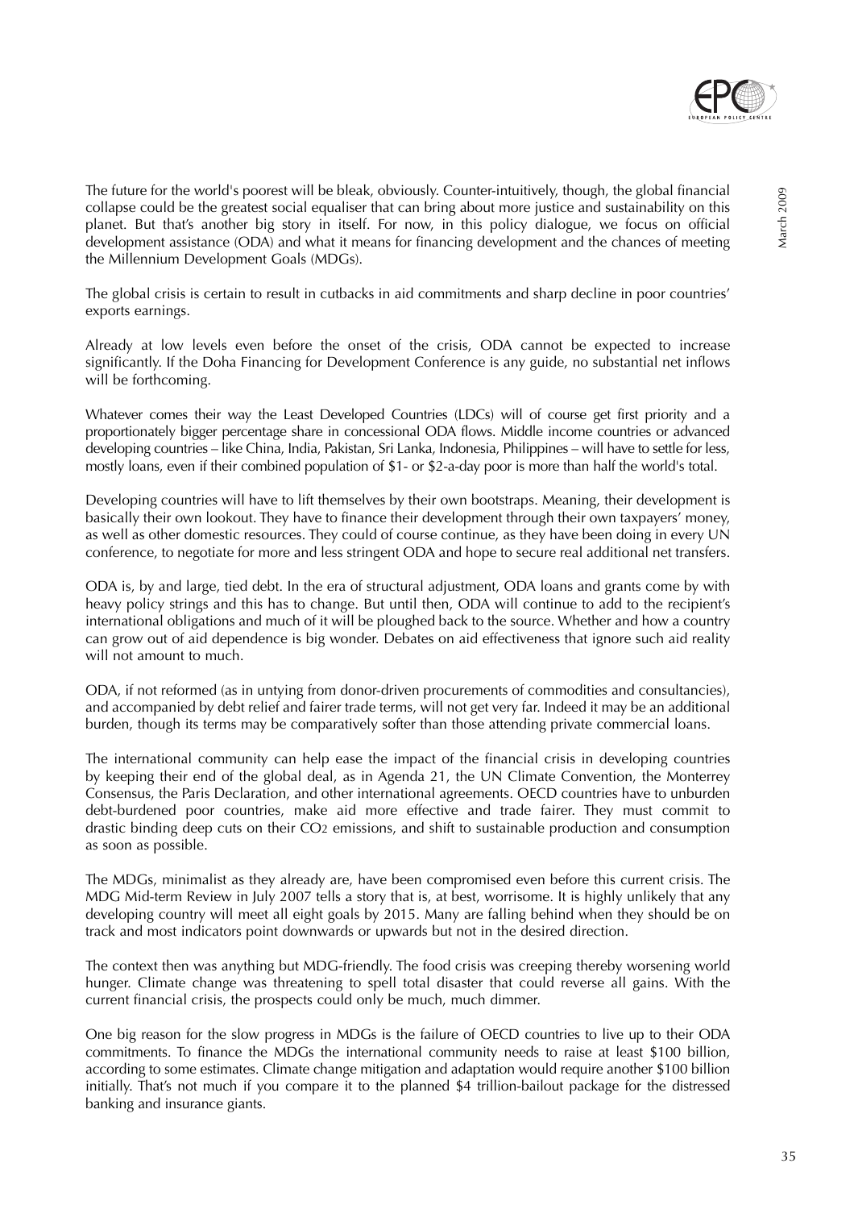The future for the world's poorest will be bleak, obviously. Counter-intuitively, though, the global financial collapse could be the greatest social equaliser that can bring about more justice and sustainability on this planet. But that's another big story in itself. For now, in this policy dialogue, we focus on official development assistance (ODA) and what it means for financing development and the chances of meeting the Millennium Development Goals (MDGs).

The global crisis is certain to result in cutbacks in aid commitments and sharp decline in poor countries' exports earnings.

Already at low levels even before the onset of the crisis, ODA cannot be expected to increase significantly. If the Doha Financing for Development Conference is any guide, no substantial net inflows will be forthcoming.

Whatever comes their way the Least Developed Countries (LDCs) will of course get first priority and a proportionately bigger percentage share in concessional ODA flows. Middle income countries or advanced developing countries – like China, India, Pakistan, Sri Lanka, Indonesia, Philippines – will have to settle for less, mostly loans, even if their combined population of \$1- or \$2-a-day poor is more than half the world's total.

Developing countries will have to lift themselves by their own bootstraps. Meaning, their development is basically their own lookout. They have to finance their development through their own taxpayers' money, as well as other domestic resources. They could of course continue, as they have been doing in every UN conference, to negotiate for more and less stringent ODA and hope to secure real additional net transfers.

ODA is, by and large, tied debt. In the era of structural adjustment, ODA loans and grants come by with heavy policy strings and this has to change. But until then, ODA will continue to add to the recipient's international obligations and much of it will be ploughed back to the source. Whether and how a country can grow out of aid dependence is big wonder. Debates on aid effectiveness that ignore such aid reality will not amount to much.

ODA, if not reformed (as in untying from donor-driven procurements of commodities and consultancies), and accompanied by debt relief and fairer trade terms, will not get very far. Indeed it may be an additional burden, though its terms may be comparatively softer than those attending private commercial loans.

The international community can help ease the impact of the financial crisis in developing countries by keeping their end of the global deal, as in Agenda 21, the UN Climate Convention, the Monterrey Consensus, the Paris Declaration, and other international agreements. OECD countries have to unburden debt-burdened poor countries, make aid more effective and trade fairer. They must commit to drastic binding deep cuts on their $CO_2$ emissions, and shift to sustainable production and consumption as soon as possible.

The MDGs, minimalist as they already are, have been compromised even before this current crisis. The MDG Mid-term Review in July 2007 tells a story that is, at best, worrisome. It is highly unlikely that any developing country will meet all eight goals by 2015. Many are falling behind when they should be on track and most indicators point downwards or upwards but not in the desired direction.

The context then was anything but MDG-friendly. The food crisis was creeping thereby worsening world hunger. Climate change was threatening to spell total disaster that could reverse all gains. With the current financial crisis, the prospects could only be much, much dimmer.

One big reason for the slow progress in MDGs is the failure of OECD countries to live up to their ODA commitments. To finance the MDGs the international community needs to raise at least \$100 billion, according to some estimates. Climate change mitigation and adaptation would require another \$100 billion initially. That's not much if you compare it to the planned \$4 trillion-bailout package for the distressed banking and insurance giants.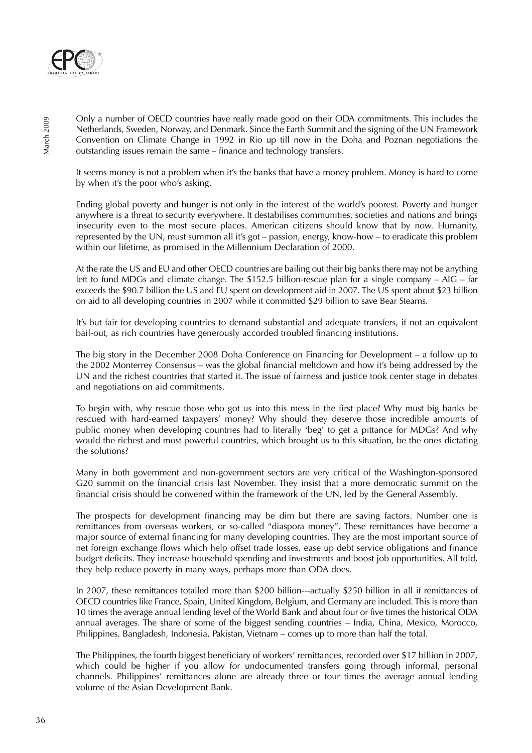Only a number of OECD countries have really made good on their ODA commitments. This includes the Netherlands, Sweden, Norway, and Denmark. Since the Earth Summit and the signing of the UN Framework Convention on Climate Change in 1992 in Rio up till now in the Doha and Poznan negotiations the outstanding issues remain the same – finance and technology transfers.

It seems money is not a problem when it's the banks that have a money problem. Money is hard to come by when it's the poor who's asking.

Ending global poverty and hunger is not only in the interest of the world's poorest. Poverty and hunger anywhere is a threat to security everywhere. It destabilises communities, societies and nations and brings insecurity even to the most secure places. American citizens should know that by now. Humanity, represented by the UN, must summon all it's got – passion, energy, know-how – to eradicate this problem within our lifetime, as promised in the Millennium Declaration of 2000.

At the rate the US and EU and other OECD countries are bailing out their big banks there may not be anything left to fund MDGs and climate change. The $152.5 billion-rescue plan for a single company – AIG – far exceeds the $90.7 billion the US and EU spent on development aid in 2007. The US spent about $23 billion on aid to all developing countries in 2007 while it committed $29 billion to save Bear Stearns.

It's but fair for developing countries to demand substantial and adequate transfers, if not an equivalent bail-out, as rich countries have generously accorded troubled financing institutions.

The big story in the December 2008 Doha Conference on Financing for Development – a follow up to the 2002 Monterrey Consensus – was the global financial meltdown and how it's being addressed by the UN and the richest countries that started it. The issue of fairness and justice took center stage in debates and negotiations on aid commitments.

To begin with, why rescue those who got us into this mess in the first place? Why must big banks be rescued with hard-earned taxpayers' money? Why should they deserve those incredible amounts of public money when developing countries had to literally 'beg' to get a pittance for MDGs? And why would the richest and most powerful countries, which brought us to this situation, be the ones dictating the solutions?

Many in both government and non-government sectors are very critical of the Washington-sponsored G20 summit on the financial crisis last November. They insist that a more democratic summit on the financial crisis should be convened within the framework of the UN, led by the General Assembly.

The prospects for development financing may be dim but there are saving factors. Number one is remittances from overseas workers, or so-called "diaspora money". These remittances have become a major source of external financing for many developing countries. They are the most important source of net foreign exchange flows which help offset trade losses, ease up debt service obligations and finance budget deficits. They increase household spending and investments and boost job opportunities. All told, they help reduce poverty in many ways, perhaps more than ODA does.

In 2007, these remittances totalled more than $200 billion---actually $250 billion in all if remittances of OECD countries like France, Spain, United Kingdom, Belgium, and Germany are included. This is more than 10 times the average annual lending level of the World Bank and about four or five times the historical ODA annual averages. The share of some of the biggest sending countries – India, China, Mexico, Morocco, Philippines, Bangladesh, Indonesia, Pakistan, Vietnam – comes up to more than half the total.

The Philippines, the fourth biggest beneficiary of workers' remittances, recorded over $17 billion in 2007, which could be higher if you allow for undocumented transfers going through informal, personal channels. Philippines' remittances alone are already three or four times the average annual lending volume of the Asian Development Bank.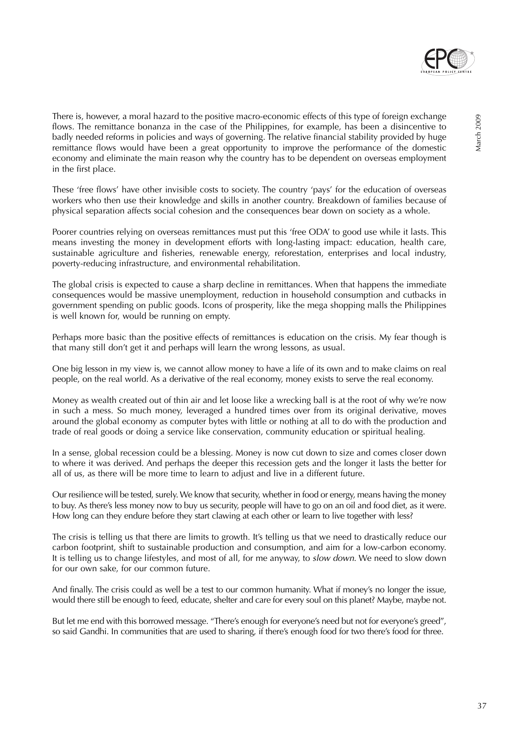There is, however, a moral hazard to the positive macro-economic effects of this type of foreign exchange flows. The remittance bonanza in the case of the Philippines, for example, has been a disincentive to badly needed reforms in policies and ways of governing. The relative financial stability provided by huge remittance flows would have been a great opportunity to improve the performance of the domestic economy and eliminate the main reason why the country has to be dependent on overseas employment in the first place.

These 'free flows' have other invisible costs to society. The country 'pays' for the education of overseas workers who then use their knowledge and skills in another country. Breakdown of families because of physical separation affects social cohesion and the consequences bear down on society as a whole.

Poorer countries relying on overseas remittances must put this 'free ODA' to good use while it lasts. This means investing the money in development efforts with long-lasting impact: education, health care, sustainable agriculture and fisheries, renewable energy, reforestation, enterprises and local industry, poverty-reducing infrastructure, and environmental rehabilitation.

The global crisis is expected to cause a sharp decline in remittances. When that happens the immediate consequences would be massive unemployment, reduction in household consumption and cutbacks in government spending on public goods. Icons of prosperity, like the mega shopping malls the Philippines is well known for, would be running on empty.

Perhaps more basic than the positive effects of remittances is education on the crisis. My fear though is that many still don't get it and perhaps will learn the wrong lessons, as usual.

One big lesson in my view is, we cannot allow money to have a life of its own and to make claims on real people, on the real world. As a derivative of the real economy, money exists to serve the real economy.

Money as wealth created out of thin air and let loose like a wrecking ball is at the root of why we're now in such a mess. So much money, leveraged a hundred times over from its original derivative, moves around the global economy as computer bytes with little or nothing at all to do with the production and trade of real goods or doing a service like conservation, community education or spiritual healing.

In a sense, global recession could be a blessing. Money is now cut down to size and comes closer down to where it was derived. And perhaps the deeper this recession gets and the longer it lasts the better for all of us, as there will be more time to learn to adjust and live in a different future.

Our resilience will be tested, surely. We know that security, whether in food or energy, means having the money to buy. As there's less money now to buy us security, people will have to go on an oil and food diet, as it were. How long can they endure before they start clawing at each other or learn to live together with less?

The crisis is telling us that there are limits to growth. It's telling us that we need to drastically reduce our carbon footprint, shift to sustainable production and consumption, and aim for a low-carbon economy. It is telling us to change lifestyles, and most of all, for me anyway, to *slow down*. We need to slow down for our own sake, for our common future.

And finally. The crisis could as well be a test to our common humanity. What if money's no longer the issue, would there still be enough to feed, educate, shelter and care for every soul on this planet? Maybe, maybe not.

But let me end with this borrowed message. "There's enough for everyone's need but not for everyone's greed", so said Gandhi. In communities that are used to sharing, if there's enough food for two there's food for three.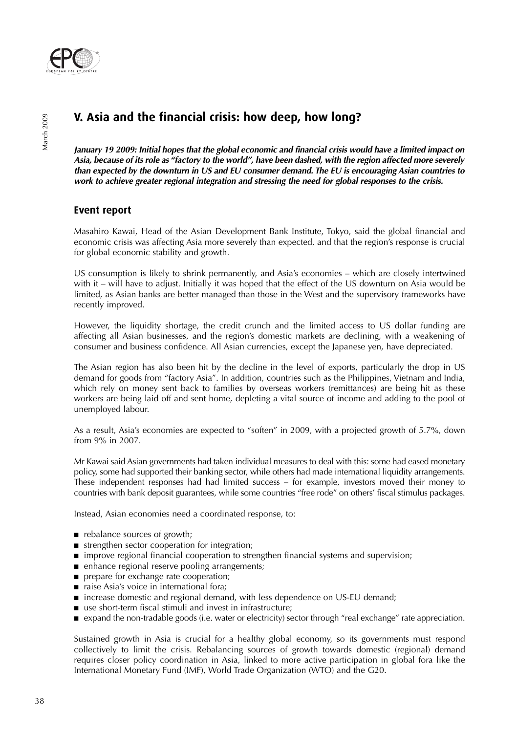## V. Asia and the financial crisis: how deep, how long?

***January 19 2009: Initial hopes that the global economic and financial crisis would have a limited impact on Asia, because of its role as "factory to the world", have been dashed, with the region affected more severely than expected by the downturn in US and EU consumer demand. The EU is encouraging Asian countries to work to achieve greater regional integration and stressing the need for global responses to the crisis.***

### Event report

Masahiro Kawai, Head of the Asian Development Bank Institute, Tokyo, said the global financial and economic crisis was affecting Asia more severely than expected, and that the region's response is crucial for global economic stability and growth.

US consumption is likely to shrink permanently, and Asia's economies – which are closely intertwined with it – will have to adjust. Initially it was hoped that the effect of the US downturn on Asia would be limited, as Asian banks are better managed than those in the West and the supervisory frameworks have recently improved.

However, the liquidity shortage, the credit crunch and the limited access to US dollar funding are affecting all Asian businesses, and the region's domestic markets are declining, with a weakening of consumer and business confidence. All Asian currencies, except the Japanese yen, have depreciated.

The Asian region has also been hit by the decline in the level of exports, particularly the drop in US demand for goods from "factory Asia". In addition, countries such as the Philippines, Vietnam and India, which rely on money sent back to families by overseas workers (remittances) are being hit as these workers are being laid off and sent home, depleting a vital source of income and adding to the pool of unemployed labour.

As a result, Asia's economies are expected to "soften" in 2009, with a projected growth of 5.7%, down from 9% in 2007.

Mr Kawai said Asian governments had taken individual measures to deal with this: some had eased monetary policy, some had supported their banking sector, while others had made international liquidity arrangements. These independent responses had had limited success – for example, investors moved their money to countries with bank deposit guarantees, while some countries "free rode" on others' fiscal stimulus packages.

Instead, Asian economies need a coordinated response, to:

- rebalance sources of growth;
- strengthen sector cooperation for integration;
- improve regional financial cooperation to strengthen financial systems and supervision;
- enhance regional reserve pooling arrangements;
- prepare for exchange rate cooperation;
- raise Asia's voice in international fora;
- increase domestic and regional demand, with less dependence on US-EU demand;
- use short-term fiscal stimuli and invest in infrastructure;
- expand the non-tradable goods (i.e. water or electricity) sector through "real exchange" rate appreciation.

Sustained growth in Asia is crucial for a healthy global economy, so its governments must respond collectively to limit the crisis. Rebalancing sources of growth towards domestic (regional) demand requires closer policy coordination in Asia, linked to more active participation in global fora like the International Monetary Fund (IMF), World Trade Organization (WTO) and the G20.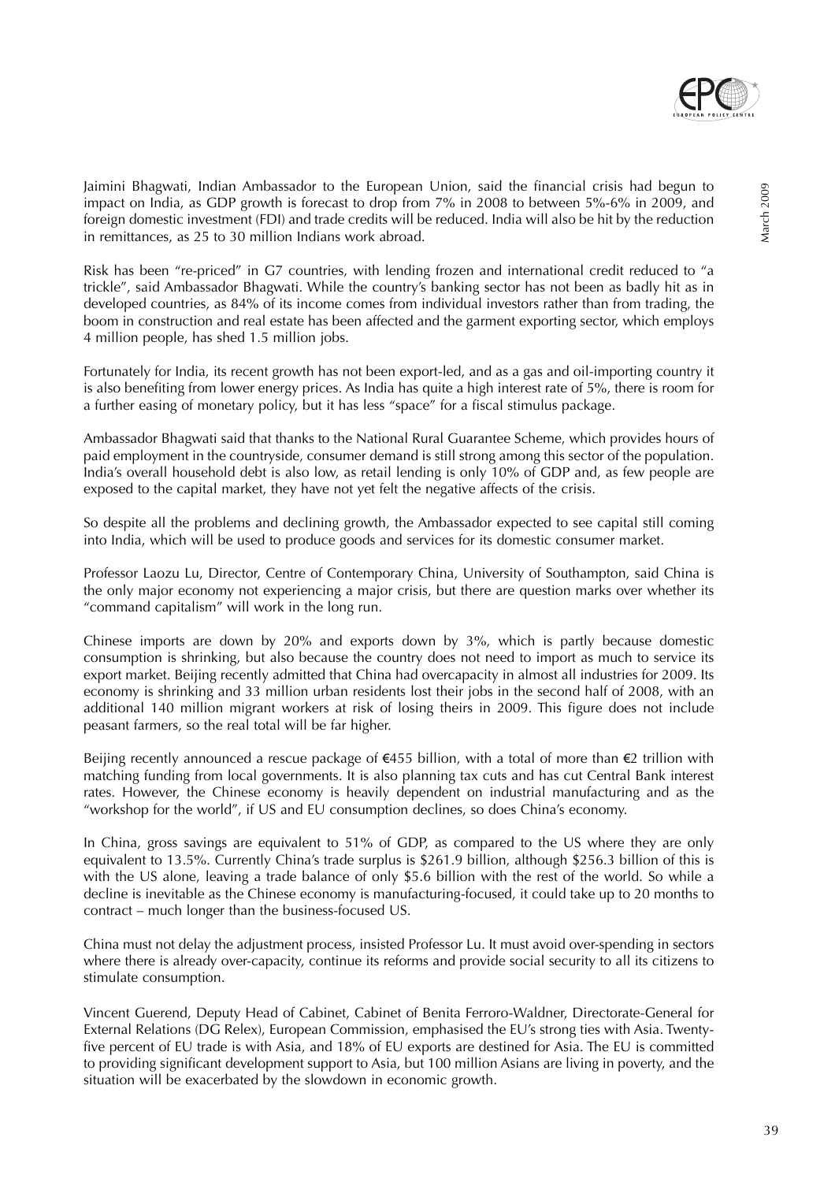Jaimini Bhagwati, Indian Ambassador to the European Union, said the financial crisis had begun to impact on India, as GDP growth is forecast to drop from 7% in 2008 to between 5%-6% in 2009, and foreign domestic investment (FDI) and trade credits will be reduced. India will also be hit by the reduction in remittances, as 25 to 30 million Indians work abroad.

Risk has been "re-priced" in G7 countries, with lending frozen and international credit reduced to "a trickle", said Ambassador Bhagwati. While the country's banking sector has not been as badly hit as in developed countries, as 84% of its income comes from individual investors rather than from trading, the boom in construction and real estate has been affected and the garment exporting sector, which employs 4 million people, has shed 1.5 million jobs.

Fortunately for India, its recent growth has not been export-led, and as a gas and oil-importing country it is also benefiting from lower energy prices. As India has quite a high interest rate of 5%, there is room for a further easing of monetary policy, but it has less "space" for a fiscal stimulus package.

Ambassador Bhagwati said that thanks to the National Rural Guarantee Scheme, which provides hours of paid employment in the countryside, consumer demand is still strong among this sector of the population. India's overall household debt is also low, as retail lending is only 10% of GDP and, as few people are exposed to the capital market, they have not yet felt the negative affects of the crisis.

So despite all the problems and declining growth, the Ambassador expected to see capital still coming into India, which will be used to produce goods and services for its domestic consumer market.

Professor Laozu Lu, Director, Centre of Contemporary China, University of Southampton, said China is the only major economy not experiencing a major crisis, but there are question marks over whether its "command capitalism" will work in the long run.

Chinese imports are down by 20% and exports down by 3%, which is partly because domestic consumption is shrinking, but also because the country does not need to import as much to service its export market. Beijing recently admitted that China had overcapacity in almost all industries for 2009. Its economy is shrinking and 33 million urban residents lost their jobs in the second half of 2008, with an additional 140 million migrant workers at risk of losing theirs in 2009. This figure does not include peasant farmers, so the real total will be far higher.

Beijing recently announced a rescue package of €455 billion, with a total of more than €2 trillion with matching funding from local governments. It is also planning tax cuts and has cut Central Bank interest rates. However, the Chinese economy is heavily dependent on industrial manufacturing and as the "workshop for the world", if US and EU consumption declines, so does China's economy.

In China, gross savings are equivalent to 51% of GDP, as compared to the US where they are only equivalent to 13.5%. Currently China's trade surplus is $261.9 billion, although $256.3 billion of this is with the US alone, leaving a trade balance of only $5.6 billion with the rest of the world. So while a decline is inevitable as the Chinese economy is manufacturing-focused, it could take up to 20 months to contract – much longer than the business-focused US.

China must not delay the adjustment process, insisted Professor Lu. It must avoid over-spending in sectors where there is already over-capacity, continue its reforms and provide social security to all its citizens to stimulate consumption.

Vincent Guerend, Deputy Head of Cabinet, Cabinet of Benita Ferroro-Waldner, Directorate-General for External Relations (DG Relex), European Commission, emphasised the EU's strong ties with Asia. Twenty-five percent of EU trade is with Asia, and 18% of EU exports are destined for Asia. The EU is committed to providing significant development support to Asia, but 100 million Asians are living in poverty, and the situation will be exacerbated by the slowdown in economic growth.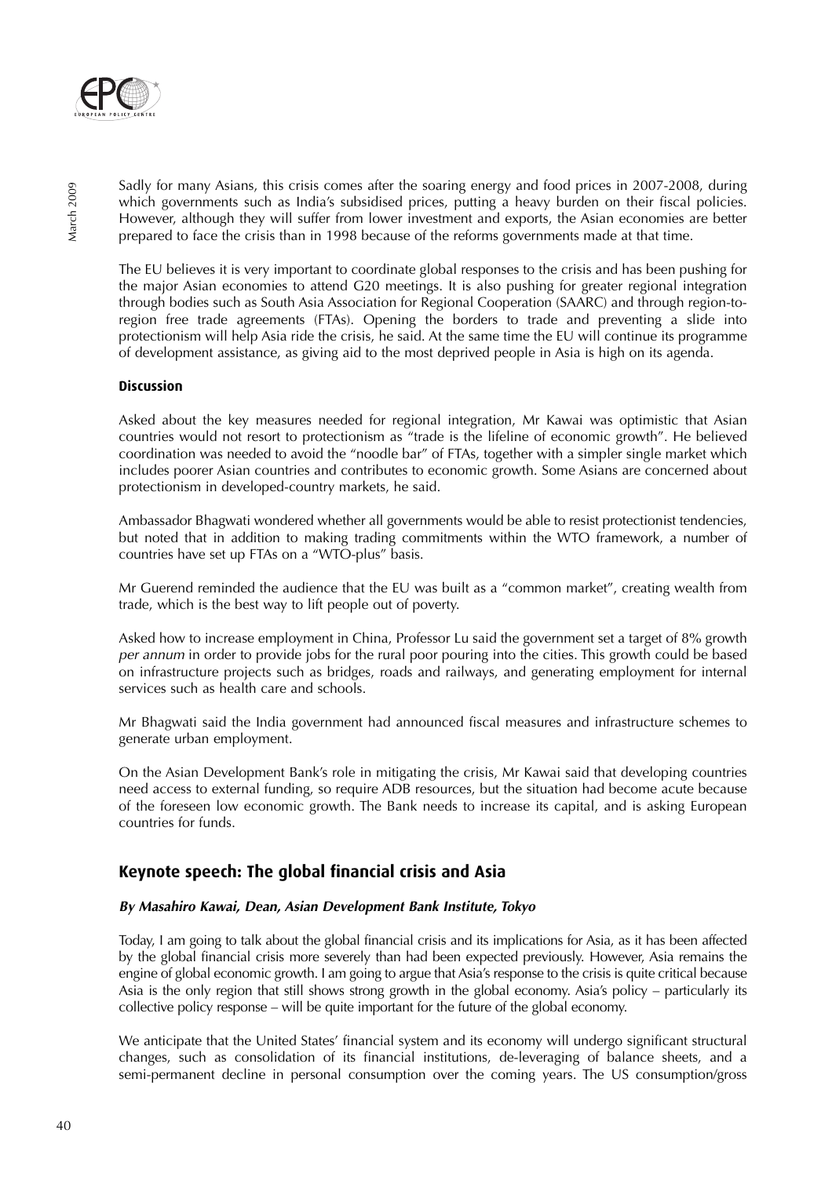Sadly for many Asians, this crisis comes after the soaring energy and food prices in 2007-2008, during which governments such as India's subsidised prices, putting a heavy burden on their fiscal policies. However, although they will suffer from lower investment and exports, the Asian economies are better prepared to face the crisis than in 1998 because of the reforms governments made at that time.

The EU believes it is very important to coordinate global responses to the crisis and has been pushing for the major Asian economies to attend G20 meetings. It is also pushing for greater regional integration through bodies such as South Asia Association for Regional Cooperation (SAARC) and through region-to-region free trade agreements (FTAs). Opening the borders to trade and preventing a slide into protectionism will help Asia ride the crisis, he said. At the same time the EU will continue its programme of development assistance, as giving aid to the most deprived people in Asia is high on its agenda.

#### Discussion

Asked about the key measures needed for regional integration, Mr Kawai was optimistic that Asian countries would not resort to protectionism as "trade is the lifeline of economic growth". He believed coordination was needed to avoid the "noodle bar" of FTAs, together with a simpler single market which includes poorer Asian countries and contributes to economic growth. Some Asians are concerned about protectionism in developed-country markets, he said.

Ambassador Bhagwati wondered whether all governments would be able to resist protectionist tendencies, but noted that in addition to making trading commitments within the WTO framework, a number of countries have set up FTAs on a "WTO-plus" basis.

Mr Guerend reminded the audience that the EU was built as a "common market", creating wealth from trade, which is the best way to lift people out of poverty.

Asked how to increase employment in China, Professor Lu said the government set a target of 8% growth *per annum* in order to provide jobs for the rural poor pouring into the cities. This growth could be based on infrastructure projects such as bridges, roads and railways, and generating employment for internal services such as health care and schools.

Mr Bhagwati said the India government had announced fiscal measures and infrastructure schemes to generate urban employment.

On the Asian Development Bank's role in mitigating the crisis, Mr Kawai said that developing countries need access to external funding, so require ADB resources, but the situation had become acute because of the foreseen low economic growth. The Bank needs to increase its capital, and is asking European countries for funds.

## Keynote speech: The global financial crisis and Asia

***By Masahiro Kawai, Dean, Asian Development Bank Institute, Tokyo***

Today, I am going to talk about the global financial crisis and its implications for Asia, as it has been affected by the global financial crisis more severely than had been expected previously. However, Asia remains the engine of global economic growth. I am going to argue that Asia's response to the crisis is quite critical because Asia is the only region that still shows strong growth in the global economy. Asia's policy – particularly its collective policy response – will be quite important for the future of the global economy.

We anticipate that the United States' financial system and its economy will undergo significant structural changes, such as consolidation of its financial institutions, de-leveraging of balance sheets, and a semi-permanent decline in personal consumption over the coming years. The US consumption/gross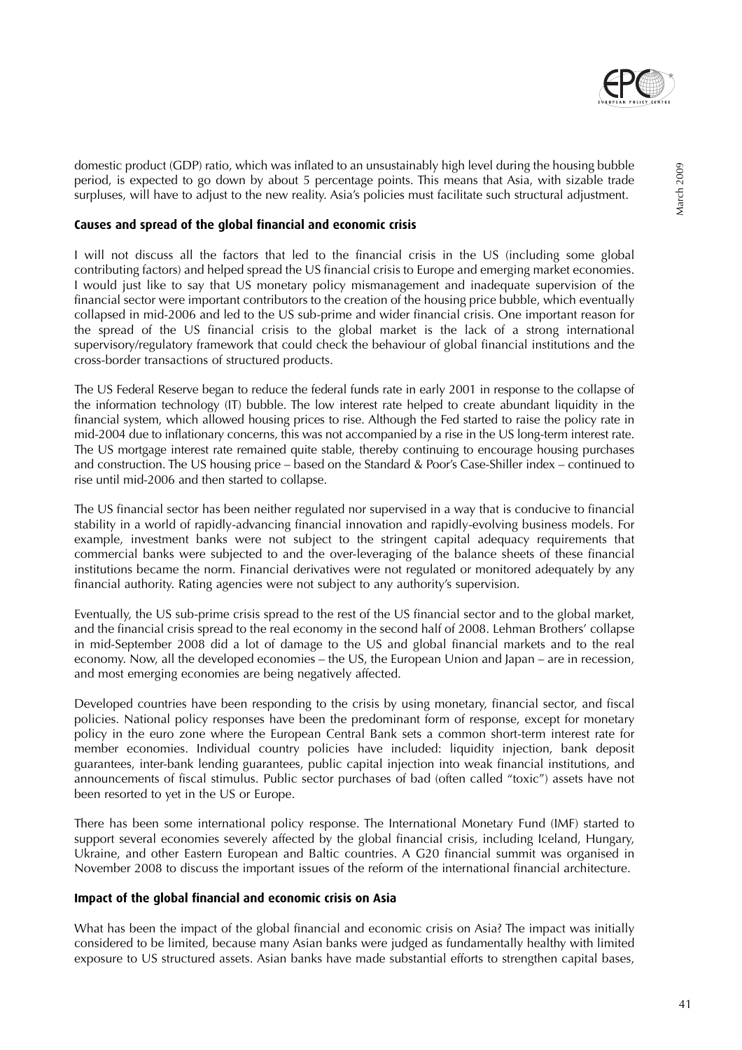domestic product (GDP) ratio, which was inflated to an unsustainably high level during the housing bubble period, is expected to go down by about 5 percentage points. This means that Asia, with sizable trade surpluses, will have to adjust to the new reality. Asia's policies must facilitate such structural adjustment.

### Causes and spread of the global financial and economic crisis

I will not discuss all the factors that led to the financial crisis in the US (including some global contributing factors) and helped spread the US financial crisis to Europe and emerging market economies. I would just like to say that US monetary policy mismanagement and inadequate supervision of the financial sector were important contributors to the creation of the housing price bubble, which eventually collapsed in mid-2006 and led to the US sub-prime and wider financial crisis. One important reason for the spread of the US financial crisis to the global market is the lack of a strong international supervisory/regulatory framework that could check the behaviour of global financial institutions and the cross-border transactions of structured products.

The US Federal Reserve began to reduce the federal funds rate in early 2001 in response to the collapse of the information technology (IT) bubble. The low interest rate helped to create abundant liquidity in the financial system, which allowed housing prices to rise. Although the Fed started to raise the policy rate in mid-2004 due to inflationary concerns, this was not accompanied by a rise in the US long-term interest rate. The US mortgage interest rate remained quite stable, thereby continuing to encourage housing purchases and construction. The US housing price – based on the Standard & Poor's Case-Shiller index – continued to rise until mid-2006 and then started to collapse.

The US financial sector has been neither regulated nor supervised in a way that is conducive to financial stability in a world of rapidly-advancing financial innovation and rapidly-evolving business models. For example, investment banks were not subject to the stringent capital adequacy requirements that commercial banks were subjected to and the over-leveraging of the balance sheets of these financial institutions became the norm. Financial derivatives were not regulated or monitored adequately by any financial authority. Rating agencies were not subject to any authority's supervision.

Eventually, the US sub-prime crisis spread to the rest of the US financial sector and to the global market, and the financial crisis spread to the real economy in the second half of 2008. Lehman Brothers' collapse in mid-September 2008 did a lot of damage to the US and global financial markets and to the real economy. Now, all the developed economies – the US, the European Union and Japan – are in recession, and most emerging economies are being negatively affected.

Developed countries have been responding to the crisis by using monetary, financial sector, and fiscal policies. National policy responses have been the predominant form of response, except for monetary policy in the euro zone where the European Central Bank sets a common short-term interest rate for member economies. Individual country policies have included: liquidity injection, bank deposit guarantees, inter-bank lending guarantees, public capital injection into weak financial institutions, and announcements of fiscal stimulus. Public sector purchases of bad (often called "toxic") assets have not been resorted to yet in the US or Europe.

There has been some international policy response. The International Monetary Fund (IMF) started to support several economies severely affected by the global financial crisis, including Iceland, Hungary, Ukraine, and other Eastern European and Baltic countries. A G20 financial summit was organised in November 2008 to discuss the important issues of the reform of the international financial architecture.

### Impact of the global financial and economic crisis on Asia

What has been the impact of the global financial and economic crisis on Asia? The impact was initially considered to be limited, because many Asian banks were judged as fundamentally healthy with limited exposure to US structured assets. Asian banks have made substantial efforts to strengthen capital bases,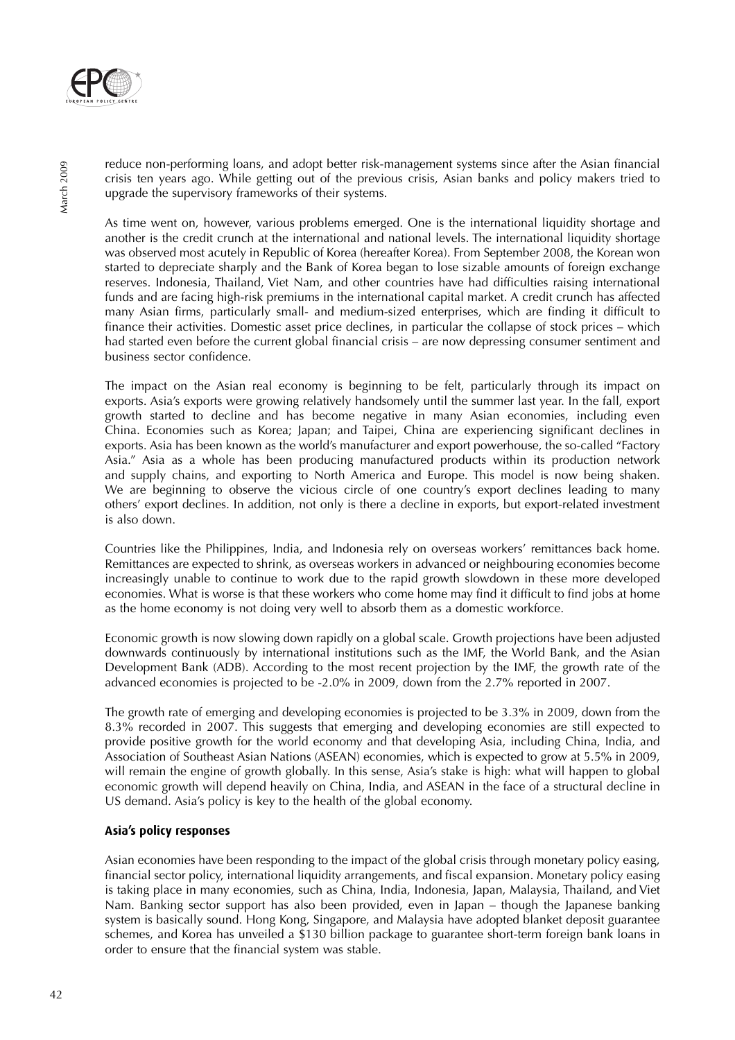reduce non-performing loans, and adopt better risk-management systems since after the Asian financial crisis ten years ago. While getting out of the previous crisis, Asian banks and policy makers tried to upgrade the supervisory frameworks of their systems.

As time went on, however, various problems emerged. One is the international liquidity shortage and another is the credit crunch at the international and national levels. The international liquidity shortage was observed most acutely in Republic of Korea (hereafter Korea). From September 2008, the Korean won started to depreciate sharply and the Bank of Korea began to lose sizable amounts of foreign exchange reserves. Indonesia, Thailand, Viet Nam, and other countries have had difficulties raising international funds and are facing high-risk premiums in the international capital market. A credit crunch has affected many Asian firms, particularly small- and medium-sized enterprises, which are finding it difficult to finance their activities. Domestic asset price declines, in particular the collapse of stock prices – which had started even before the current global financial crisis – are now depressing consumer sentiment and business sector confidence.

The impact on the Asian real economy is beginning to be felt, particularly through its impact on exports. Asia's exports were growing relatively handsomely until the summer last year. In the fall, export growth started to decline and has become negative in many Asian economies, including even China. Economies such as Korea; Japan; and Taipei, China are experiencing significant declines in exports. Asia has been known as the world's manufacturer and export powerhouse, the so-called "Factory Asia." Asia as a whole has been producing manufactured products within its production network and supply chains, and exporting to North America and Europe. This model is now being shaken. We are beginning to observe the vicious circle of one country's export declines leading to many others' export declines. In addition, not only is there a decline in exports, but export-related investment is also down.

Countries like the Philippines, India, and Indonesia rely on overseas workers' remittances back home. Remittances are expected to shrink, as overseas workers in advanced or neighbouring economies become increasingly unable to continue to work due to the rapid growth slowdown in these more developed economies. What is worse is that these workers who come home may find it difficult to find jobs at home as the home economy is not doing very well to absorb them as a domestic workforce.

Economic growth is now slowing down rapidly on a global scale. Growth projections have been adjusted downwards continuously by international institutions such as the IMF, the World Bank, and the Asian Development Bank (ADB). According to the most recent projection by the IMF, the growth rate of the advanced economies is projected to be -2.0% in 2009, down from the 2.7% reported in 2007.

The growth rate of emerging and developing economies is projected to be 3.3% in 2009, down from the 8.3% recorded in 2007. This suggests that emerging and developing economies are still expected to provide positive growth for the world economy and that developing Asia, including China, India, and Association of Southeast Asian Nations (ASEAN) economies, which is expected to grow at 5.5% in 2009, will remain the engine of growth globally. In this sense, Asia's stake is high: what will happen to global economic growth will depend heavily on China, India, and ASEAN in the face of a structural decline in US demand. Asia's policy is key to the health of the global economy.

### Asia's policy responses

Asian economies have been responding to the impact of the global crisis through monetary policy easing, financial sector policy, international liquidity arrangements, and fiscal expansion. Monetary policy easing is taking place in many economies, such as China, India, Indonesia, Japan, Malaysia, Thailand, and Viet Nam. Banking sector support has also been provided, even in Japan – though the Japanese banking system is basically sound. Hong Kong, Singapore, and Malaysia have adopted blanket deposit guarantee schemes, and Korea has unveiled a $130 billion package to guarantee short-term foreign bank loans in order to ensure that the financial system was stable.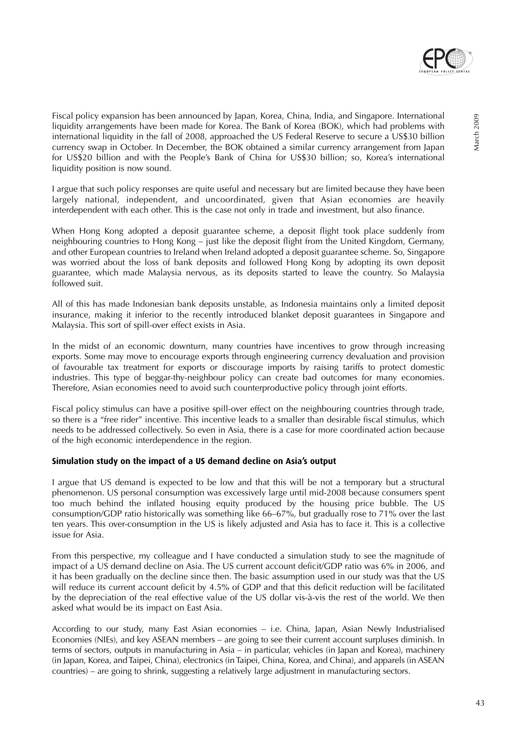Fiscal policy expansion has been announced by Japan, Korea, China, India, and Singapore. International liquidity arrangements have been made for Korea. The Bank of Korea (BOK), which had problems with international liquidity in the fall of 2008, approached the US Federal Reserve to secure a US$30 billion currency swap in October. In December, the BOK obtained a similar currency arrangement from Japan for US$20 billion and with the People's Bank of China for US$30 billion; so, Korea's international liquidity position is now sound.

I argue that such policy responses are quite useful and necessary but are limited because they have been largely national, independent, and uncoordinated, given that Asian economies are heavily interdependent with each other. This is the case not only in trade and investment, but also finance.

When Hong Kong adopted a deposit guarantee scheme, a deposit flight took place suddenly from neighbouring countries to Hong Kong – just like the deposit flight from the United Kingdom, Germany, and other European countries to Ireland when Ireland adopted a deposit guarantee scheme. So, Singapore was worried about the loss of bank deposits and followed Hong Kong by adopting its own deposit guarantee, which made Malaysia nervous, as its deposits started to leave the country. So Malaysia followed suit.

All of this has made Indonesian bank deposits unstable, as Indonesia maintains only a limited deposit insurance, making it inferior to the recently introduced blanket deposit guarantees in Singapore and Malaysia. This sort of spill-over effect exists in Asia.

In the midst of an economic downturn, many countries have incentives to grow through increasing exports. Some may move to encourage exports through engineering currency devaluation and provision of favourable tax treatment for exports or discourage imports by raising tariffs to protect domestic industries. This type of beggar-thy-neighbour policy can create bad outcomes for many economies. Therefore, Asian economies need to avoid such counterproductive policy through joint efforts.

Fiscal policy stimulus can have a positive spill-over effect on the neighbouring countries through trade, so there is a "free rider" incentive. This incentive leads to a smaller than desirable fiscal stimulus, which needs to be addressed collectively. So even in Asia, there is a case for more coordinated action because of the high economic interdependence in the region.

### Simulation study on the impact of a US demand decline on Asia's output

I argue that US demand is expected to be low and that this will be not a temporary but a structural phenomenon. US personal consumption was excessively large until mid-2008 because consumers spent too much behind the inflated housing equity produced by the housing price bubble. The US consumption/GDP ratio historically was something like 66–67%, but gradually rose to 71% over the last ten years. This over-consumption in the US is likely adjusted and Asia has to face it. This is a collective issue for Asia.

From this perspective, my colleague and I have conducted a simulation study to see the magnitude of impact of a US demand decline on Asia. The US current account deficit/GDP ratio was 6% in 2006, and it has been gradually on the decline since then. The basic assumption used in our study was that the US will reduce its current account deficit by 4.5% of GDP and that this deficit reduction will be facilitated by the depreciation of the real effective value of the US dollar vis-à-vis the rest of the world. We then asked what would be its impact on East Asia.

According to our study, many East Asian economies – i.e. China, Japan, Asian Newly Industrialised Economies (NIEs), and key ASEAN members – are going to see their current account surpluses diminish. In terms of sectors, outputs in manufacturing in Asia – in particular, vehicles (in Japan and Korea), machinery (in Japan, Korea, and Taipei, China), electronics (in Taipei, China, Korea, and China), and apparels (in ASEAN countries) – are going to shrink, suggesting a relatively large adjustment in manufacturing sectors.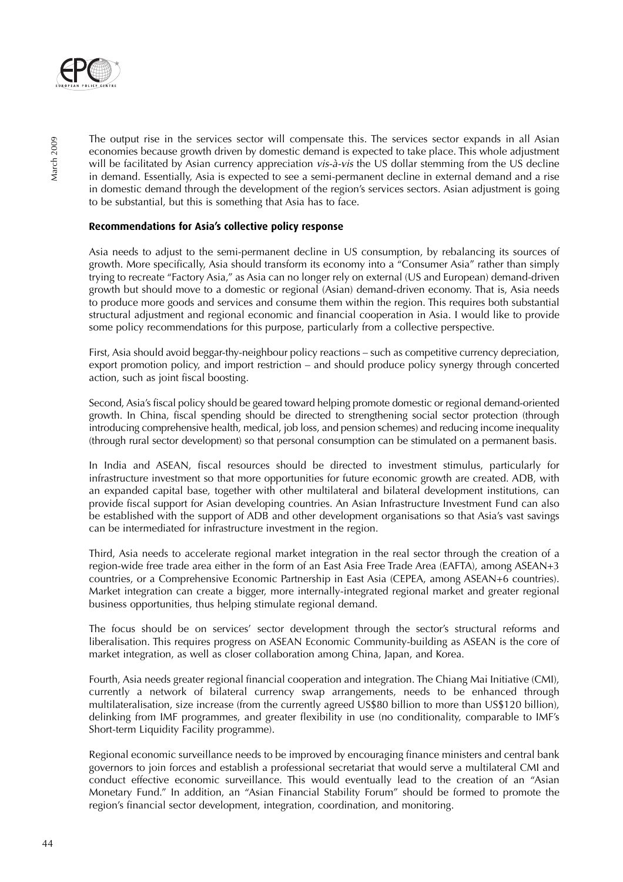The output rise in the services sector will compensate this. The services sector expands in all Asian economies because growth driven by domestic demand is expected to take place. This whole adjustment will be facilitated by Asian currency appreciation *vis-à-vis* the US dollar stemming from the US decline in demand. Essentially, Asia is expected to see a semi-permanent decline in external demand and a rise in domestic demand through the development of the region's services sectors. Asian adjustment is going to be substantial, but this is something that Asia has to face.

### Recommendations for Asia's collective policy response

Asia needs to adjust to the semi-permanent decline in US consumption, by rebalancing its sources of growth. More specifically, Asia should transform its economy into a "Consumer Asia" rather than simply trying to recreate "Factory Asia," as Asia can no longer rely on external (US and European) demand-driven growth but should move to a domestic or regional (Asian) demand-driven economy. That is, Asia needs to produce more goods and services and consume them within the region. This requires both substantial structural adjustment and regional economic and financial cooperation in Asia. I would like to provide some policy recommendations for this purpose, particularly from a collective perspective.

First, Asia should avoid beggar-thy-neighbour policy reactions – such as competitive currency depreciation, export promotion policy, and import restriction – and should produce policy synergy through concerted action, such as joint fiscal boosting.

Second, Asia's fiscal policy should be geared toward helping promote domestic or regional demand-oriented growth. In China, fiscal spending should be directed to strengthening social sector protection (through introducing comprehensive health, medical, job loss, and pension schemes) and reducing income inequality (through rural sector development) so that personal consumption can be stimulated on a permanent basis.

In India and ASEAN, fiscal resources should be directed to investment stimulus, particularly for infrastructure investment so that more opportunities for future economic growth are created. ADB, with an expanded capital base, together with other multilateral and bilateral development institutions, can provide fiscal support for Asian developing countries. An Asian Infrastructure Investment Fund can also be established with the support of ADB and other development organisations so that Asia's vast savings can be intermediated for infrastructure investment in the region.

Third, Asia needs to accelerate regional market integration in the real sector through the creation of a region-wide free trade area either in the form of an East Asia Free Trade Area (EAFTA), among ASEAN+3 countries, or a Comprehensive Economic Partnership in East Asia (CEPEA, among ASEAN+6 countries). Market integration can create a bigger, more internally-integrated regional market and greater regional business opportunities, thus helping stimulate regional demand.

The focus should be on services' sector development through the sector's structural reforms and liberalisation. This requires progress on ASEAN Economic Community-building as ASEAN is the core of market integration, as well as closer collaboration among China, Japan, and Korea.

Fourth, Asia needs greater regional financial cooperation and integration. The Chiang Mai Initiative (CMI), currently a network of bilateral currency swap arrangements, needs to be enhanced through multilateralisation, size increase (from the currently agreed US$80 billion to more than US$120 billion), delinking from IMF programmes, and greater flexibility in use (no conditionality, comparable to IMF's Short-term Liquidity Facility programme).

Regional economic surveillance needs to be improved by encouraging finance ministers and central bank governors to join forces and establish a professional secretariat that would serve a multilateral CMI and conduct effective economic surveillance. This would eventually lead to the creation of an "Asian Monetary Fund." In addition, an "Asian Financial Stability Forum" should be formed to promote the region's financial sector development, integration, coordination, and monitoring.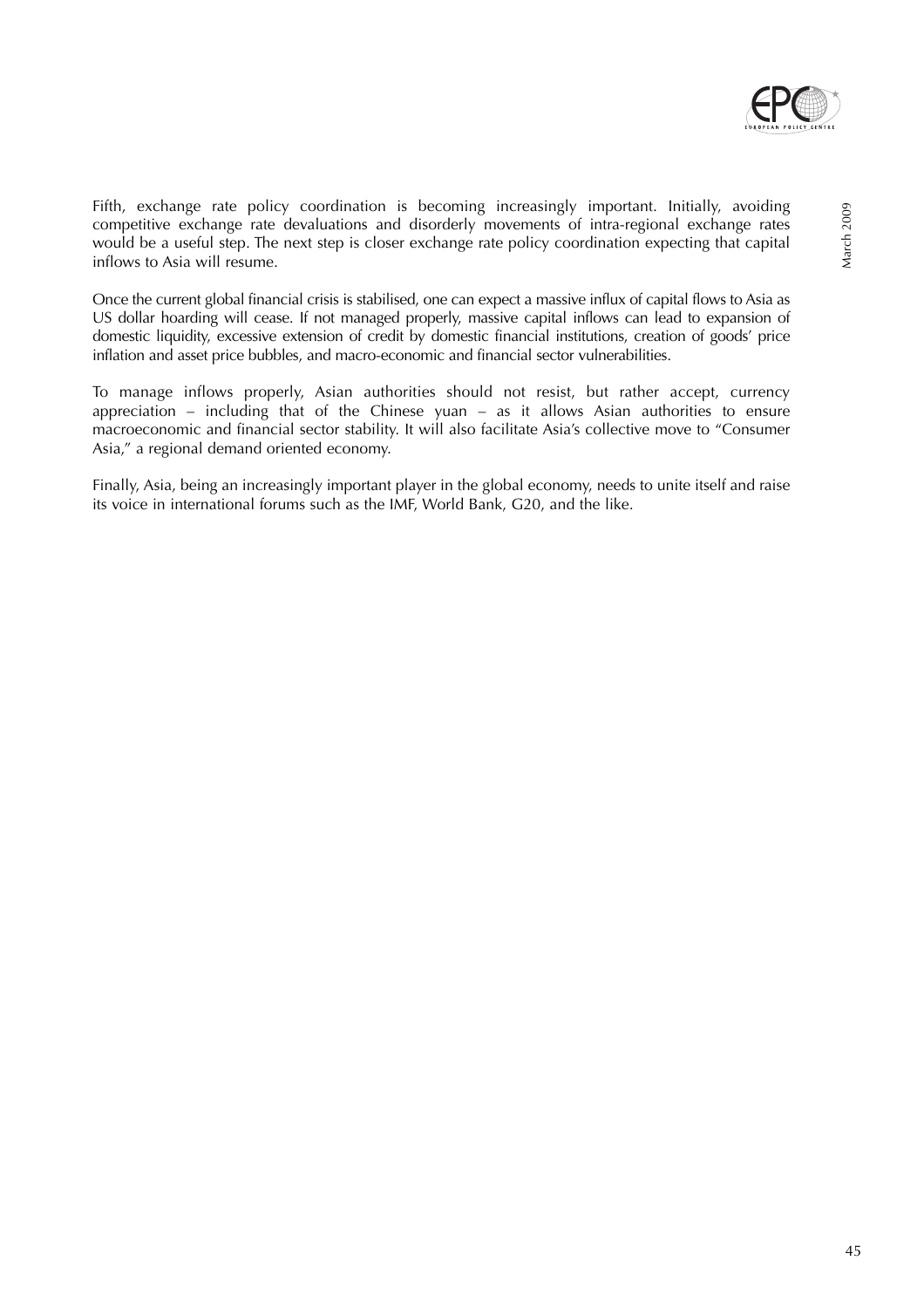Fifth, exchange rate policy coordination is becoming increasingly important. Initially, avoiding competitive exchange rate devaluations and disorderly movements of intra-regional exchange rates would be a useful step. The next step is closer exchange rate policy coordination expecting that capital inflows to Asia will resume.

Once the current global financial crisis is stabilised, one can expect a massive influx of capital flows to Asia as US dollar hoarding will cease. If not managed properly, massive capital inflows can lead to expansion of domestic liquidity, excessive extension of credit by domestic financial institutions, creation of goods' price inflation and asset price bubbles, and macro-economic and financial sector vulnerabilities.

To manage inflows properly, Asian authorities should not resist, but rather accept, currency appreciation – including that of the Chinese yuan – as it allows Asian authorities to ensure macroeconomic and financial sector stability. It will also facilitate Asia's collective move to "Consumer Asia," a regional demand oriented economy.

Finally, Asia, being an increasingly important player in the global economy, needs to unite itself and raise its voice in international forums such as the IMF, World Bank, G20, and the like.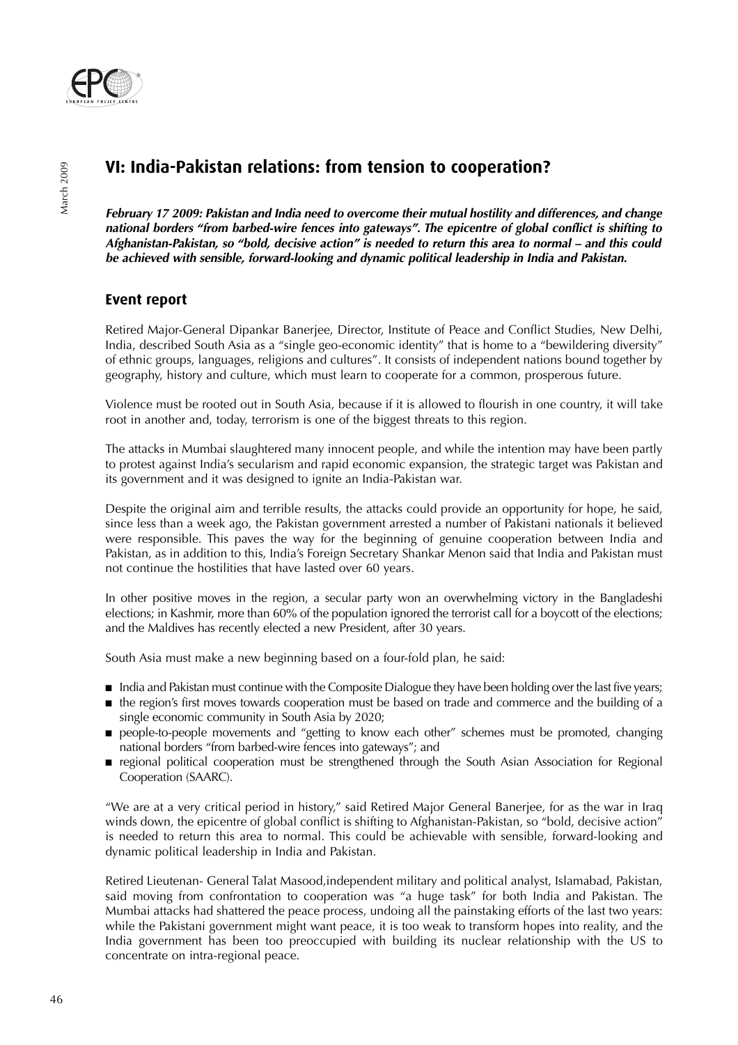## VI: India-Pakistan relations: from tension to cooperation?

***February 17 2009: Pakistan and India need to overcome their mutual hostility and differences, and change national borders "from barbed-wire fences into gateways". The epicentre of global conflict is shifting to Afghanistan-Pakistan, so "bold, decisive action" is needed to return this area to normal – and this could be achieved with sensible, forward-looking and dynamic political leadership in India and Pakistan.***

### Event report

Retired Major-General Dipankar Banerjee, Director, Institute of Peace and Conflict Studies, New Delhi, India, described South Asia as a "single geo-economic identity" that is home to a "bewildering diversity" of ethnic groups, languages, religions and cultures". It consists of independent nations bound together by geography, history and culture, which must learn to cooperate for a common, prosperous future.

Violence must be rooted out in South Asia, because if it is allowed to flourish in one country, it will take root in another and, today, terrorism is one of the biggest threats to this region.

The attacks in Mumbai slaughtered many innocent people, and while the intention may have been partly to protest against India's secularism and rapid economic expansion, the strategic target was Pakistan and its government and it was designed to ignite an India-Pakistan war.

Despite the original aim and terrible results, the attacks could provide an opportunity for hope, he said, since less than a week ago, the Pakistan government arrested a number of Pakistani nationals it believed were responsible. This paves the way for the beginning of genuine cooperation between India and Pakistan, as in addition to this, India's Foreign Secretary Shankar Menon said that India and Pakistan must not continue the hostilities that have lasted over 60 years.

In other positive moves in the region, a secular party won an overwhelming victory in the Bangladeshi elections; in Kashmir, more than 60% of the population ignored the terrorist call for a boycott of the elections; and the Maldives has recently elected a new President, after 30 years.

South Asia must make a new beginning based on a four-fold plan, he said:

- India and Pakistan must continue with the Composite Dialogue they have been holding over the last five years;
- the region's first moves towards cooperation must be based on trade and commerce and the building of a single economic community in South Asia by 2020;
- people-to-people movements and "getting to know each other" schemes must be promoted, changing national borders "from barbed-wire fences into gateways"; and
- regional political cooperation must be strengthened through the South Asian Association for Regional Cooperation (SAARC).

"We are at a very critical period in history," said Retired Major General Banerjee, for as the war in Iraq winds down, the epicentre of global conflict is shifting to Afghanistan-Pakistan, so "bold, decisive action" is needed to return this area to normal. This could be achievable with sensible, forward-looking and dynamic political leadership in India and Pakistan.

Retired Lieutenan- General Talat Masood,independent military and political analyst, Islamabad, Pakistan, said moving from confrontation to cooperation was "a huge task" for both India and Pakistan. The Mumbai attacks had shattered the peace process, undoing all the painstaking efforts of the last two years: while the Pakistani government might want peace, it is too weak to transform hopes into reality, and the India government has been too preoccupied with building its nuclear relationship with the US to concentrate on intra-regional peace.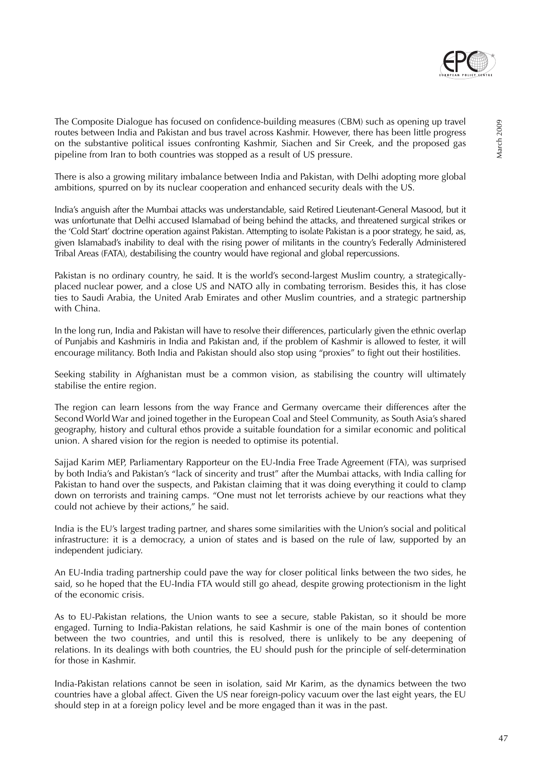The Composite Dialogue has focused on confidence-building measures (CBM) such as opening up travel routes between India and Pakistan and bus travel across Kashmir. However, there has been little progress on the substantive political issues confronting Kashmir, Siachen and Sir Creek, and the proposed gas pipeline from Iran to both countries was stopped as a result of US pressure.

There is also a growing military imbalance between India and Pakistan, with Delhi adopting more global ambitions, spurred on by its nuclear cooperation and enhanced security deals with the US.

India's anguish after the Mumbai attacks was understandable, said Retired Lieutenant-General Masood, but it was unfortunate that Delhi accused Islamabad of being behind the attacks, and threatened surgical strikes or the 'Cold Start' doctrine operation against Pakistan. Attempting to isolate Pakistan is a poor strategy, he said, as, given Islamabad's inability to deal with the rising power of militants in the country's Federally Administered Tribal Areas (FATA), destabilising the country would have regional and global repercussions.

Pakistan is no ordinary country, he said. It is the world's second-largest Muslim country, a strategically-placed nuclear power, and a close US and NATO ally in combating terrorism. Besides this, it has close ties to Saudi Arabia, the United Arab Emirates and other Muslim countries, and a strategic partnership with China.

In the long run, India and Pakistan will have to resolve their differences, particularly given the ethnic overlap of Punjabis and Kashmiris in India and Pakistan and, if the problem of Kashmir is allowed to fester, it will encourage militancy. Both India and Pakistan should also stop using "proxies" to fight out their hostilities.

Seeking stability in Afghanistan must be a common vision, as stabilising the country will ultimately stabilise the entire region.

The region can learn lessons from the way France and Germany overcame their differences after the Second World War and joined together in the European Coal and Steel Community, as South Asia's shared geography, history and cultural ethos provide a suitable foundation for a similar economic and political union. A shared vision for the region is needed to optimise its potential.

Sajjad Karim MEP, Parliamentary Rapporteur on the EU-India Free Trade Agreement (FTA), was surprised by both India's and Pakistan's "lack of sincerity and trust" after the Mumbai attacks, with India calling for Pakistan to hand over the suspects, and Pakistan claiming that it was doing everything it could to clamp down on terrorists and training camps. "One must not let terrorists achieve by our reactions what they could not achieve by their actions," he said.

India is the EU's largest trading partner, and shares some similarities with the Union's social and political infrastructure: it is a democracy, a union of states and is based on the rule of law, supported by an independent judiciary.

An EU-India trading partnership could pave the way for closer political links between the two sides, he said, so he hoped that the EU-India FTA would still go ahead, despite growing protectionism in the light of the economic crisis.

As to EU-Pakistan relations, the Union wants to see a secure, stable Pakistan, so it should be more engaged. Turning to India-Pakistan relations, he said Kashmir is one of the main bones of contention between the two countries, and until this is resolved, there is unlikely to be any deepening of relations. In its dealings with both countries, the EU should push for the principle of self-determination for those in Kashmir.

India-Pakistan relations cannot be seen in isolation, said Mr Karim, as the dynamics between the two countries have a global affect. Given the US near foreign-policy vacuum over the last eight years, the EU should step in at a foreign policy level and be more engaged than it was in the past.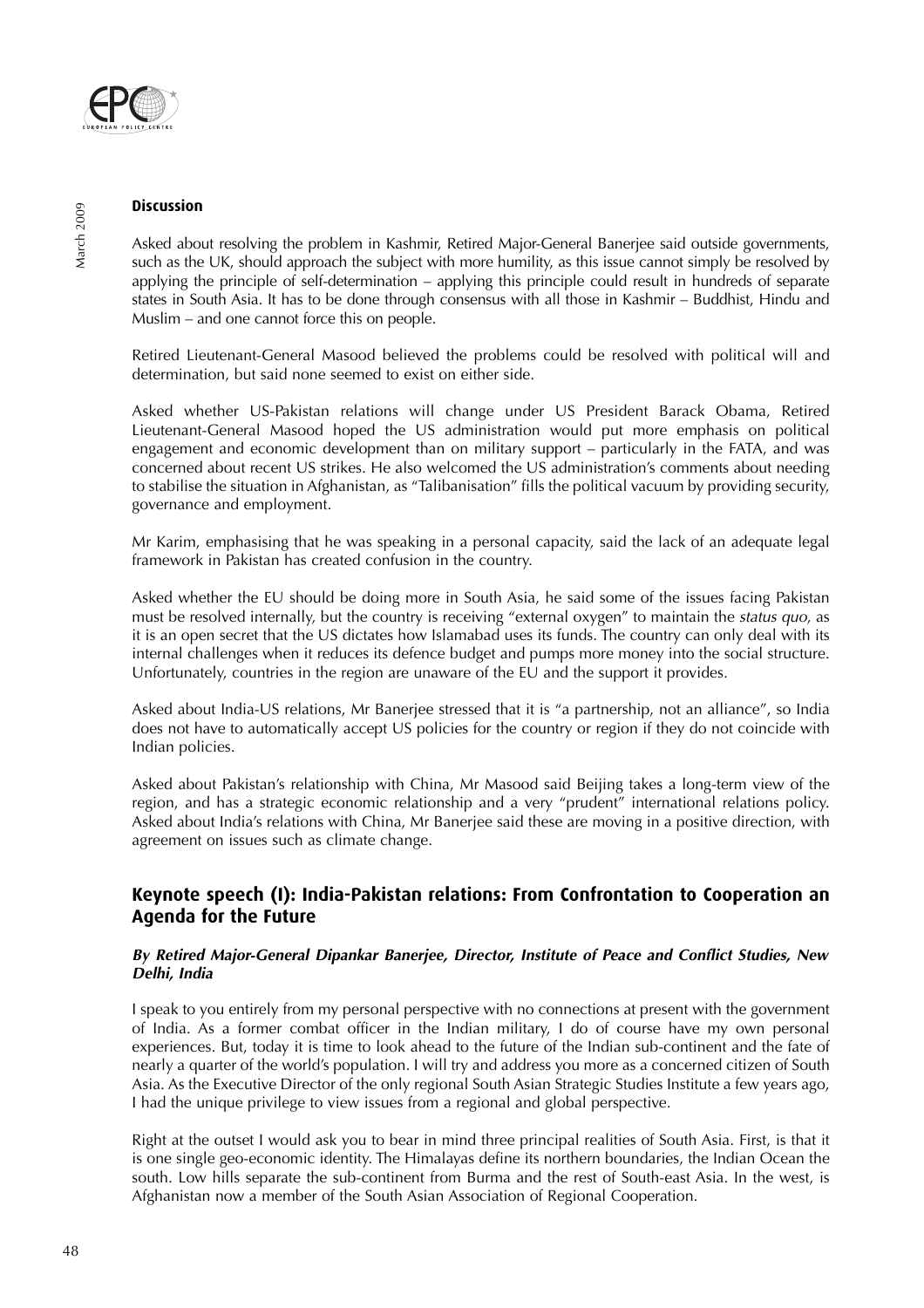**Discussion**

Asked about resolving the problem in Kashmir, Retired Major-General Banerjee said outside governments, such as the UK, should approach the subject with more humility, as this issue cannot simply be resolved by applying the principle of self-determination – applying this principle could result in hundreds of separate states in South Asia. It has to be done through consensus with all those in Kashmir – Buddhist, Hindu and Muslim – and one cannot force this on people.

Retired Lieutenant-General Masood believed the problems could be resolved with political will and determination, but said none seemed to exist on either side.

Asked whether US-Pakistan relations will change under US President Barack Obama, Retired Lieutenant-General Masood hoped the US administration would put more emphasis on political engagement and economic development than on military support – particularly in the FATA, and was concerned about recent US strikes. He also welcomed the US administration's comments about needing to stabilise the situation in Afghanistan, as "Talibanisation" fills the political vacuum by providing security, governance and employment.

Mr Karim, emphasising that he was speaking in a personal capacity, said the lack of an adequate legal framework in Pakistan has created confusion in the country.

Asked whether the EU should be doing more in South Asia, he said some of the issues facing Pakistan must be resolved internally, but the country is receiving "external oxygen" to maintain the *status quo*, as it is an open secret that the US dictates how Islamabad uses its funds. The country can only deal with its internal challenges when it reduces its defence budget and pumps more money into the social structure. Unfortunately, countries in the region are unaware of the EU and the support it provides.

Asked about India-US relations, Mr Banerjee stressed that it is "a partnership, not an alliance", so India does not have to automatically accept US policies for the country or region if they do not coincide with Indian policies.

Asked about Pakistan's relationship with China, Mr Masood said Beijing takes a long-term view of the region, and has a strategic economic relationship and a very "prudent" international relations policy. Asked about India's relations with China, Mr Banerjee said these are moving in a positive direction, with agreement on issues such as climate change.

## Keynote speech (I): India-Pakistan relations: From Confrontation to Cooperation an Agenda for the Future

***By Retired Major-General Dipankar Banerjee, Director, Institute of Peace and Conflict Studies, New Delhi, India***

I speak to you entirely from my personal perspective with no connections at present with the government of India. As a former combat officer in the Indian military, I do of course have my own personal experiences. But, today it is time to look ahead to the future of the Indian sub-continent and the fate of nearly a quarter of the world's population. I will try and address you more as a concerned citizen of South Asia. As the Executive Director of the only regional South Asian Strategic Studies Institute a few years ago, I had the unique privilege to view issues from a regional and global perspective.

Right at the outset I would ask you to bear in mind three principal realities of South Asia. First, is that it is one single geo-economic identity. The Himalayas define its northern boundaries, the Indian Ocean the south. Low hills separate the sub-continent from Burma and the rest of South-east Asia. In the west, is Afghanistan now a member of the South Asian Association of Regional Cooperation.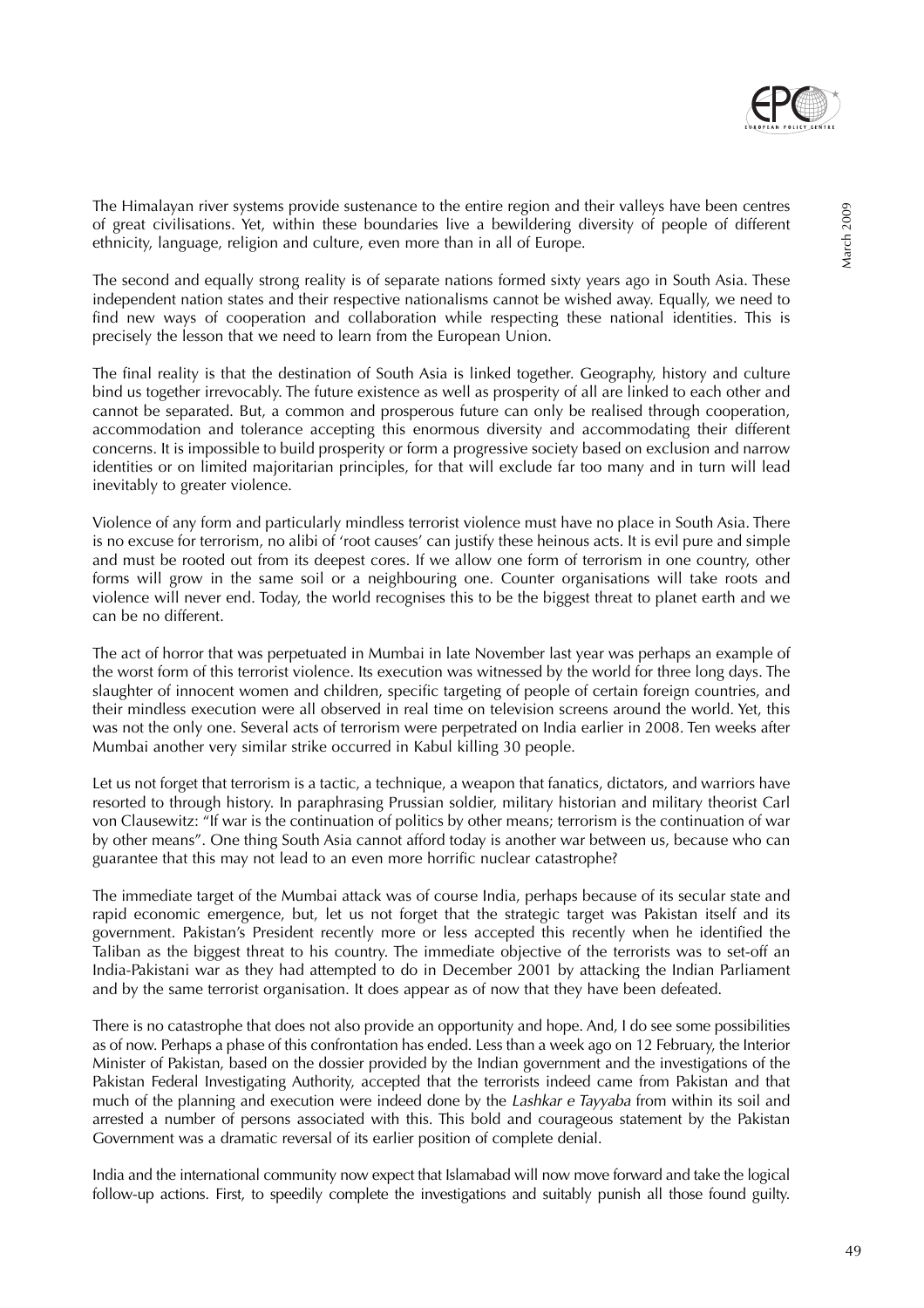The Himalayan river systems provide sustenance to the entire region and their valleys have been centres of great civilisations. Yet, within these boundaries live a bewildering diversity of people of different ethnicity, language, religion and culture, even more than in all of Europe.

The second and equally strong reality is of separate nations formed sixty years ago in South Asia. These independent nation states and their respective nationalisms cannot be wished away. Equally, we need to find new ways of cooperation and collaboration while respecting these national identities. This is precisely the lesson that we need to learn from the European Union.

The final reality is that the destination of South Asia is linked together. Geography, history and culture bind us together irrevocably. The future existence as well as prosperity of all are linked to each other and cannot be separated. But, a common and prosperous future can only be realised through cooperation, accommodation and tolerance accepting this enormous diversity and accommodating their different concerns. It is impossible to build prosperity or form a progressive society based on exclusion and narrow identities or on limited majoritarian principles, for that will exclude far too many and in turn will lead inevitably to greater violence.

Violence of any form and particularly mindless terrorist violence must have no place in South Asia. There is no excuse for terrorism, no alibi of 'root causes' can justify these heinous acts. It is evil pure and simple and must be rooted out from its deepest cores. If we allow one form of terrorism in one country, other forms will grow in the same soil or a neighbouring one. Counter organisations will take roots and violence will never end. Today, the world recognises this to be the biggest threat to planet earth and we can be no different.

The act of horror that was perpetuated in Mumbai in late November last year was perhaps an example of the worst form of this terrorist violence. Its execution was witnessed by the world for three long days. The slaughter of innocent women and children, specific targeting of people of certain foreign countries, and their mindless execution were all observed in real time on television screens around the world. Yet, this was not the only one. Several acts of terrorism were perpetrated on India earlier in 2008. Ten weeks after Mumbai another very similar strike occurred in Kabul killing 30 people.

Let us not forget that terrorism is a tactic, a technique, a weapon that fanatics, dictators, and warriors have resorted to through history. In paraphrasing Prussian soldier, military historian and military theorist Carl von Clausewitz: "If war is the continuation of politics by other means; terrorism is the continuation of war by other means". One thing South Asia cannot afford today is another war between us, because who can guarantee that this may not lead to an even more horrific nuclear catastrophe?

The immediate target of the Mumbai attack was of course India, perhaps because of its secular state and rapid economic emergence, but, let us not forget that the strategic target was Pakistan itself and its government. Pakistan's President recently more or less accepted this recently when he identified the Taliban as the biggest threat to his country. The immediate objective of the terrorists was to set-off an India-Pakistani war as they had attempted to do in December 2001 by attacking the Indian Parliament and by the same terrorist organisation. It does appear as of now that they have been defeated.

There is no catastrophe that does not also provide an opportunity and hope. And, I do see some possibilities as of now. Perhaps a phase of this confrontation has ended. Less than a week ago on 12 February, the Interior Minister of Pakistan, based on the dossier provided by the Indian government and the investigations of the Pakistan Federal Investigating Authority, accepted that the terrorists indeed came from Pakistan and that much of the planning and execution were indeed done by the *Lashkar e Tayyaba* from within its soil and arrested a number of persons associated with this. This bold and courageous statement by the Pakistan Government was a dramatic reversal of its earlier position of complete denial.

India and the international community now expect that Islamabad will now move forward and take the logical follow-up actions. First, to speedily complete the investigations and suitably punish all those found guilty.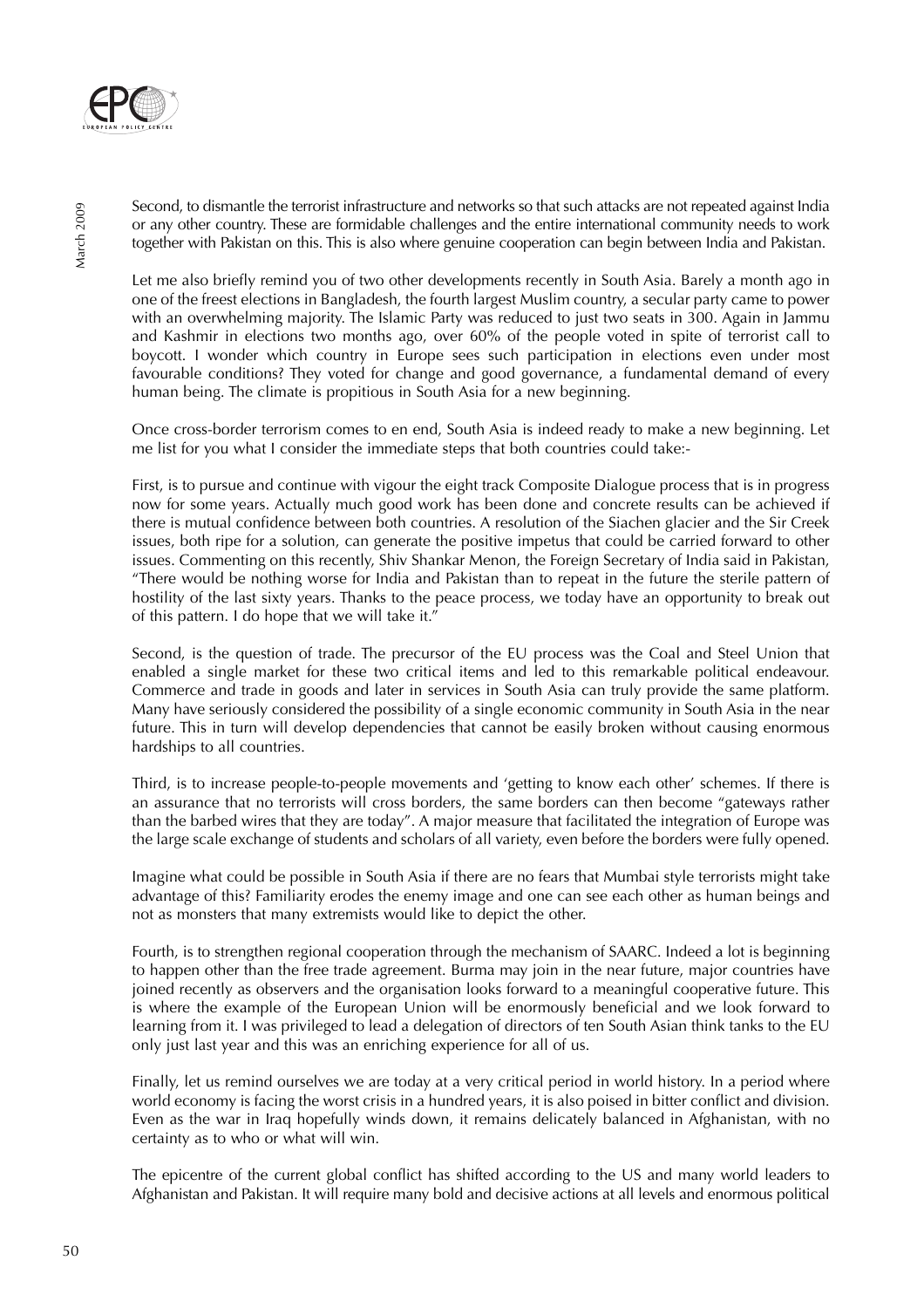Second, to dismantle the terrorist infrastructure and networks so that such attacks are not repeated against India or any other country. These are formidable challenges and the entire international community needs to work together with Pakistan on this. This is also where genuine cooperation can begin between India and Pakistan.

Let me also briefly remind you of two other developments recently in South Asia. Barely a month ago in one of the freest elections in Bangladesh, the fourth largest Muslim country, a secular party came to power with an overwhelming majority. The Islamic Party was reduced to just two seats in 300. Again in Jammu and Kashmir in elections two months ago, over 60% of the people voted in spite of terrorist call to boycott. I wonder which country in Europe sees such participation in elections even under most favourable conditions? They voted for change and good governance, a fundamental demand of every human being. The climate is propitious in South Asia for a new beginning.

Once cross-border terrorism comes to en end, South Asia is indeed ready to make a new beginning. Let me list for you what I consider the immediate steps that both countries could take:-

First, is to pursue and continue with vigour the eight track Composite Dialogue process that is in progress now for some years. Actually much good work has been done and concrete results can be achieved if there is mutual confidence between both countries. A resolution of the Siachen glacier and the Sir Creek issues, both ripe for a solution, can generate the positive impetus that could be carried forward to other issues. Commenting on this recently, Shiv Shankar Menon, the Foreign Secretary of India said in Pakistan, "There would be nothing worse for India and Pakistan than to repeat in the future the sterile pattern of hostility of the last sixty years. Thanks to the peace process, we today have an opportunity to break out of this pattern. I do hope that we will take it."

Second, is the question of trade. The precursor of the EU process was the Coal and Steel Union that enabled a single market for these two critical items and led to this remarkable political endeavour. Commerce and trade in goods and later in services in South Asia can truly provide the same platform. Many have seriously considered the possibility of a single economic community in South Asia in the near future. This in turn will develop dependencies that cannot be easily broken without causing enormous hardships to all countries.

Third, is to increase people-to-people movements and 'getting to know each other' schemes. If there is an assurance that no terrorists will cross borders, the same borders can then become "gateways rather than the barbed wires that they are today". A major measure that facilitated the integration of Europe was the large scale exchange of students and scholars of all variety, even before the borders were fully opened.

Imagine what could be possible in South Asia if there are no fears that Mumbai style terrorists might take advantage of this? Familiarity erodes the enemy image and one can see each other as human beings and not as monsters that many extremists would like to depict the other.

Fourth, is to strengthen regional cooperation through the mechanism of SAARC. Indeed a lot is beginning to happen other than the free trade agreement. Burma may join in the near future, major countries have joined recently as observers and the organisation looks forward to a meaningful cooperative future. This is where the example of the European Union will be enormously beneficial and we look forward to learning from it. I was privileged to lead a delegation of directors of ten South Asian think tanks to the EU only just last year and this was an enriching experience for all of us.

Finally, let us remind ourselves we are today at a very critical period in world history. In a period where world economy is facing the worst crisis in a hundred years, it is also poised in bitter conflict and division. Even as the war in Iraq hopefully winds down, it remains delicately balanced in Afghanistan, with no certainty as to who or what will win.

The epicentre of the current global conflict has shifted according to the US and many world leaders to Afghanistan and Pakistan. It will require many bold and decisive actions at all levels and enormous political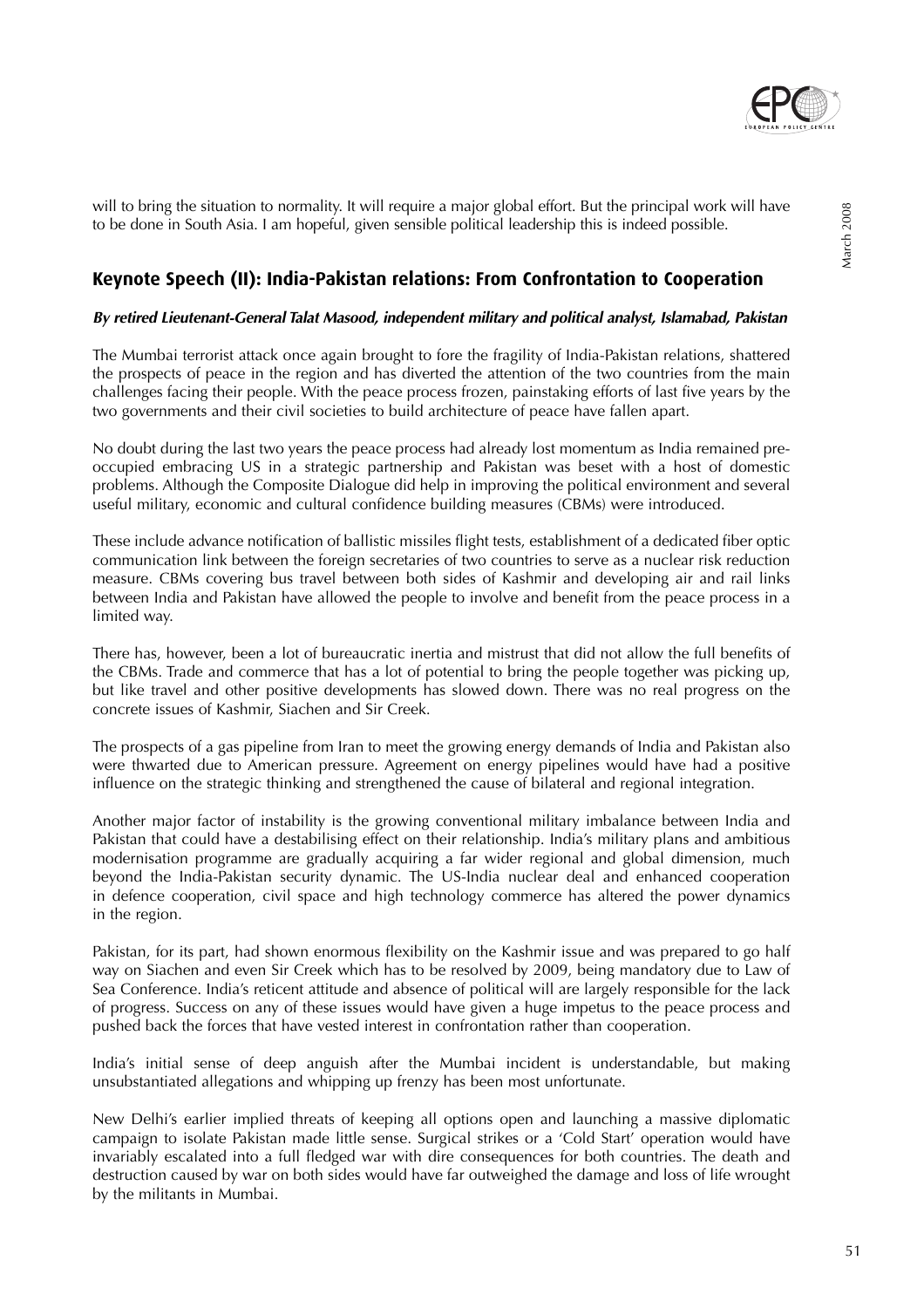will to bring the situation to normality. It will require a major global effort. But the principal work will have to be done in South Asia. I am hopeful, given sensible political leadership this is indeed possible.

## Keynote Speech (II): India-Pakistan relations: From Confrontation to Cooperation

***By retired Lieutenant-General Talat Masood, independent military and political analyst, Islamabad, Pakistan***

The Mumbai terrorist attack once again brought to fore the fragility of India-Pakistan relations, shattered the prospects of peace in the region and has diverted the attention of the two countries from the main challenges facing their people. With the peace process frozen, painstaking efforts of last five years by the two governments and their civil societies to build architecture of peace have fallen apart.

No doubt during the last two years the peace process had already lost momentum as India remained pre-occupied embracing US in a strategic partnership and Pakistan was beset with a host of domestic problems. Although the Composite Dialogue did help in improving the political environment and several useful military, economic and cultural confidence building measures (CBMs) were introduced.

These include advance notification of ballistic missiles flight tests, establishment of a dedicated fiber optic communication link between the foreign secretaries of two countries to serve as a nuclear risk reduction measure. CBMs covering bus travel between both sides of Kashmir and developing air and rail links between India and Pakistan have allowed the people to involve and benefit from the peace process in a limited way.

There has, however, been a lot of bureaucratic inertia and mistrust that did not allow the full benefits of the CBMs. Trade and commerce that has a lot of potential to bring the people together was picking up, but like travel and other positive developments has slowed down. There was no real progress on the concrete issues of Kashmir, Siachen and Sir Creek.

The prospects of a gas pipeline from Iran to meet the growing energy demands of India and Pakistan also were thwarted due to American pressure. Agreement on energy pipelines would have had a positive influence on the strategic thinking and strengthened the cause of bilateral and regional integration.

Another major factor of instability is the growing conventional military imbalance between India and Pakistan that could have a destabilising effect on their relationship. India's military plans and ambitious modernisation programme are gradually acquiring a far wider regional and global dimension, much beyond the India-Pakistan security dynamic. The US-India nuclear deal and enhanced cooperation in defence cooperation, civil space and high technology commerce has altered the power dynamics in the region.

Pakistan, for its part, had shown enormous flexibility on the Kashmir issue and was prepared to go half way on Siachen and even Sir Creek which has to be resolved by 2009, being mandatory due to Law of Sea Conference. India's reticent attitude and absence of political will are largely responsible for the lack of progress. Success on any of these issues would have given a huge impetus to the peace process and pushed back the forces that have vested interest in confrontation rather than cooperation.

India's initial sense of deep anguish after the Mumbai incident is understandable, but making unsubstantiated allegations and whipping up frenzy has been most unfortunate.

New Delhi's earlier implied threats of keeping all options open and launching a massive diplomatic campaign to isolate Pakistan made little sense. Surgical strikes or a 'Cold Start' operation would have invariably escalated into a full fledged war with dire consequences for both countries. The death and destruction caused by war on both sides would have far outweighed the damage and loss of life wrought by the militants in Mumbai.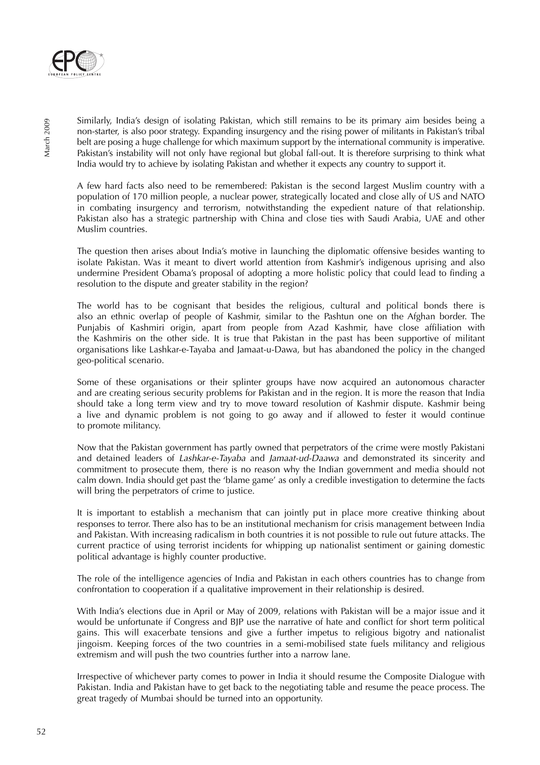Similarly, India's design of isolating Pakistan, which still remains to be its primary aim besides being a non-starter, is also poor strategy. Expanding insurgency and the rising power of militants in Pakistan's tribal belt are posing a huge challenge for which maximum support by the international community is imperative. Pakistan's instability will not only have regional but global fall-out. It is therefore surprising to think what India would try to achieve by isolating Pakistan and whether it expects any country to support it.

A few hard facts also need to be remembered: Pakistan is the second largest Muslim country with a population of 170 million people, a nuclear power, strategically located and close ally of US and NATO in combating insurgency and terrorism, notwithstanding the expedient nature of that relationship. Pakistan also has a strategic partnership with China and close ties with Saudi Arabia, UAE and other Muslim countries.

The question then arises about India's motive in launching the diplomatic offensive besides wanting to isolate Pakistan. Was it meant to divert world attention from Kashmir's indigenous uprising and also undermine President Obama's proposal of adopting a more holistic policy that could lead to finding a resolution to the dispute and greater stability in the region?

The world has to be cognisant that besides the religious, cultural and political bonds there is also an ethnic overlap of people of Kashmir, similar to the Pashtun one on the Afghan border. The Punjabis of Kashmiri origin, apart from people from Azad Kashmir, have close affiliation with the Kashmiris on the other side. It is true that Pakistan in the past has been supportive of militant organisations like Lashkar-e-Tayaba and Jamaat-u-Dawa, but has abandoned the policy in the changed geo-political scenario.

Some of these organisations or their splinter groups have now acquired an autonomous character and are creating serious security problems for Pakistan and in the region. It is more the reason that India should take a long term view and try to move toward resolution of Kashmir dispute. Kashmir being a live and dynamic problem is not going to go away and if allowed to fester it would continue to promote militancy.

Now that the Pakistan government has partly owned that perpetrators of the crime were mostly Pakistani and detained leaders of *Lashkar-e-Tayaba* and *Jamaat-ud-Daawa* and demonstrated its sincerity and commitment to prosecute them, there is no reason why the Indian government and media should not calm down. India should get past the 'blame game' as only a credible investigation to determine the facts will bring the perpetrators of crime to justice.

It is important to establish a mechanism that can jointly put in place more creative thinking about responses to terror. There also has to be an institutional mechanism for crisis management between India and Pakistan. With increasing radicalism in both countries it is not possible to rule out future attacks. The current practice of using terrorist incidents for whipping up nationalist sentiment or gaining domestic political advantage is highly counter productive.

The role of the intelligence agencies of India and Pakistan in each others countries has to change from confrontation to cooperation if a qualitative improvement in their relationship is desired.

With India's elections due in April or May of 2009, relations with Pakistan will be a major issue and it would be unfortunate if Congress and BJP use the narrative of hate and conflict for short term political gains. This will exacerbate tensions and give a further impetus to religious bigotry and nationalist jingoism. Keeping forces of the two countries in a semi-mobilised state fuels militancy and religious extremism and will push the two countries further into a narrow lane.

Irrespective of whichever party comes to power in India it should resume the Composite Dialogue with Pakistan. India and Pakistan have to get back to the negotiating table and resume the peace process. The great tragedy of Mumbai should be turned into an opportunity.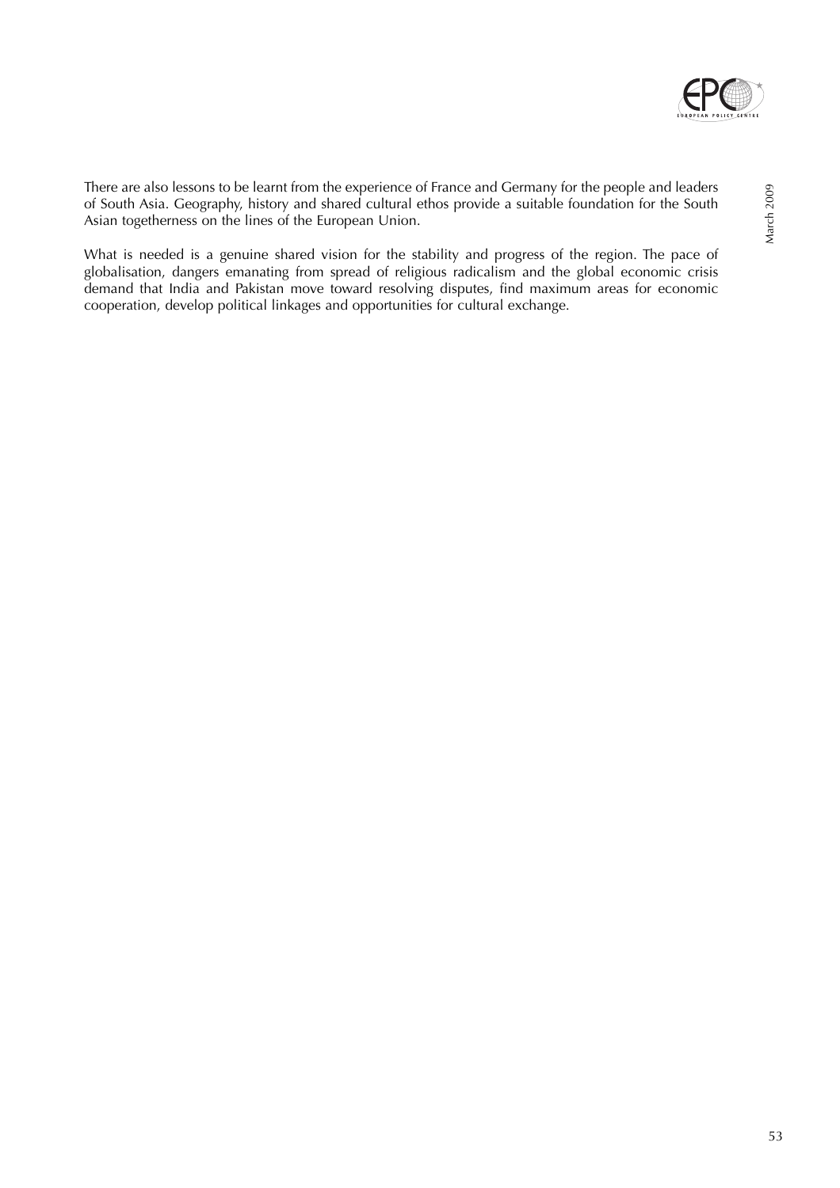There are also lessons to be learnt from the experience of France and Germany for the people and leaders of South Asia. Geography, history and shared cultural ethos provide a suitable foundation for the South Asian togetherness on the lines of the European Union.

What is needed is a genuine shared vision for the stability and progress of the region. The pace of globalisation, dangers emanating from spread of religious radicalism and the global economic crisis demand that India and Pakistan move toward resolving disputes, find maximum areas for economic cooperation, develop political linkages and opportunities for cultural exchange.